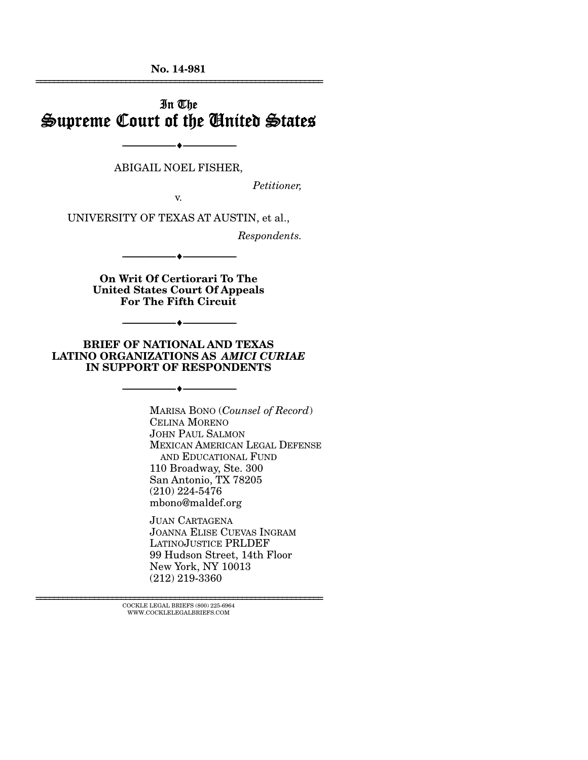No. 14-981

# In The Supreme Court of the United States

---

ABIGAIL NOEL FISHER,

*Petitioner,*

v.

UNIVERSITY OF TEXAS AT AUSTIN, et al.,

*Respondents.*

---

**On Writ Of Certiorari To The United States Court Of Appeals For The Fifth Circuit**

---

**BRIEF OF NATIONAL AND TEXAS LATINO ORGANIZATIONS AS *AMICI CURIAE* IN SUPPORT OF RESPONDENTS**

---

MARISA BONO (*Counsel of Record*)
CELINA MORENO
JOHN PAUL SALMON
MEXICAN AMERICAN LEGAL DEFENSE AND EDUCATIONAL FUND
110 Broadway, Ste. 300
San Antonio, TX 78205
(210) 224-5476
mbono@maldef.org

JUAN CARTAGENA
JOANNA ELISE CUEVAS INGRAM
LATINOJUSTICE PRLDEF
99 Hudson Street, 14th Floor
New York, NY 10013
(212) 219-3360

COCKLE LEGAL BRIEFS (800) 225-6964
WWW.COCKLELEGALBRIEFS.COM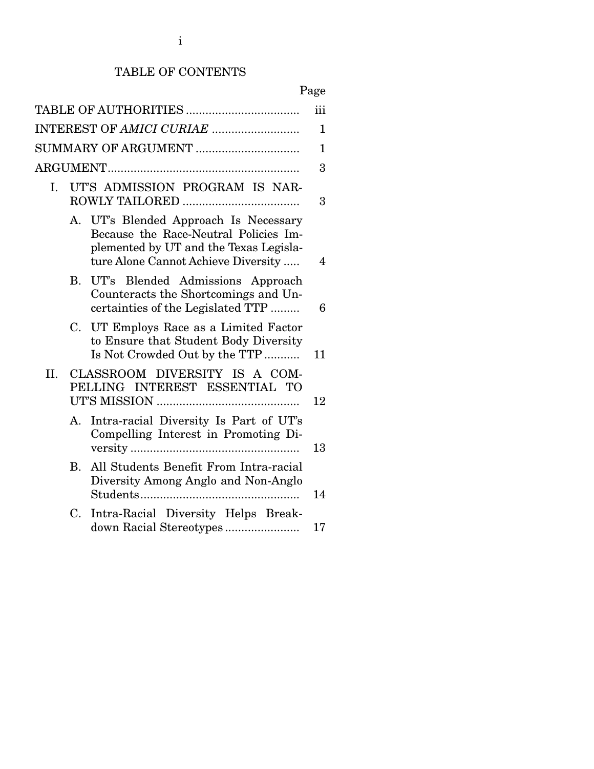# TABLE OF CONTENTS

| | Page |
|---|---|
| TABLE OF AUTHORITIES | iii |
| INTEREST OF *AMICI CURIAE* | 1 |
| SUMMARY OF ARGUMENT | 1 |
| ARGUMENT | 3 |
| I. UT'S ADMISSION PROGRAM IS NARROWLY TAILORED | 3 |
| A. UT's Blended Approach Is Necessary Because the Race-Neutral Policies Implemented by UT and the Texas Legislature Alone Cannot Achieve Diversity | 4 |
| B. UT's Blended Admissions Approach Counteracts the Shortcomings and Uncertainties of the Legislated TTP | 6 |
| C. UT Employs Race as a Limited Factor to Ensure that Student Body Diversity Is Not Crowded Out by the TTP | 11 |
| II. CLASSROOM DIVERSITY IS A COMPELLING INTEREST ESSENTIAL TO UT'S MISSION | 12 |
| A. Intra-racial Diversity Is Part of UT's Compelling Interest in Promoting Diversity | 13 |
| B. All Students Benefit From Intra-racial Diversity Among Anglo and Non-Anglo Students | 14 |
| C. Intra-Racial Diversity Helps Breakdown Racial Stereotypes | 17 |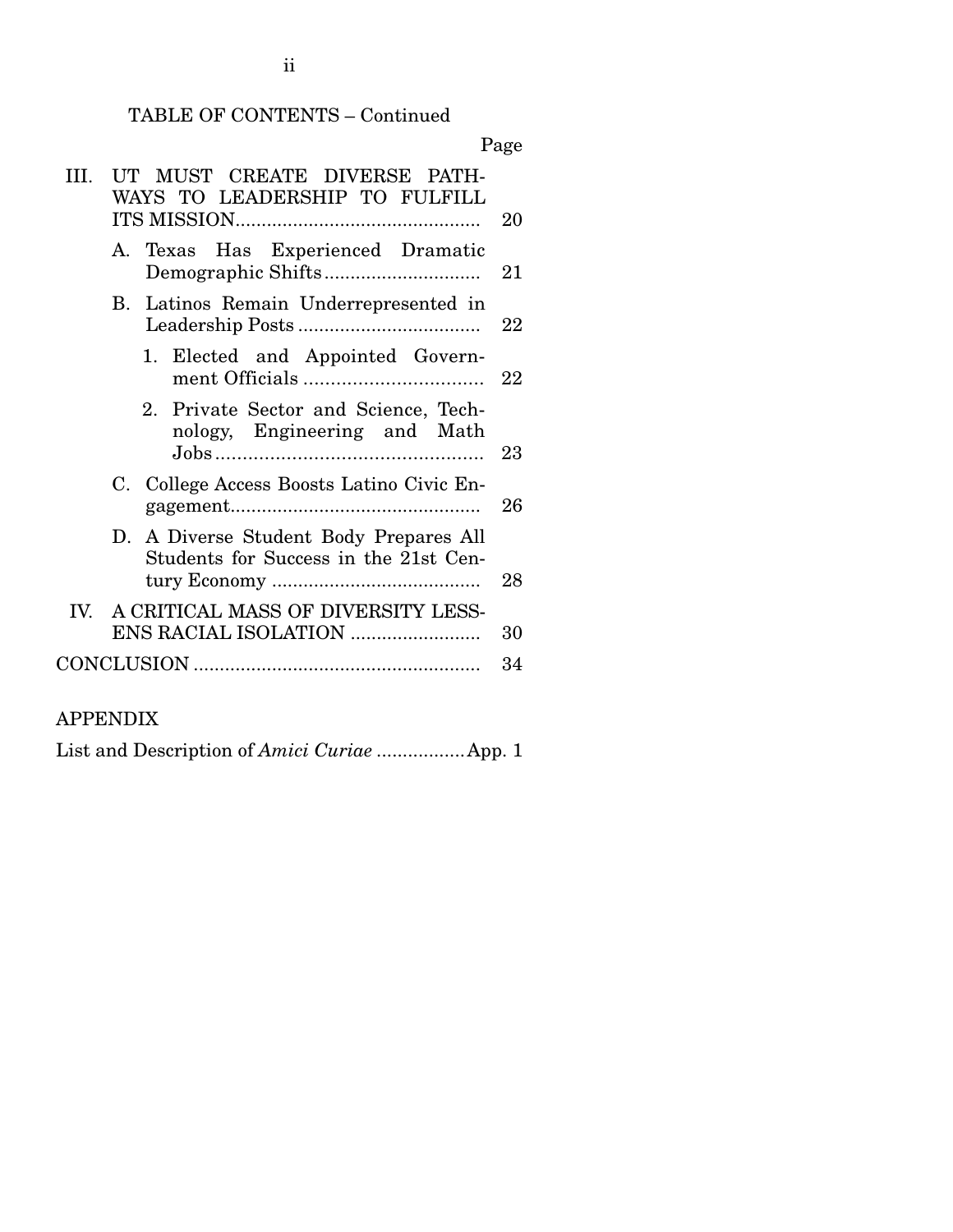TABLE OF CONTENTS – Continued

| | Page |
|---|---|
| III. UT MUST CREATE DIVERSE PATHWAYS TO LEADERSHIP TO FULFILL ITS MISSION | 20 |
| A. Texas Has Experienced Dramatic Demographic Shifts | 21 |
| B. Latinos Remain Underrepresented in Leadership Posts | 22 |
| 1. Elected and Appointed Government Officials | 22 |
| 2. Private Sector and Science, Technology, Engineering and Math Jobs | 23 |
| C. College Access Boosts Latino Civic Engagement | 26 |
| D. A Diverse Student Body Prepares All Students for Success in the 21st Century Economy | 28 |
| IV. A CRITICAL MASS OF DIVERSITY LESSENS RACIAL ISOLATION | 30 |
| CONCLUSION | 34 |

APPENDIX

| | |
|---|---|
| List and Description of *Amici Curiae* | App. 1 |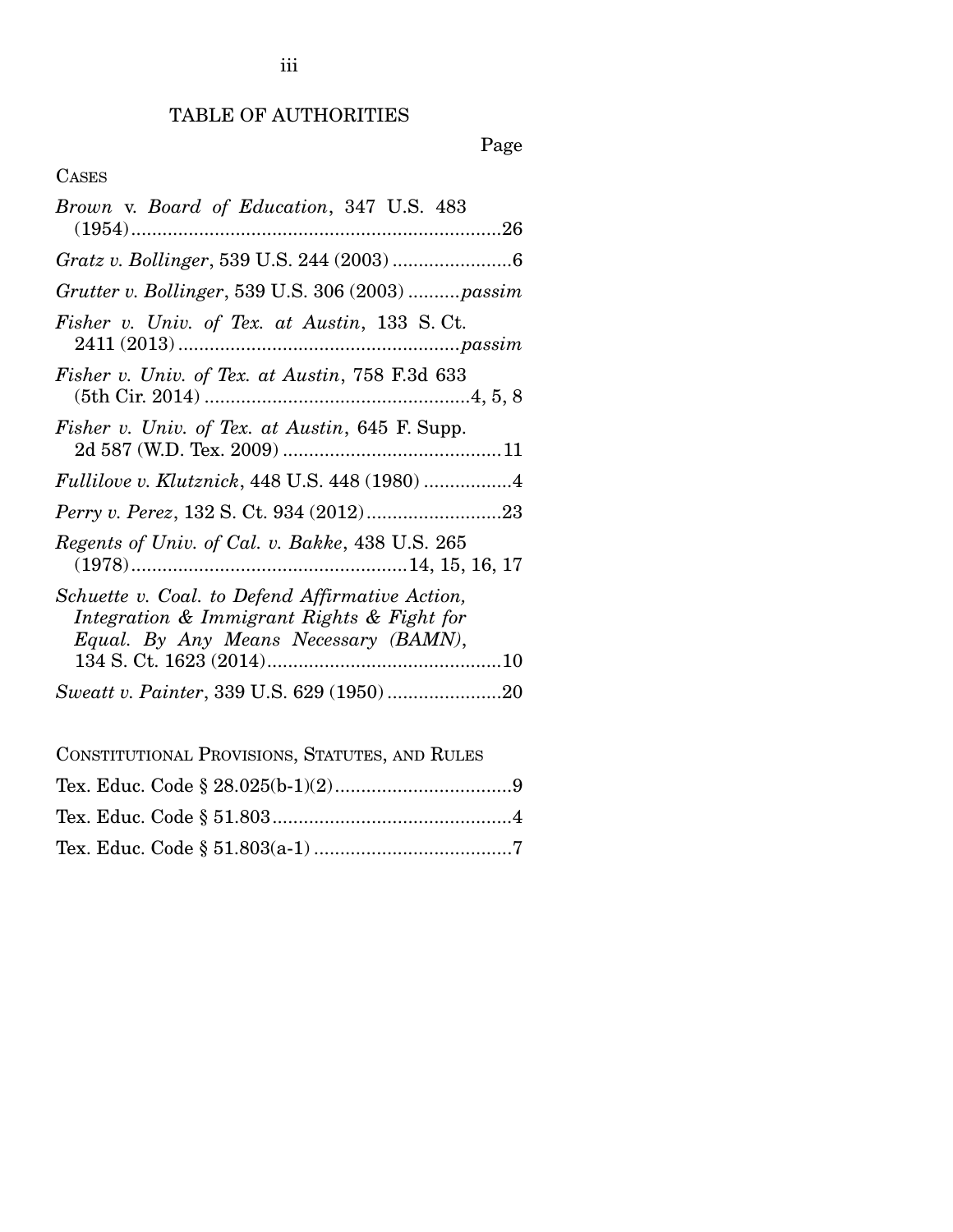# TABLE OF AUTHORITIES

Page

CASES

*Brown* v. *Board of Education*, 347 U.S. 483 (1954)........................................................................26

*Gratz v. Bollinger*, 539 U.S. 244 (2003) .......................6

*Grutter v. Bollinger*, 539 U.S. 306 (2003) ..........*passim*

*Fisher v. Univ. of Tex. at Austin*, 133 S. Ct. 2411 (2013) ......................................................*passim*

*Fisher v. Univ. of Tex. at Austin*, 758 F.3d 633 (5th Cir. 2014) ..................................................4, 5, 8

*Fisher v. Univ. of Tex. at Austin*, 645 F. Supp. 2d 587 (W.D. Tex. 2009) ..........................................11

*Fullilove v. Klutznick*, 448 U.S. 448 (1980) .................4

*Perry v. Perez*, 132 S. Ct. 934 (2012)..........................23

*Regents of Univ. of Cal. v. Bakke*, 438 U.S. 265 (1978)....................................................14, 15, 16, 17

*Schuette v. Coal. to Defend Affirmative Action, Integration & Immigrant Rights & Fight for Equal. By Any Means Necessary (BAMN)*, 134 S. Ct. 1623 (2014).............................................10

*Sweatt v. Painter*, 339 U.S. 629 (1950) ......................20

CONSTITUTIONAL PROVISIONS, STATUTES, AND RULES

Tex. Educ. Code § 28.025(b-1)(2).................................9

Tex. Educ. Code § 51.803.............................................4

Tex. Educ. Code § 51.803(a-1) .....................................7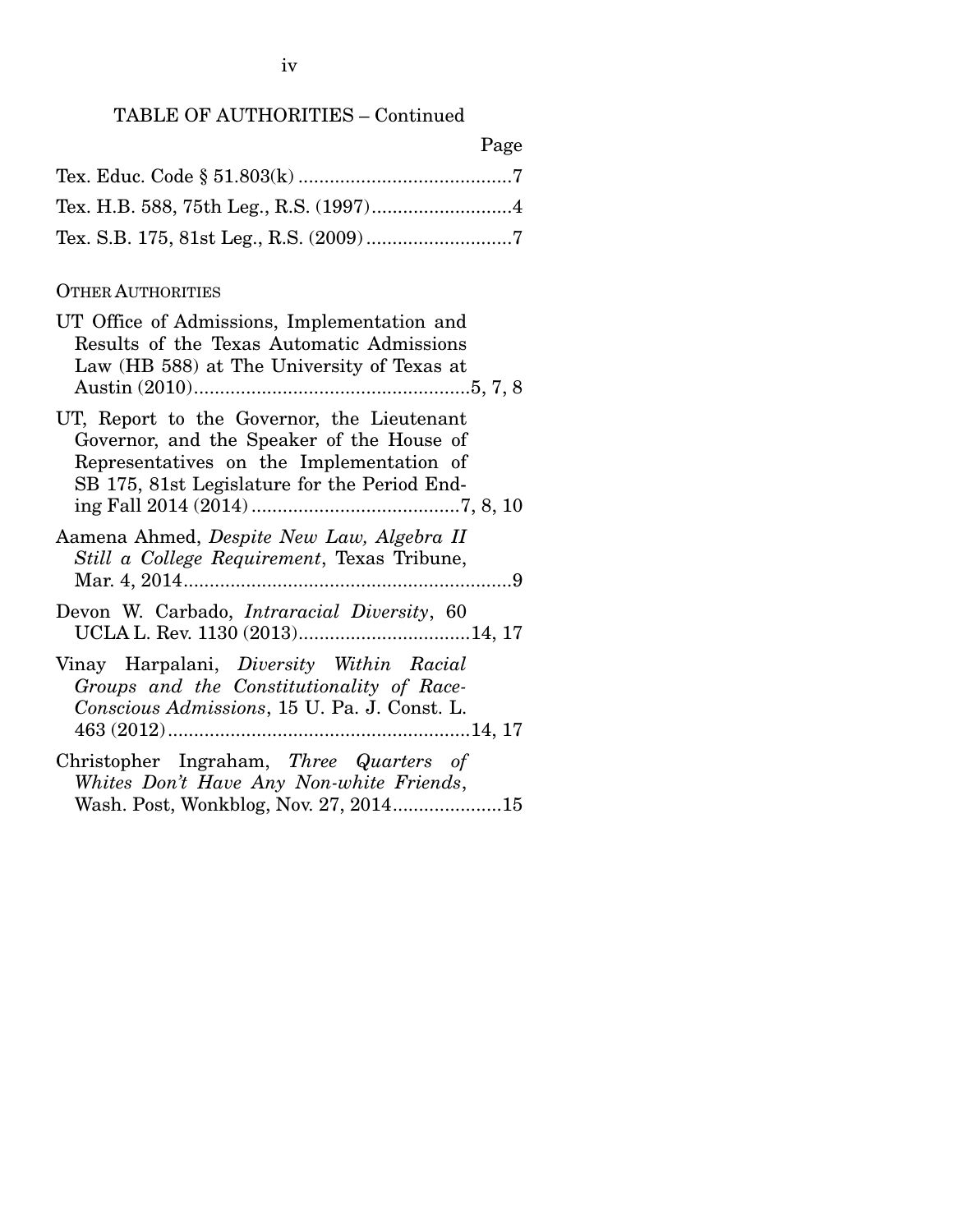TABLE OF AUTHORITIES – Continued

Page

Tex. Educ. Code § 51.803(k) .........................................7

Tex. H.B. 588, 75th Leg., R.S. (1997)..........................4

Tex. S.B. 175, 81st Leg., R.S. (2009)............................7

OTHER AUTHORITIES

UT Office of Admissions, Implementation and Results of the Texas Automatic Admissions Law (HB 588) at The University of Texas at Austin (2010)....................................................5, 7, 8

UT, Report to the Governor, the Lieutenant Governor, and the Speaker of the House of Representatives on the Implementation of SB 175, 81st Legislature for the Period Ending Fall 2014 (2014).......................................7, 8, 10

Aamena Ahmed, *Despite New Law, Algebra II Still a College Requirement*, Texas Tribune, Mar. 4, 2014...............................................................9

Devon W. Carbado, *Intraracial Diversity*, 60 UCLA L. Rev. 1130 (2013)................................14, 17

Vinay Harpalani, *Diversity Within Racial Groups and the Constitutionality of Race-Conscious Admissions*, 15 U. Pa. J. Const. L. 463 (2012).........................................................14, 17

Christopher Ingraham, *Three Quarters of Whites Don't Have Any Non-white Friends*, Wash. Post, Wonkblog, Nov. 27, 2014....................15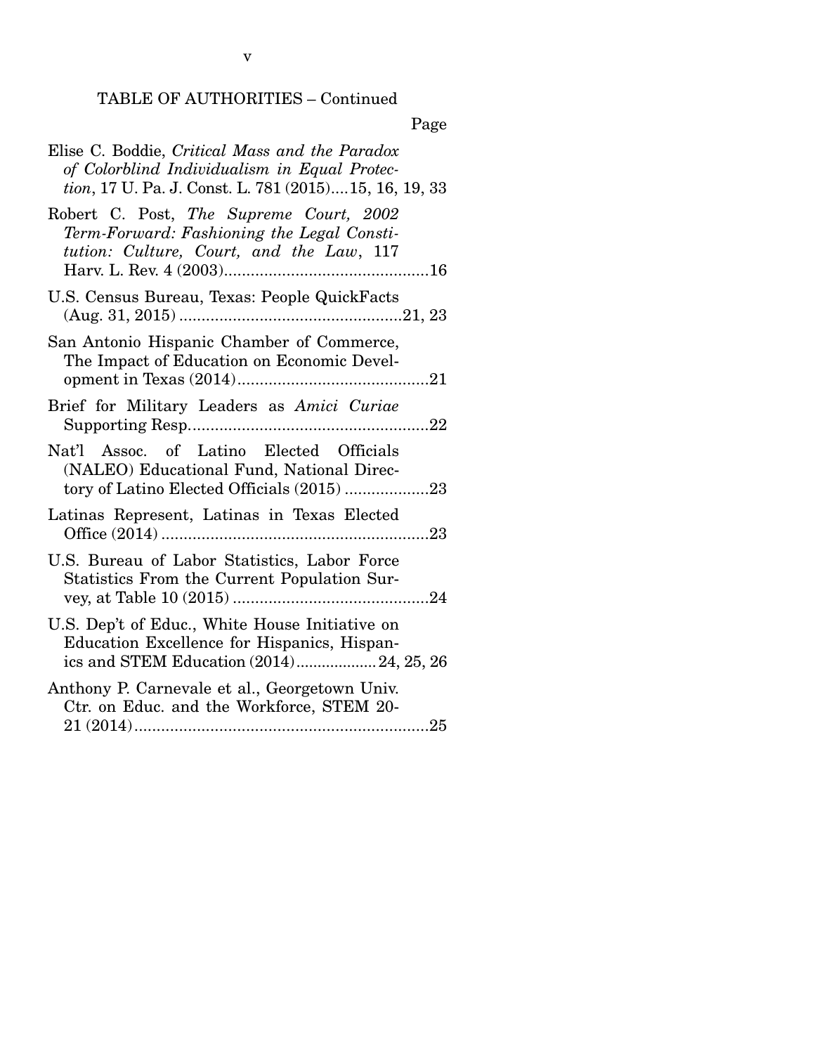TABLE OF AUTHORITIES – Continued

Page

Elise C. Boddie, *Critical Mass and the Paradox of Colorblind Individualism in Equal Protection*, 17 U. Pa. J. Const. L. 781 (2015)....15, 16, 19, 33

Robert C. Post, *The Supreme Court, 2002 Term-Forward: Fashioning the Legal Constitution: Culture, Court, and the Law*, 117 Harv. L. Rev. 4 (2003)..............................................16

U.S. Census Bureau, Texas: People QuickFacts (Aug. 31, 2015) ..................................................21, 23

San Antonio Hispanic Chamber of Commerce, The Impact of Education on Economic Development in Texas (2014)...........................................21

Brief for Military Leaders as *Amici Curiae* Supporting Resp......................................................22

Nat'l Assoc. of Latino Elected Officials (NALEO) Educational Fund, National Directory of Latino Elected Officials (2015) ...................23

Latinas Represent, Latinas in Texas Elected Office (2014) ............................................................23

U.S. Bureau of Labor Statistics, Labor Force Statistics From the Current Population Survey, at Table 10 (2015) ............................................24

U.S. Dep't of Educ., White House Initiative on Education Excellence for Hispanics, Hispanics and STEM Education (2014)...................24, 25, 26

Anthony P. Carnevale et al., Georgetown Univ. Ctr. on Educ. and the Workforce, STEM 20-21 (2014)..................................................................25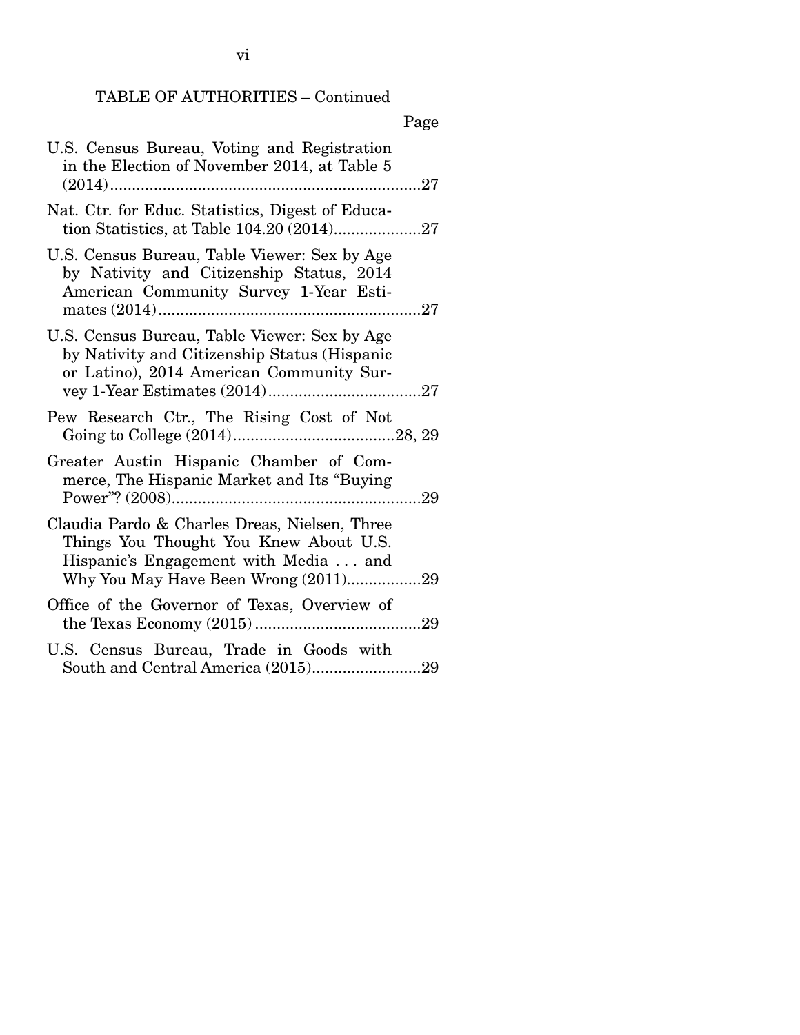TABLE OF AUTHORITIES – Continued

Page

U.S. Census Bureau, Voting and Registration in the Election of November 2014, at Table 5 (2014)........................................................................27

Nat. Ctr. for Educ. Statistics, Digest of Education Statistics, at Table 104.20 (2014)....................27

U.S. Census Bureau, Table Viewer: Sex by Age by Nativity and Citizenship Status, 2014 American Community Survey 1-Year Estimates (2014)............................................................27

U.S. Census Bureau, Table Viewer: Sex by Age by Nativity and Citizenship Status (Hispanic or Latino), 2014 American Community Survey 1-Year Estimates (2014)...................................27

Pew Research Ctr., The Rising Cost of Not Going to College (2014).....................................28, 29

Greater Austin Hispanic Chamber of Commerce, The Hispanic Market and Its "Buying Power"? (2008)..........................................................29

Claudia Pardo & Charles Dreas, Nielsen, Three Things You Thought You Knew About U.S. Hispanic's Engagement with Media . . . and Why You May Have Been Wrong (2011).................29

Office of the Governor of Texas, Overview of the Texas Economy (2015)......................................29

U.S. Census Bureau, Trade in Goods with South and Central America (2015).........................29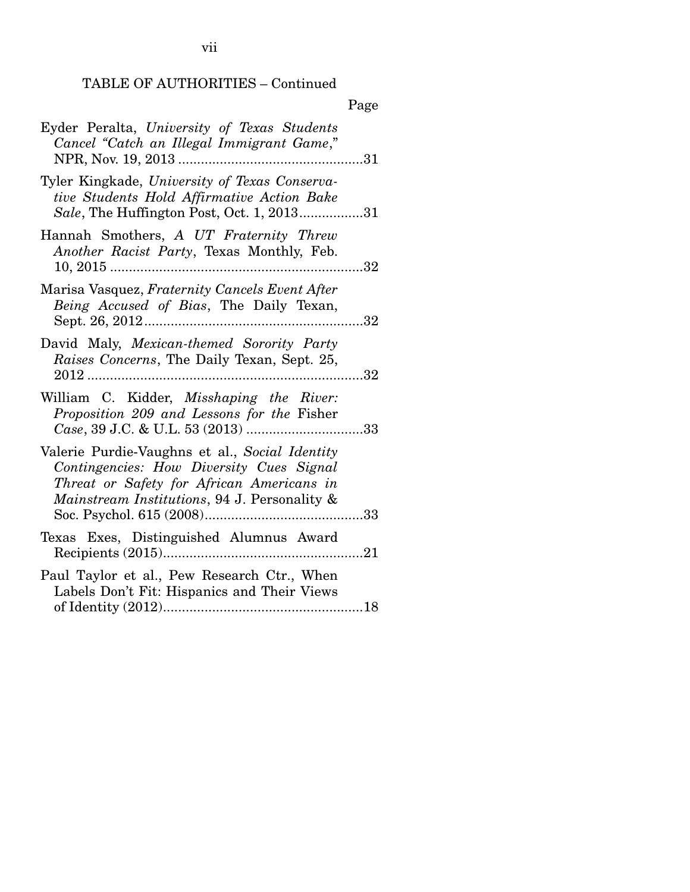TABLE OF AUTHORITIES – Continued

Page

Eyder Peralta, *University of Texas Students Cancel "Catch an Illegal Immigrant Game,"* NPR, Nov. 19, 2013 ....................................................31

Tyler Kingkade, *University of Texas Conservative Students Hold Affirmative Action Bake Sale*, The Huffington Post, Oct. 1, 2013..................31

Hannah Smothers, *A UT Fraternity Threw Another Racist Party*, Texas Monthly, Feb. 10, 2015 ....................................................................32

Marisa Vasquez, *Fraternity Cancels Event After Being Accused of Bias*, The Daily Texan, Sept. 26, 2012...........................................................32

David Maly, *Mexican-themed Sorority Party Raises Concerns*, The Daily Texan, Sept. 25, 2012 ..........................................................................32

William C. Kidder, *Misshaping the River: Proposition 209 and Lessons for the* Fisher *Case*, 39 J.C. & U.L. 53 (2013) ...............................33

Valerie Purdie-Vaughns et al., *Social Identity Contingencies: How Diversity Cues Signal Threat or Safety for African Americans in Mainstream Institutions*, 94 J. Personality & Soc. Psychol. 615 (2008)..........................................33

Texas Exes, Distinguished Alumnus Award Recipients (2015).....................................................21

Paul Taylor et al., Pew Research Ctr., When Labels Don't Fit: Hispanics and Their Views of Identity (2012).....................................................18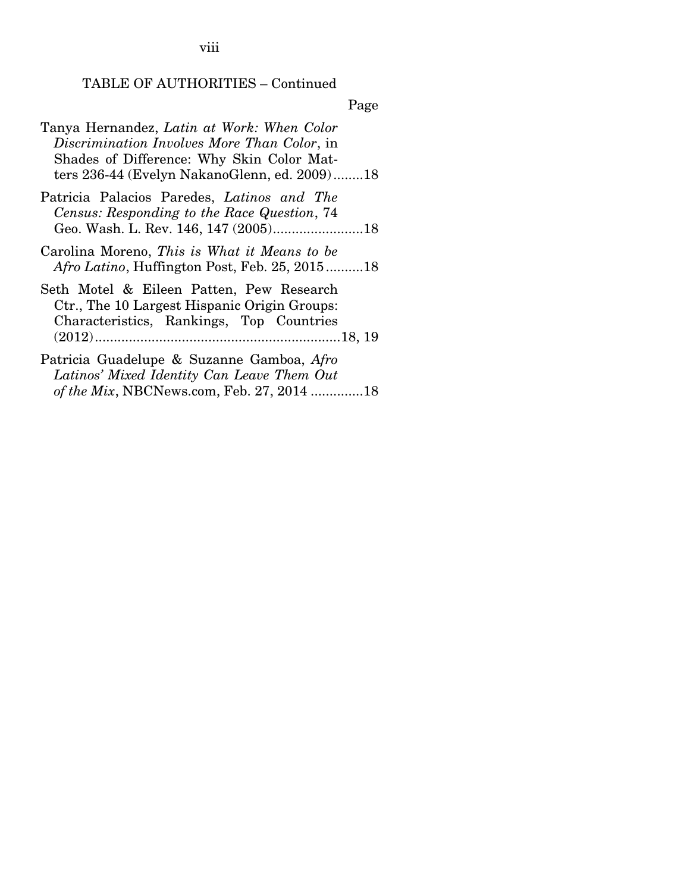TABLE OF AUTHORITIES – Continued

Page

Tanya Hernandez, *Latin at Work: When Color Discrimination Involves More Than Color*, in Shades of Difference: Why Skin Color Matters 236-44 (Evelyn NakanoGlenn, ed. 2009)........18

Patricia Palacios Paredes, *Latinos and The Census: Responding to the Race Question*, 74 Geo. Wash. L. Rev. 146, 147 (2005)........................18

Carolina Moreno, *This is What it Means to be Afro Latino*, Huffington Post, Feb. 25, 2015..........18

Seth Motel & Eileen Patten, Pew Research Ctr., The 10 Largest Hispanic Origin Groups: Characteristics, Rankings, Top Countries (2012).................................................................18, 19

Patricia Guadelupe & Suzanne Gamboa, *Afro Latinos' Mixed Identity Can Leave Them Out of the Mix*, NBCNews.com, Feb. 27, 2014 .............18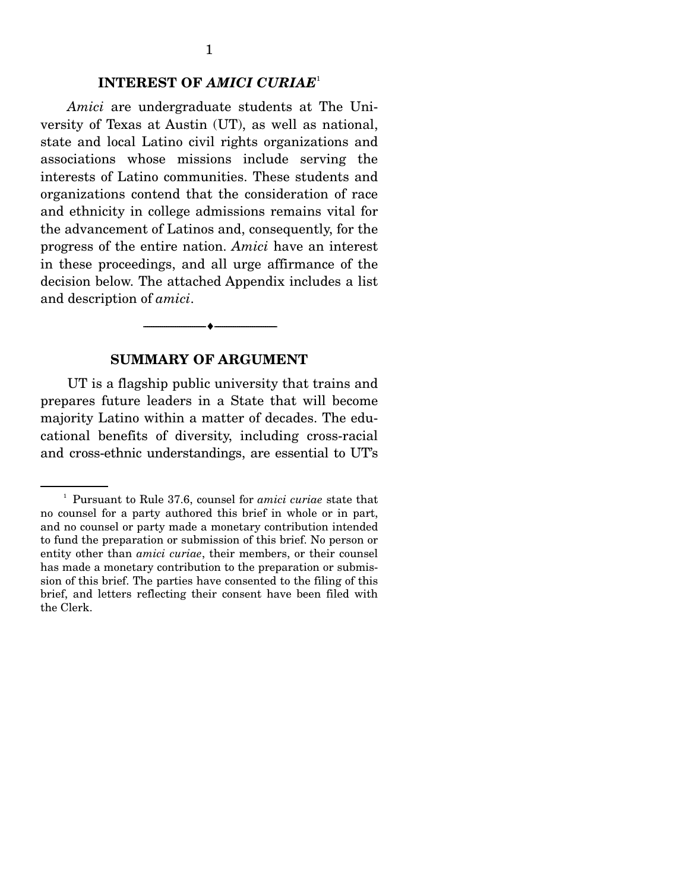## INTEREST OF *AMICI CURIAE*[1]

*Amici* are undergraduate students at The University of Texas at Austin (UT), as well as national, state and local Latino civil rights organizations and associations whose missions include serving the interests of Latino communities. These students and organizations contend that the consideration of race and ethnicity in college admissions remains vital for the advancement of Latinos and, consequently, for the progress of the entire nation. *Amici* have an interest in these proceedings, and all urge affirmance of the decision below. The attached Appendix includes a list and description of *amici*.

---

## SUMMARY OF ARGUMENT

UT is a flagship public university that trains and prepares future leaders in a State that will become majority Latino within a matter of decades. The educational benefits of diversity, including cross-racial and cross-ethnic understandings, are essential to UT's

---

[1] Pursuant to Rule 37.6, counsel for *amici curiae* state that no counsel for a party authored this brief in whole or in part, and no counsel or party made a monetary contribution intended to fund the preparation or submission of this brief. No person or entity other than *amici curiae*, their members, or their counsel has made a monetary contribution to the preparation or submission of this brief. The parties have consented to the filing of this brief, and letters reflecting their consent have been filed with the Clerk.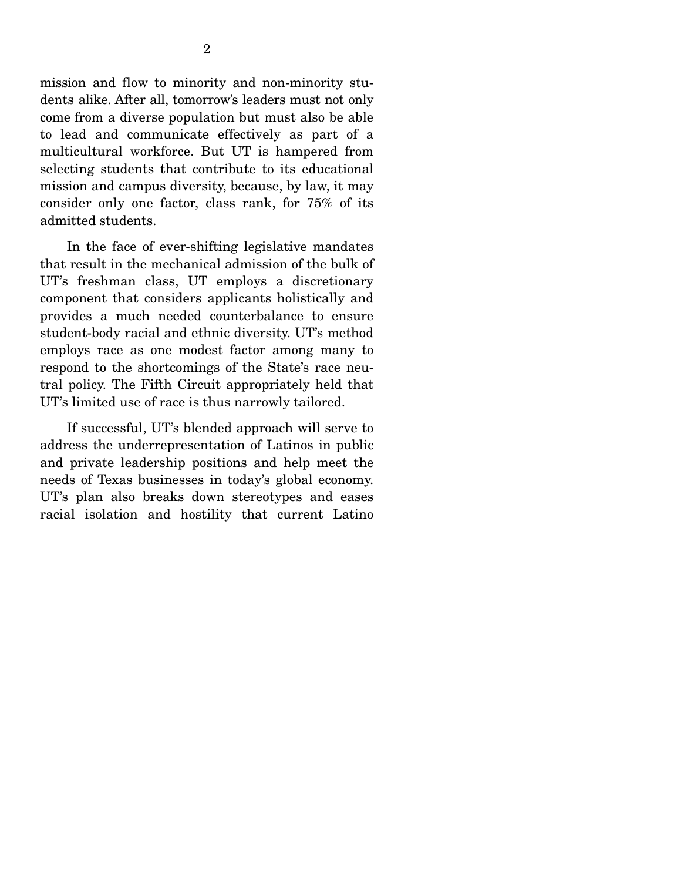mission and flow to minority and non-minority students alike. After all, tomorrow's leaders must not only come from a diverse population but must also be able to lead and communicate effectively as part of a multicultural workforce. But UT is hampered from selecting students that contribute to its educational mission and campus diversity, because, by law, it may consider only one factor, class rank, for 75% of its admitted students.

In the face of ever-shifting legislative mandates that result in the mechanical admission of the bulk of UT's freshman class, UT employs a discretionary component that considers applicants holistically and provides a much needed counterbalance to ensure student-body racial and ethnic diversity. UT's method employs race as one modest factor among many to respond to the shortcomings of the State's race neutral policy. The Fifth Circuit appropriately held that UT's limited use of race is thus narrowly tailored.

If successful, UT's blended approach will serve to address the underrepresentation of Latinos in public and private leadership positions and help meet the needs of Texas businesses in today's global economy. UT's plan also breaks down stereotypes and eases racial isolation and hostility that current Latino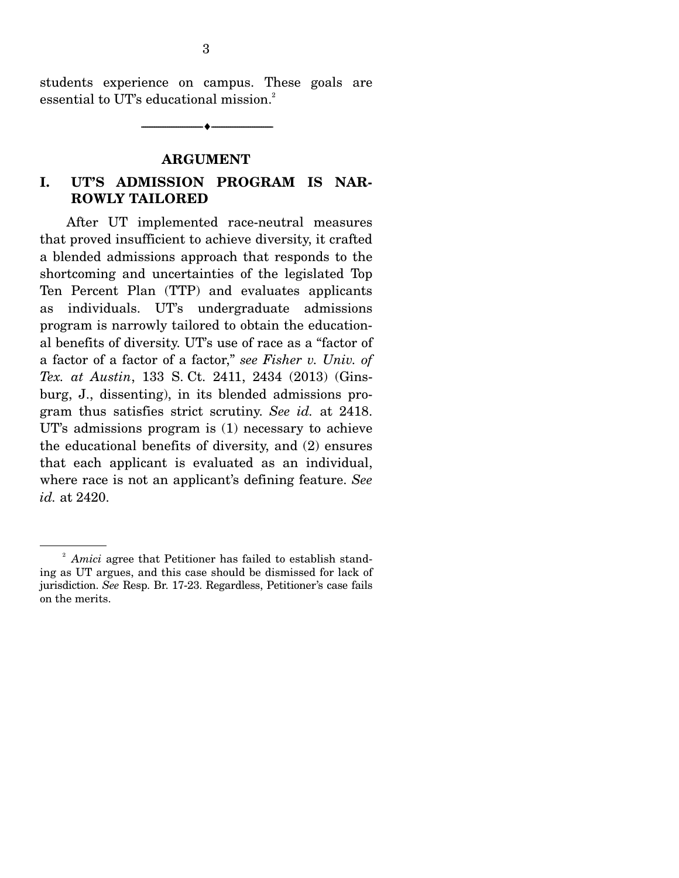students experience on campus. These goals are essential to UT's educational mission.[2]

---

## ARGUMENT

### I. UT'S ADMISSION PROGRAM IS NARROWLY TAILORED

After UT implemented race-neutral measures that proved insufficient to achieve diversity, it crafted a blended admissions approach that responds to the shortcoming and uncertainties of the legislated Top Ten Percent Plan (TTP) and evaluates applicants as individuals. UT's undergraduate admissions program is narrowly tailored to obtain the educational benefits of diversity. UT's use of race as a "factor of a factor of a factor of a factor," *see Fisher v. Univ. of Tex. at Austin*, 133 S. Ct. 2411, 2434 (2013) (Ginsburg, J., dissenting), in its blended admissions program thus satisfies strict scrutiny. *See id.* at 2418. UT's admissions program is (1) necessary to achieve the educational benefits of diversity, and (2) ensures that each applicant is evaluated as an individual, where race is not an applicant's defining feature. *See id.* at 2420.

---

[2] *Amici* agree that Petitioner has failed to establish standing as UT argues, and this case should be dismissed for lack of jurisdiction. *See* Resp. Br. 17-23. Regardless, Petitioner's case fails on the merits.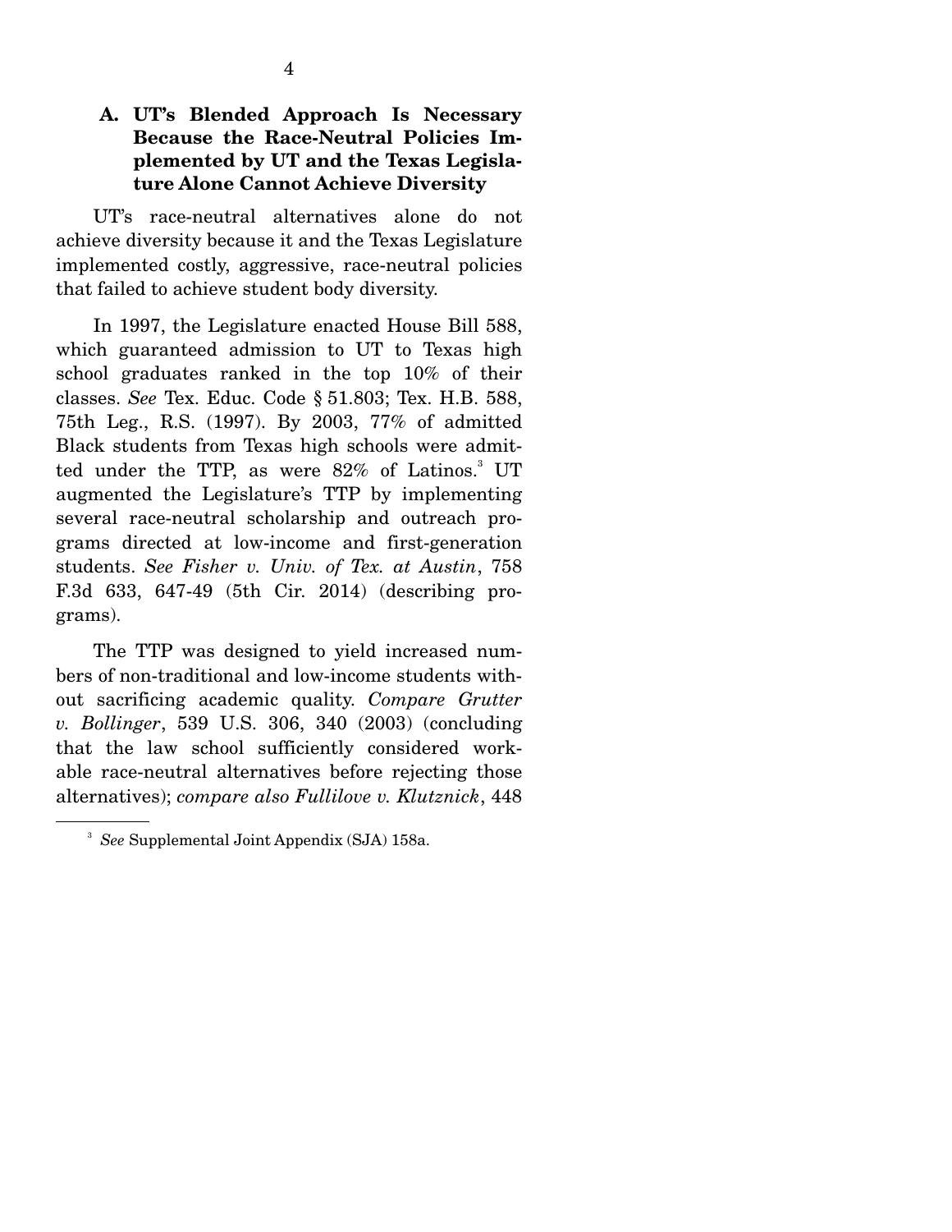### A. UT's Blended Approach Is Necessary Because the Race-Neutral Policies Implemented by UT and the Texas Legislature Alone Cannot Achieve Diversity

UT's race-neutral alternatives alone do not achieve diversity because it and the Texas Legislature implemented costly, aggressive, race-neutral policies that failed to achieve student body diversity.

In 1997, the Legislature enacted House Bill 588, which guaranteed admission to UT to Texas high school graduates ranked in the top 10% of their classes. *See* Tex. Educ. Code § 51.803; Tex. H.B. 588, 75th Leg., R.S. (1997). By 2003, 77% of admitted Black students from Texas high schools were admitted under the TTP, as were 82% of Latinos.[3] UT augmented the Legislature's TTP by implementing several race-neutral scholarship and outreach programs directed at low-income and first-generation students. *See Fisher v. Univ. of Tex. at Austin*, 758 F.3d 633, 647-49 (5th Cir. 2014) (describing programs).

The TTP was designed to yield increased numbers of non-traditional and low-income students without sacrificing academic quality. *Compare Grutter v. Bollinger*, 539 U.S. 306, 340 (2003) (concluding that the law school sufficiently considered workable race-neutral alternatives before rejecting those alternatives); *compare also Fullilove v. Klutznick*, 448

---

[3] *See* Supplemental Joint Appendix (SJA) 158a.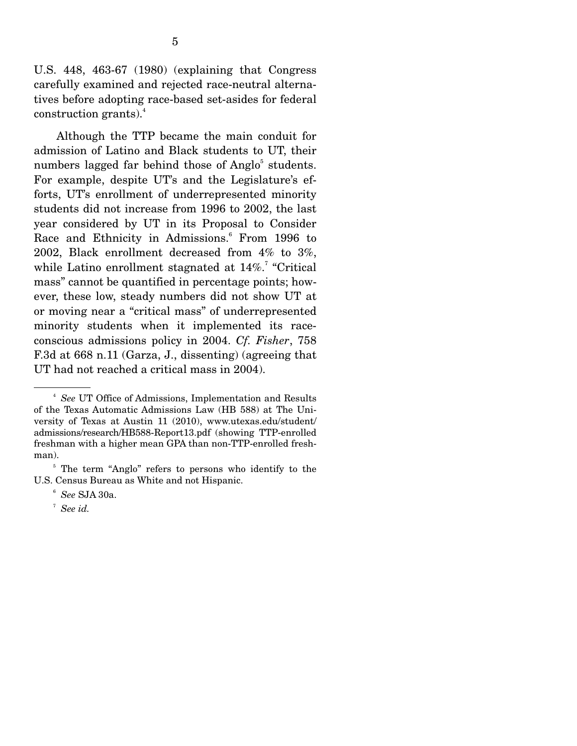U.S. 448, 463-67 (1980) (explaining that Congress carefully examined and rejected race-neutral alternatives before adopting race-based set-asides for federal construction grants).[4]

Although the TTP became the main conduit for admission of Latino and Black students to UT, their numbers lagged far behind those of Anglo[5] students. For example, despite UT's and the Legislature's efforts, UT's enrollment of underrepresented minority students did not increase from 1996 to 2002, the last year considered by UT in its Proposal to Consider Race and Ethnicity in Admissions.[6] From 1996 to 2002, Black enrollment decreased from 4% to 3%, while Latino enrollment stagnated at 14%.[7] "Critical mass" cannot be quantified in percentage points; however, these low, steady numbers did not show UT at or moving near a "critical mass" of underrepresented minority students when it implemented its race-conscious admissions policy in 2004. *Cf. Fisher*, 758 F.3d at 668 n.11 (Garza, J., dissenting) (agreeing that UT had not reached a critical mass in 2004).

---

[4] *See* UT Office of Admissions, Implementation and Results of the Texas Automatic Admissions Law (HB 588) at The University of Texas at Austin 11 (2010), www.utexas.edu/student/admissions/research/HB588-Report13.pdf (showing TTP-enrolled freshman with a higher mean GPA than non-TTP-enrolled freshman).

[5] The term "Anglo" refers to persons who identify to the U.S. Census Bureau as White and not Hispanic.

[6] *See* SJA 30a.

[7] *See id.*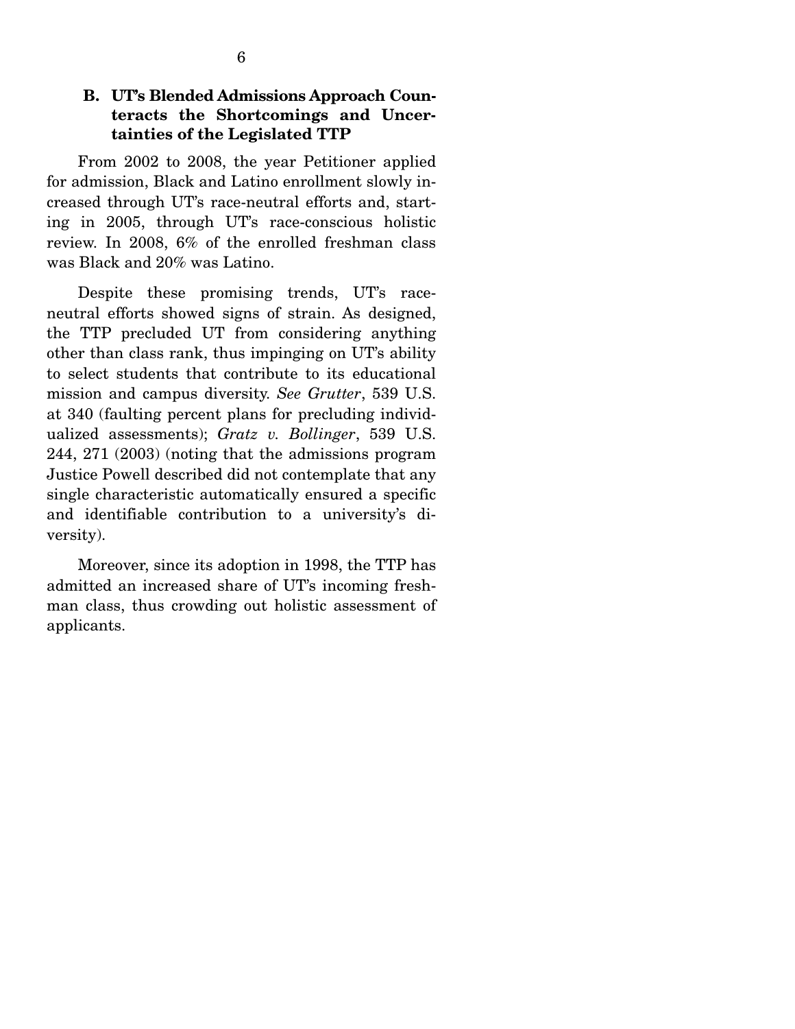### B. UT's Blended Admissions Approach Counteracts the Shortcomings and Uncertainties of the Legislated TTP

From 2002 to 2008, the year Petitioner applied for admission, Black and Latino enrollment slowly increased through UT's race-neutral efforts and, starting in 2005, through UT's race-conscious holistic review. In 2008, 6% of the enrolled freshman class was Black and 20% was Latino.

Despite these promising trends, UT's race-neutral efforts showed signs of strain. As designed, the TTP precluded UT from considering anything other than class rank, thus impinging on UT's ability to select students that contribute to its educational mission and campus diversity. *See Grutter*, 539 U.S. at 340 (faulting percent plans for precluding individualized assessments); *Gratz v. Bollinger*, 539 U.S. 244, 271 (2003) (noting that the admissions program Justice Powell described did not contemplate that any single characteristic automatically ensured a specific and identifiable contribution to a university's diversity).

Moreover, since its adoption in 1998, the TTP has admitted an increased share of UT's incoming freshman class, thus crowding out holistic assessment of applicants.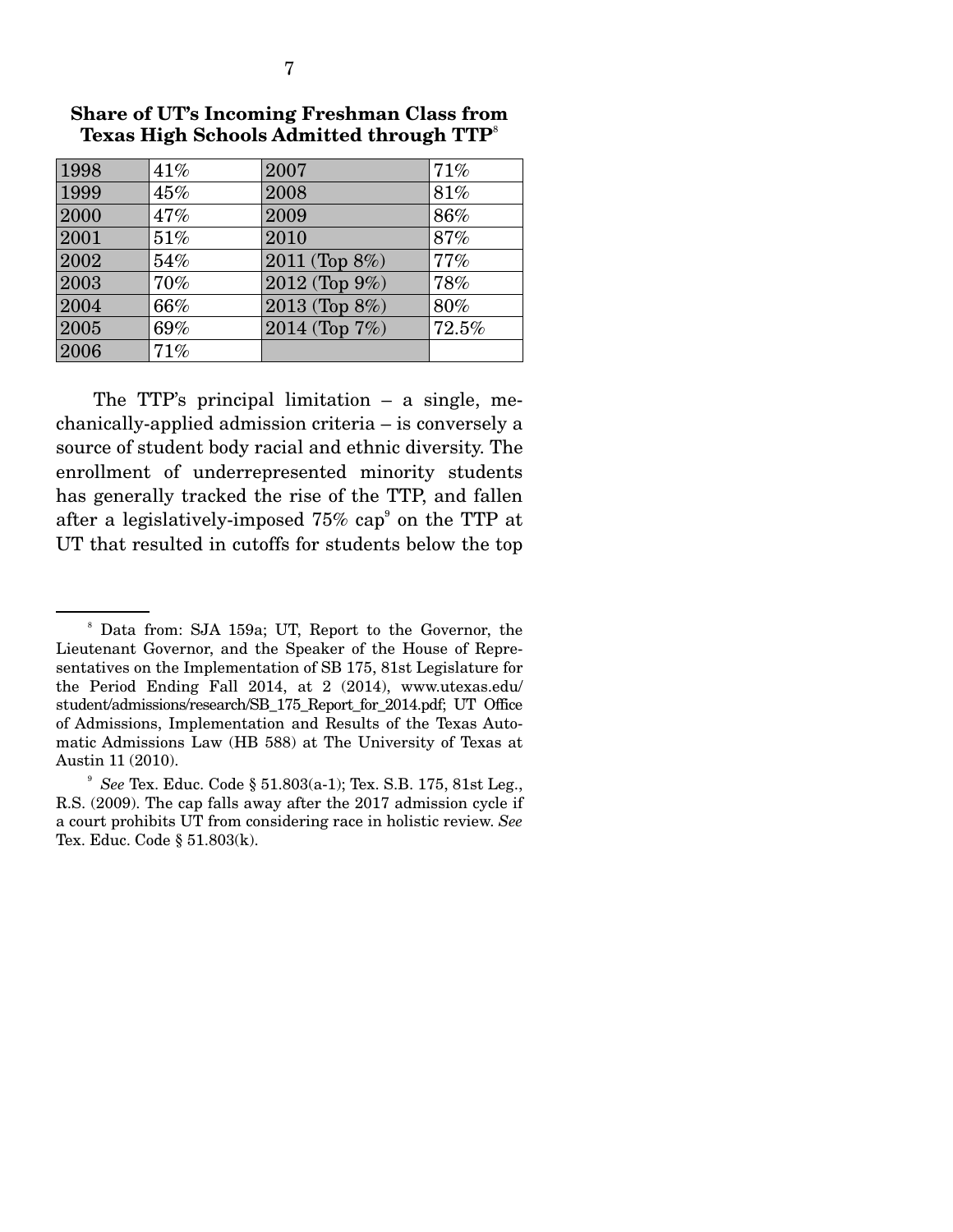**Share of UT's Incoming Freshman Class from Texas High Schools Admitted through TTP**[8]

| | | | |
|---|---|---|---|
| 1998 | 41% | 2007 | 71% |
| 1999 | 45% | 2008 | 81% |
| 2000 | 47% | 2009 | 86% |
| 2001 | 51% | 2010 | 87% |
| 2002 | 54% | 2011 (Top 8%) | 77% |
| 2003 | 70% | 2012 (Top 9%) | 78% |
| 2004 | 66% | 2013 (Top 8%) | 80% |
| 2005 | 69% | 2014 (Top 7%) | 72.5% |
| 2006 | 71% | | |

The TTP's principal limitation – a single, mechanically-applied admission criteria – is conversely a source of student body racial and ethnic diversity. The enrollment of underrepresented minority students has generally tracked the rise of the TTP, and fallen after a legislatively-imposed 75% cap[9] on the TTP at UT that resulted in cutoffs for students below the top

---

[8] Data from: SJA 159a; UT, Report to the Governor, the Lieutenant Governor, and the Speaker of the House of Representatives on the Implementation of SB 175, 81st Legislature for the Period Ending Fall 2014, at 2 (2014), www.utexas.edu/student/admissions/research/SB_175_Report_for_2014.pdf; UT Office of Admissions, Implementation and Results of the Texas Automatic Admissions Law (HB 588) at The University of Texas at Austin 11 (2010).

[9] *See* Tex. Educ. Code § 51.803(a-1); Tex. S.B. 175, 81st Leg., R.S. (2009). The cap falls away after the 2017 admission cycle if a court prohibits UT from considering race in holistic review. *See* Tex. Educ. Code § 51.803(k).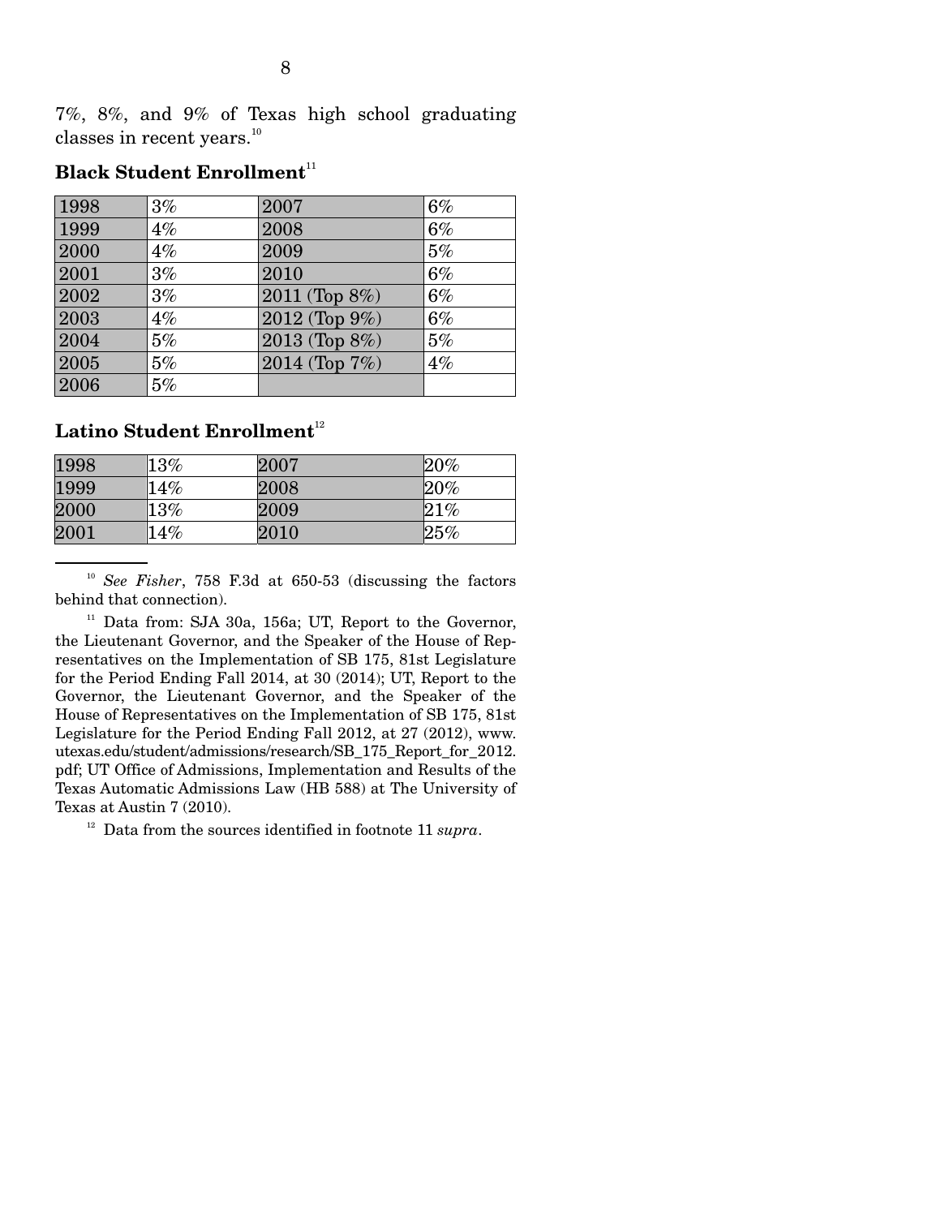7%, 8%, and 9% of Texas high school graduating classes in recent years.[10]

**Black Student Enrollment**[11]

| | | | |
|---|---|---|---|
| 1998 | 3% | 2007 | 6% |
| 1999 | 4% | 2008 | 6% |
| 2000 | 4% | 2009 | 5% |
| 2001 | 3% | 2010 | 6% |
| 2002 | 3% | 2011 (Top 8%) | 6% |
| 2003 | 4% | 2012 (Top 9%) | 6% |
| 2004 | 5% | 2013 (Top 8%) | 5% |
| 2005 | 5% | 2014 (Top 7%) | 4% |
| 2006 | 5% | | |

**Latino Student Enrollment**[12]

| | | | |
|---|---|---|---|
| 1998 | 13% | 2007 | 20% |
| 1999 | 14% | 2008 | 20% |
| 2000 | 13% | 2009 | 21% |
| 2001 | 14% | 2010 | 25% |

---

[10] *See Fisher*, 758 F.3d at 650-53 (discussing the factors behind that connection).

[11] Data from: SJA 30a, 156a; UT, Report to the Governor, the Lieutenant Governor, and the Speaker of the House of Representatives on the Implementation of SB 175, 81st Legislature for the Period Ending Fall 2014, at 30 (2014); UT, Report to the Governor, the Lieutenant Governor, and the Speaker of the House of Representatives on the Implementation of SB 175, 81st Legislature for the Period Ending Fall 2012, at 27 (2012), www.utexas.edu/student/admissions/research/SB_175_Report_for_2012.pdf; UT Office of Admissions, Implementation and Results of the Texas Automatic Admissions Law (HB 588) at The University of Texas at Austin 7 (2010).

[12] Data from the sources identified in footnote 11 *supra*.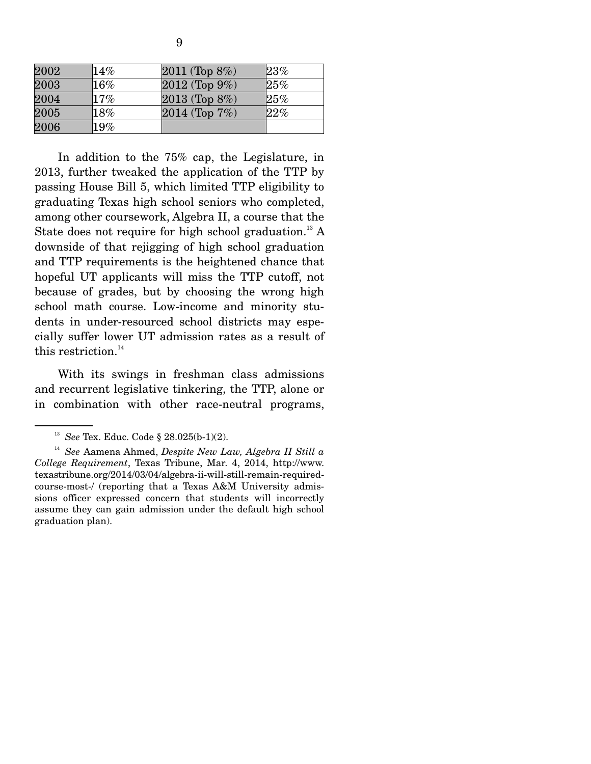| 2002 | 14% | 2011 (Top 8%) | 23% |
|---|---|---|---|
| 2003 | 16% | 2012 (Top 9%) | 25% |
| 2004 | 17% | 2013 (Top 8%) | 25% |
| 2005 | 18% | 2014 (Top 7%) | 22% |
| 2006 | 19% | | |

In addition to the 75% cap, the Legislature, in 2013, further tweaked the application of the TTP by passing House Bill 5, which limited TTP eligibility to graduating Texas high school seniors who completed, among other coursework, Algebra II, a course that the State does not require for high school graduation.[13] A downside of that rejigging of high school graduation and TTP requirements is the heightened chance that hopeful UT applicants will miss the TTP cutoff, not because of grades, but by choosing the wrong high school math course. Low-income and minority students in under-resourced school districts may especially suffer lower UT admission rates as a result of this restriction.[14]

With its swings in freshman class admissions and recurrent legislative tinkering, the TTP, alone or in combination with other race-neutral programs,

---

[13] *See* Tex. Educ. Code § 28.025(b-1)(2).

[14] *See* Aamena Ahmed, *Despite New Law, Algebra II Still a College Requirement*, Texas Tribune, Mar. 4, 2014, http://www.texastribune.org/2014/03/04/algebra-ii-will-still-remain-required-course-most-/ (reporting that a Texas A&M University admissions officer expressed concern that students will incorrectly assume they can gain admission under the default high school graduation plan).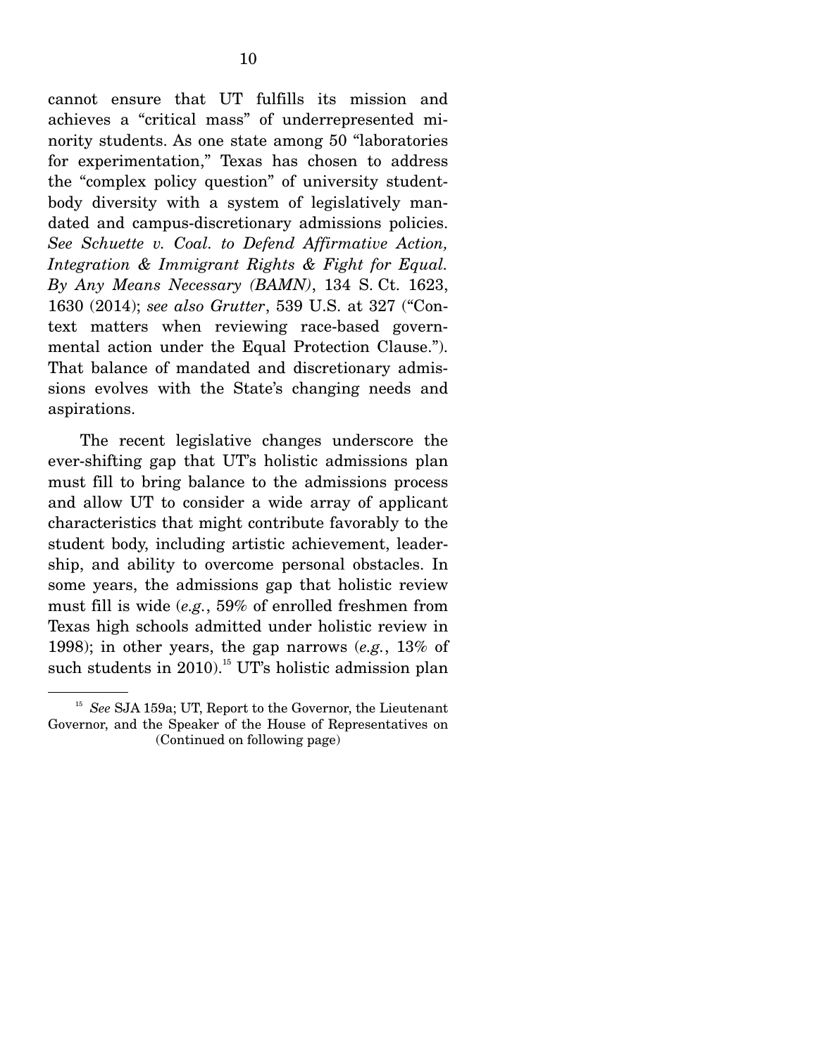cannot ensure that UT fulfills its mission and achieves a "critical mass" of underrepresented minority students. As one state among 50 "laboratories for experimentation," Texas has chosen to address the "complex policy question" of university student-body diversity with a system of legislatively mandated and campus-discretionary admissions policies. *See Schuette v. Coal. to Defend Affirmative Action, Integration & Immigrant Rights & Fight for Equal. By Any Means Necessary (BAMN)*, 134 S. Ct. 1623, 1630 (2014); *see also Grutter*, 539 U.S. at 327 ("Context matters when reviewing race-based governmental action under the Equal Protection Clause."). That balance of mandated and discretionary admissions evolves with the State's changing needs and aspirations.

The recent legislative changes underscore the ever-shifting gap that UT's holistic admissions plan must fill to bring balance to the admissions process and allow UT to consider a wide array of applicant characteristics that might contribute favorably to the student body, including artistic achievement, leadership, and ability to overcome personal obstacles. In some years, the admissions gap that holistic review must fill is wide (*e.g.*, 59% of enrolled freshmen from Texas high schools admitted under holistic review in 1998); in other years, the gap narrows (*e.g.*, 13% of such students in 2010).[15] UT's holistic admission plan

---

[15] *See* SJA 159a; UT, Report to the Governor, the Lieutenant Governor, and the Speaker of the House of Representatives on (Continued on following page)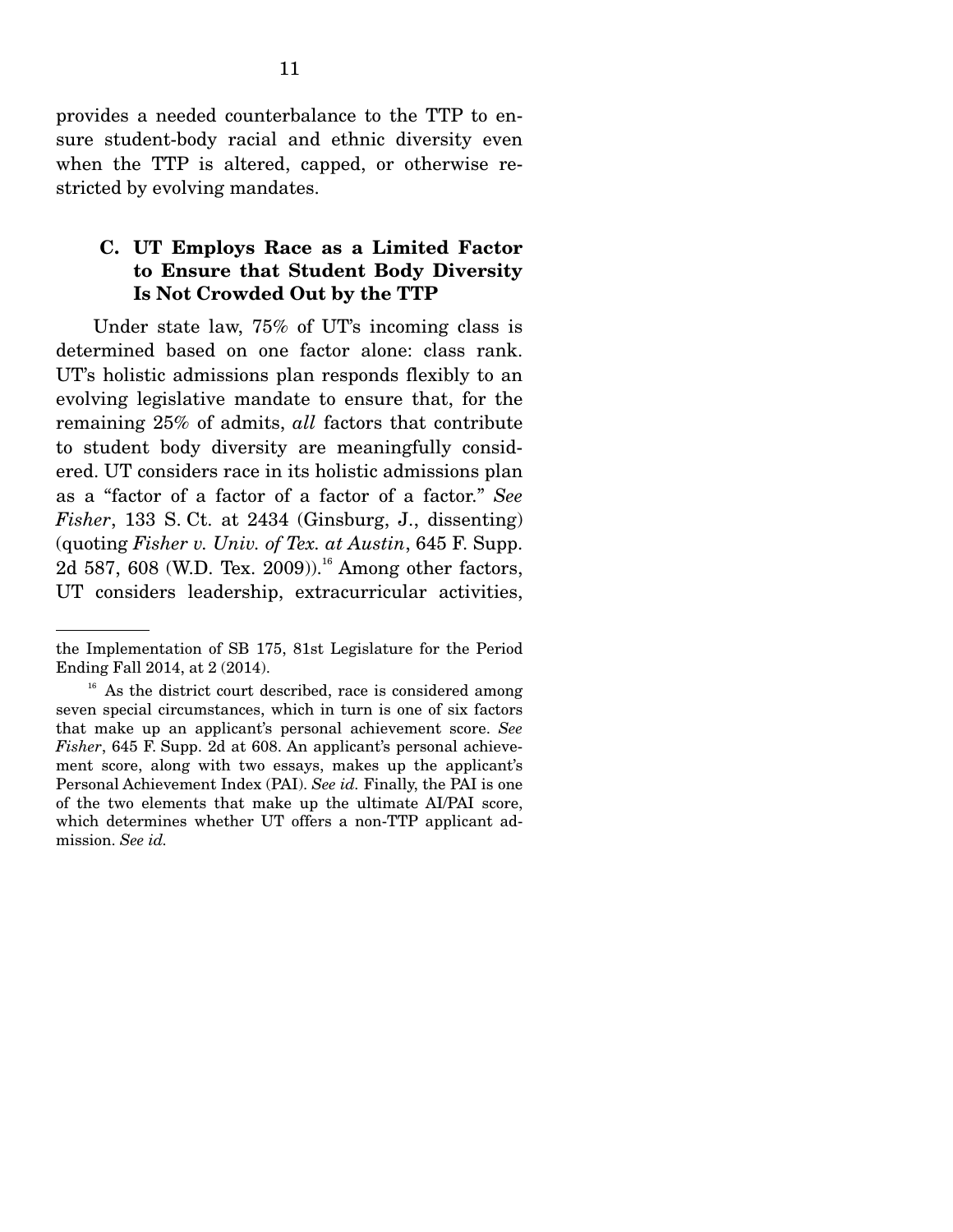provides a needed counterbalance to the TTP to ensure student-body racial and ethnic diversity even when the TTP is altered, capped, or otherwise restricted by evolving mandates.

### C. UT Employs Race as a Limited Factor to Ensure that Student Body Diversity Is Not Crowded Out by the TTP

Under state law, 75% of UT's incoming class is determined based on one factor alone: class rank. UT's holistic admissions plan responds flexibly to an evolving legislative mandate to ensure that, for the remaining 25% of admits, *all* factors that contribute to student body diversity are meaningfully considered. UT considers race in its holistic admissions plan as a "factor of a factor of a factor of a factor." *See Fisher*, 133 S. Ct. at 2434 (Ginsburg, J., dissenting) (quoting *Fisher v. Univ. of Tex. at Austin*, 645 F. Supp. 2d 587, 608 (W.D. Tex. 2009)).[16] Among other factors, UT considers leadership, extracurricular activities,

---

the Implementation of SB 175, 81st Legislature for the Period Ending Fall 2014, at 2 (2014).

[16] As the district court described, race is considered among seven special circumstances, which in turn is one of six factors that make up an applicant's personal achievement score. *See Fisher*, 645 F. Supp. 2d at 608. An applicant's personal achievement score, along with two essays, makes up the applicant's Personal Achievement Index (PAI). *See id.* Finally, the PAI is one of the two elements that make up the ultimate AI/PAI score, which determines whether UT offers a non-TTP applicant admission. *See id.*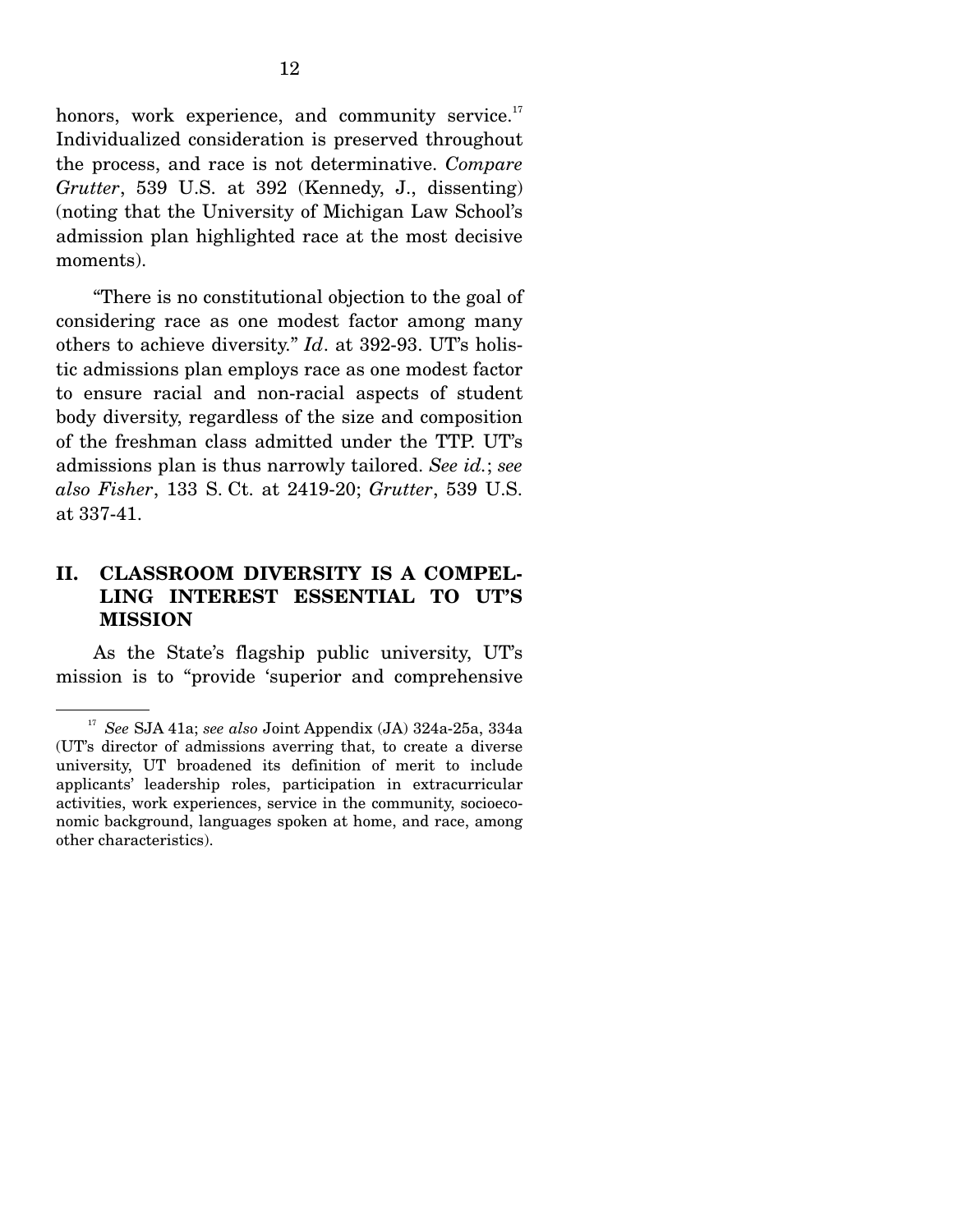honors, work experience, and community service.[17] Individualized consideration is preserved throughout the process, and race is not determinative. *Compare Grutter*, 539 U.S. at 392 (Kennedy, J., dissenting) (noting that the University of Michigan Law School's admission plan highlighted race at the most decisive moments).

"There is no constitutional objection to the goal of considering race as one modest factor among many others to achieve diversity." *Id*. at 392-93. UT's holistic admissions plan employs race as one modest factor to ensure racial and non-racial aspects of student body diversity, regardless of the size and composition of the freshman class admitted under the TTP. UT's admissions plan is thus narrowly tailored. *See id.*; *see also Fisher*, 133 S. Ct. at 2419-20; *Grutter*, 539 U.S. at 337-41.

## II. CLASSROOM DIVERSITY IS A COMPELLING INTEREST ESSENTIAL TO UT'S MISSION

As the State's flagship public university, UT's mission is to "provide 'superior and comprehensive

---

[17] *See* SJA 41a; *see also* Joint Appendix (JA) 324a-25a, 334a (UT's director of admissions averring that, to create a diverse university, UT broadened its definition of merit to include applicants' leadership roles, participation in extracurricular activities, work experiences, service in the community, socioeconomic background, languages spoken at home, and race, among other characteristics).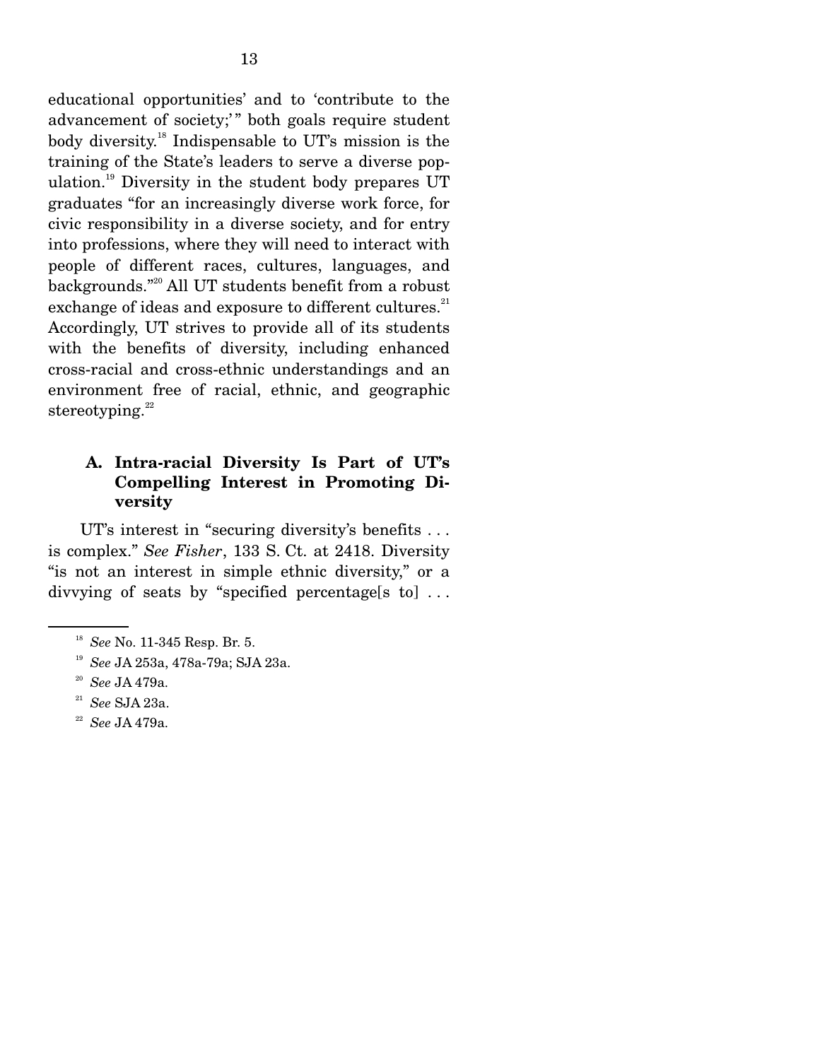educational opportunities' and to 'contribute to the advancement of society;'" both goals require student body diversity.[18] Indispensable to UT's mission is the training of the State's leaders to serve a diverse population.[19] Diversity in the student body prepares UT graduates "for an increasingly diverse work force, for civic responsibility in a diverse society, and for entry into professions, where they will need to interact with people of different races, cultures, languages, and backgrounds."[20] All UT students benefit from a robust exchange of ideas and exposure to different cultures.[21] Accordingly, UT strives to provide all of its students with the benefits of diversity, including enhanced cross-racial and cross-ethnic understandings and an environment free of racial, ethnic, and geographic stereotyping.[22]

### A. Intra-racial Diversity Is Part of UT's Compelling Interest in Promoting Diversity

UT's interest in "securing diversity's benefits . . . is complex." *See Fisher*, 133 S. Ct. at 2418. Diversity "is not an interest in simple ethnic diversity," or a divvying of seats by "specified percentage[s to] . . .

---

[18] *See* No. 11-345 Resp. Br. 5.

[19] *See* JA 253a, 478a-79a; SJA 23a.

[20] *See* JA 479a.

[21] *See* SJA 23a.

[22] *See* JA 479a.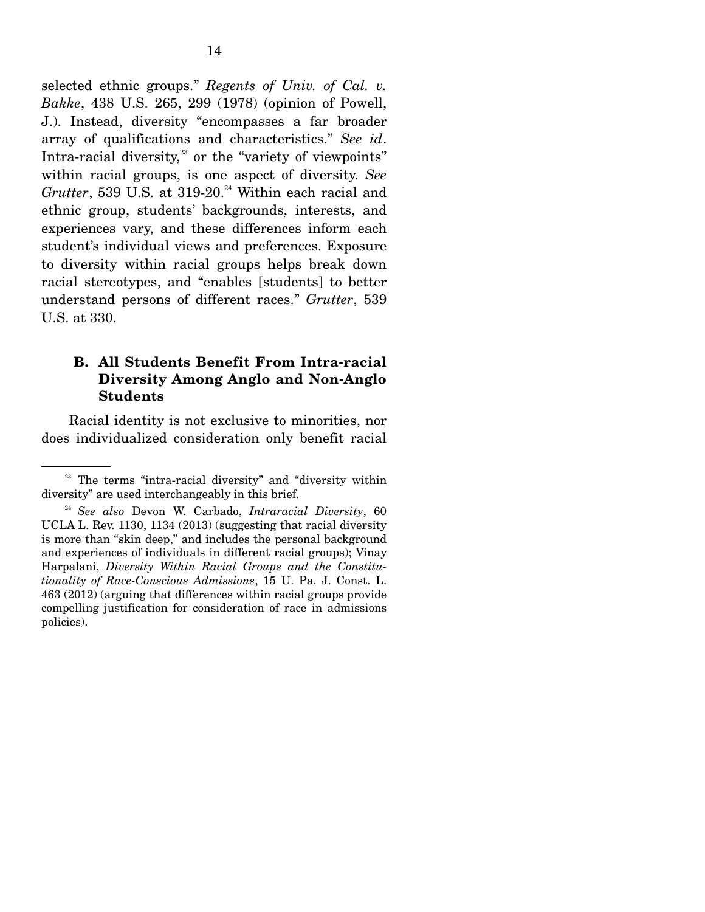selected ethnic groups." *Regents of Univ. of Cal. v. Bakke*, 438 U.S. 265, 299 (1978) (opinion of Powell, J.). Instead, diversity "encompasses a far broader array of qualifications and characteristics." *See id*. Intra-racial diversity,[23] or the "variety of viewpoints" within racial groups, is one aspect of diversity. *See Grutter*, 539 U.S. at 319-20.[24] Within each racial and ethnic group, students' backgrounds, interests, and experiences vary, and these differences inform each student's individual views and preferences. Exposure to diversity within racial groups helps break down racial stereotypes, and "enables [students] to better understand persons of different races." *Grutter*, 539 U.S. at 330.

### B. All Students Benefit From Intra-racial Diversity Among Anglo and Non-Anglo Students

Racial identity is not exclusive to minorities, nor does individualized consideration only benefit racial

---

[23] The terms "intra-racial diversity" and "diversity within diversity" are used interchangeably in this brief.

[24] *See also* Devon W. Carbado, *Intraracial Diversity*, 60 UCLA L. Rev. 1130, 1134 (2013) (suggesting that racial diversity is more than "skin deep," and includes the personal background and experiences of individuals in different racial groups); Vinay Harpalani, *Diversity Within Racial Groups and the Constitutionality of Race-Conscious Admissions*, 15 U. Pa. J. Const. L. 463 (2012) (arguing that differences within racial groups provide compelling justification for consideration of race in admissions policies).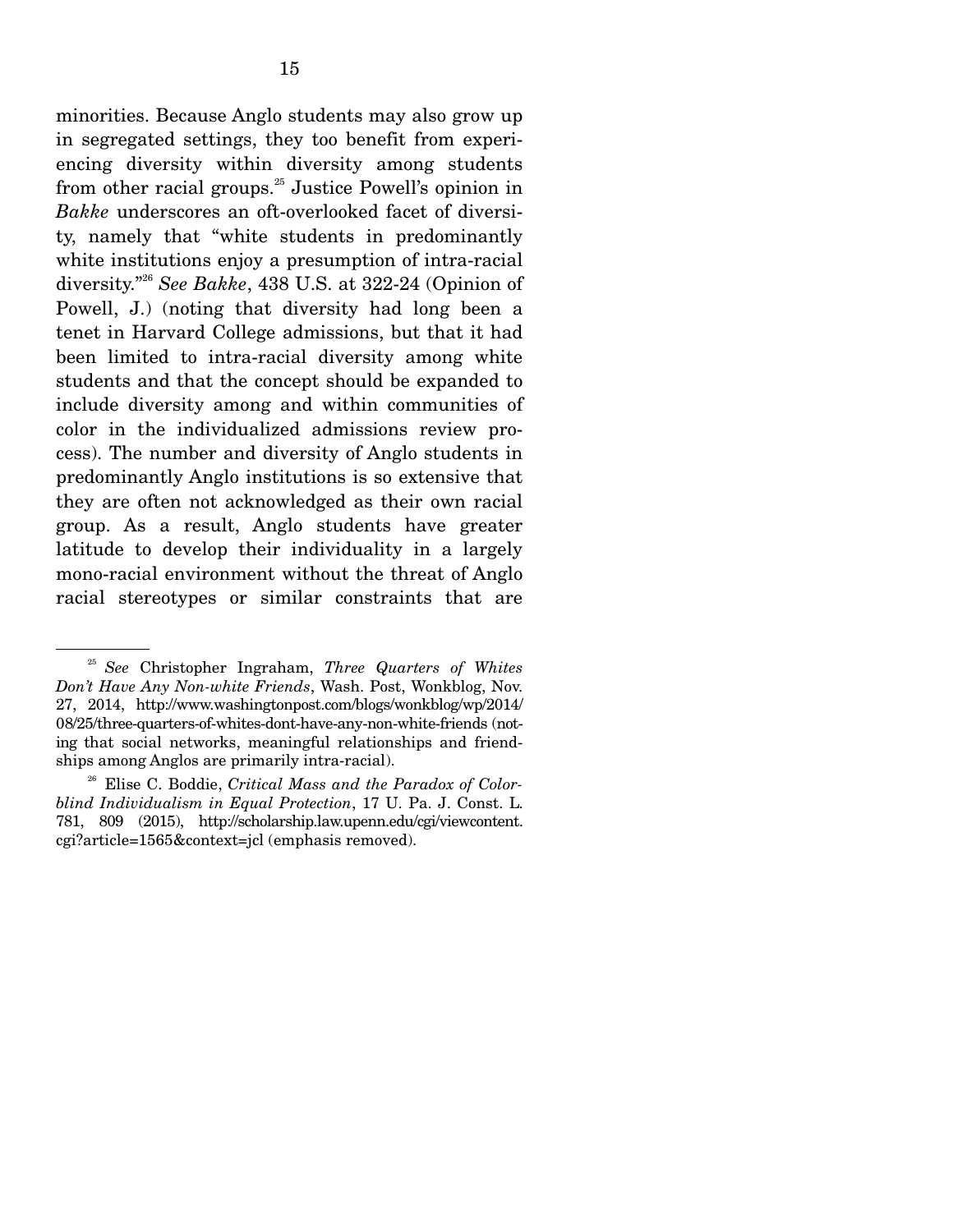minorities. Because Anglo students may also grow up in segregated settings, they too benefit from experiencing diversity within diversity among students from other racial groups.[25] Justice Powell's opinion in *Bakke* underscores an oft-overlooked facet of diversity, namely that "white students in predominantly white institutions enjoy a presumption of intra-racial diversity."[26] *See Bakke*, 438 U.S. at 322-24 (Opinion of Powell, J.) (noting that diversity had long been a tenet in Harvard College admissions, but that it had been limited to intra-racial diversity among white students and that the concept should be expanded to include diversity among and within communities of color in the individualized admissions review process). The number and diversity of Anglo students in predominantly Anglo institutions is so extensive that they are often not acknowledged as their own racial group. As a result, Anglo students have greater latitude to develop their individuality in a largely mono-racial environment without the threat of Anglo racial stereotypes or similar constraints that are

---

[25] *See* Christopher Ingraham, *Three Quarters of Whites Don't Have Any Non-white Friends*, Wash. Post, Wonkblog, Nov. 27, 2014, http://www.washingtonpost.com/blogs/wonkblog/wp/2014/08/25/three-quarters-of-whites-dont-have-any-non-white-friends (noting that social networks, meaningful relationships and friendships among Anglos are primarily intra-racial).

[26] Elise C. Boddie, *Critical Mass and the Paradox of Colorblind Individualism in Equal Protection*, 17 U. Pa. J. Const. L. 781, 809 (2015), http://scholarship.law.upenn.edu/cgi/viewcontent.cgi?article=1565&context=jcl (emphasis removed).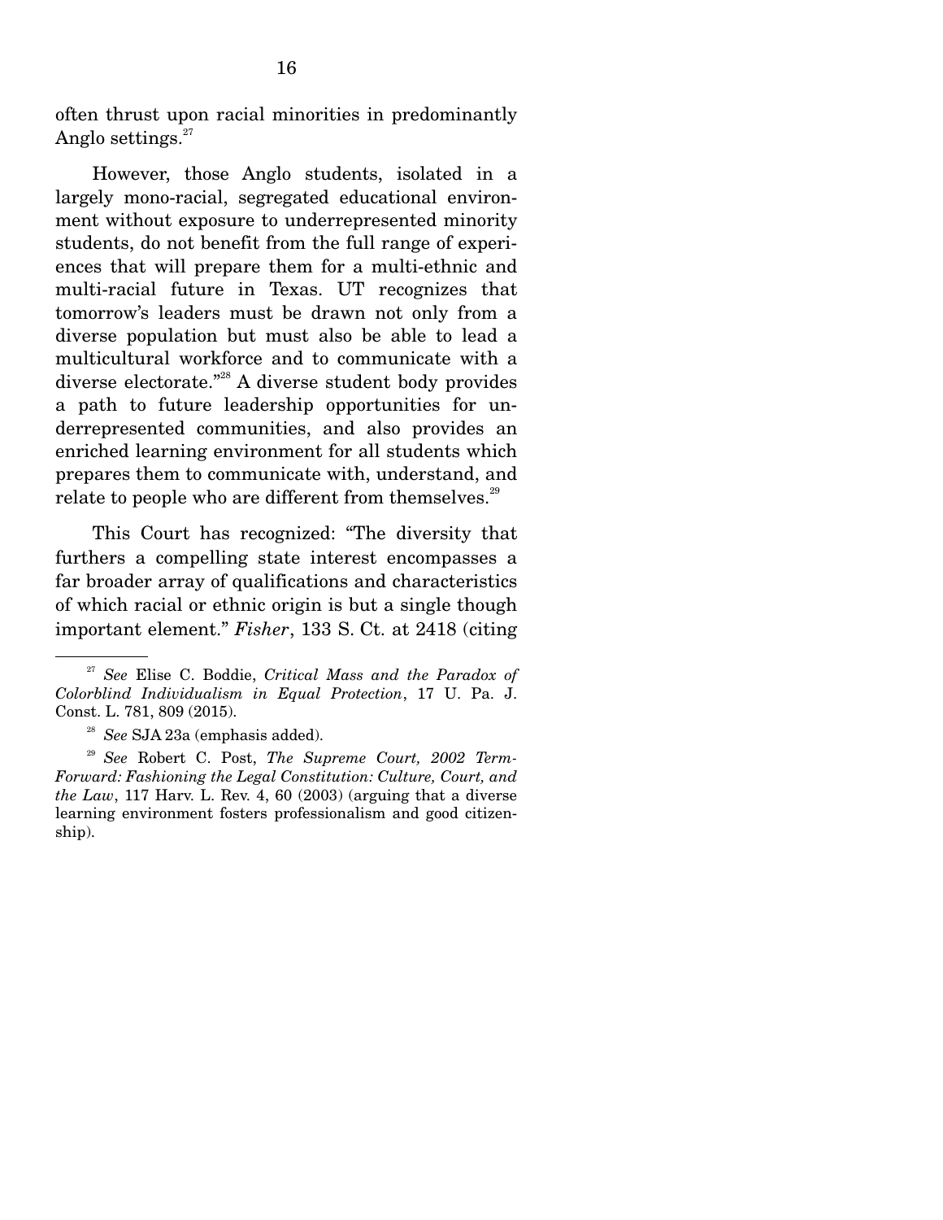often thrust upon racial minorities in predominantly Anglo settings.[27]

However, those Anglo students, isolated in a largely mono-racial, segregated educational environment without exposure to underrepresented minority students, do not benefit from the full range of experiences that will prepare them for a multi-ethnic and multi-racial future in Texas. UT recognizes that tomorrow's leaders must be drawn not only from a diverse population but must also be able to lead a multicultural workforce and to communicate with a diverse electorate."[28] A diverse student body provides a path to future leadership opportunities for underrepresented communities, and also provides an enriched learning environment for all students which prepares them to communicate with, understand, and relate to people who are different from themselves.[29]

This Court has recognized: "The diversity that furthers a compelling state interest encompasses a far broader array of qualifications and characteristics of which racial or ethnic origin is but a single though important element." *Fisher*, 133 S. Ct. at 2418 (citing

---

[27] *See* Elise C. Boddie, *Critical Mass and the Paradox of Colorblind Individualism in Equal Protection*, 17 U. Pa. J. Const. L. 781, 809 (2015).

[28] *See* SJA 23a (emphasis added).

[29] *See* Robert C. Post, *The Supreme Court, 2002 Term-Forward: Fashioning the Legal Constitution: Culture, Court, and the Law*, 117 Harv. L. Rev. 4, 60 (2003) (arguing that a diverse learning environment fosters professionalism and good citizenship).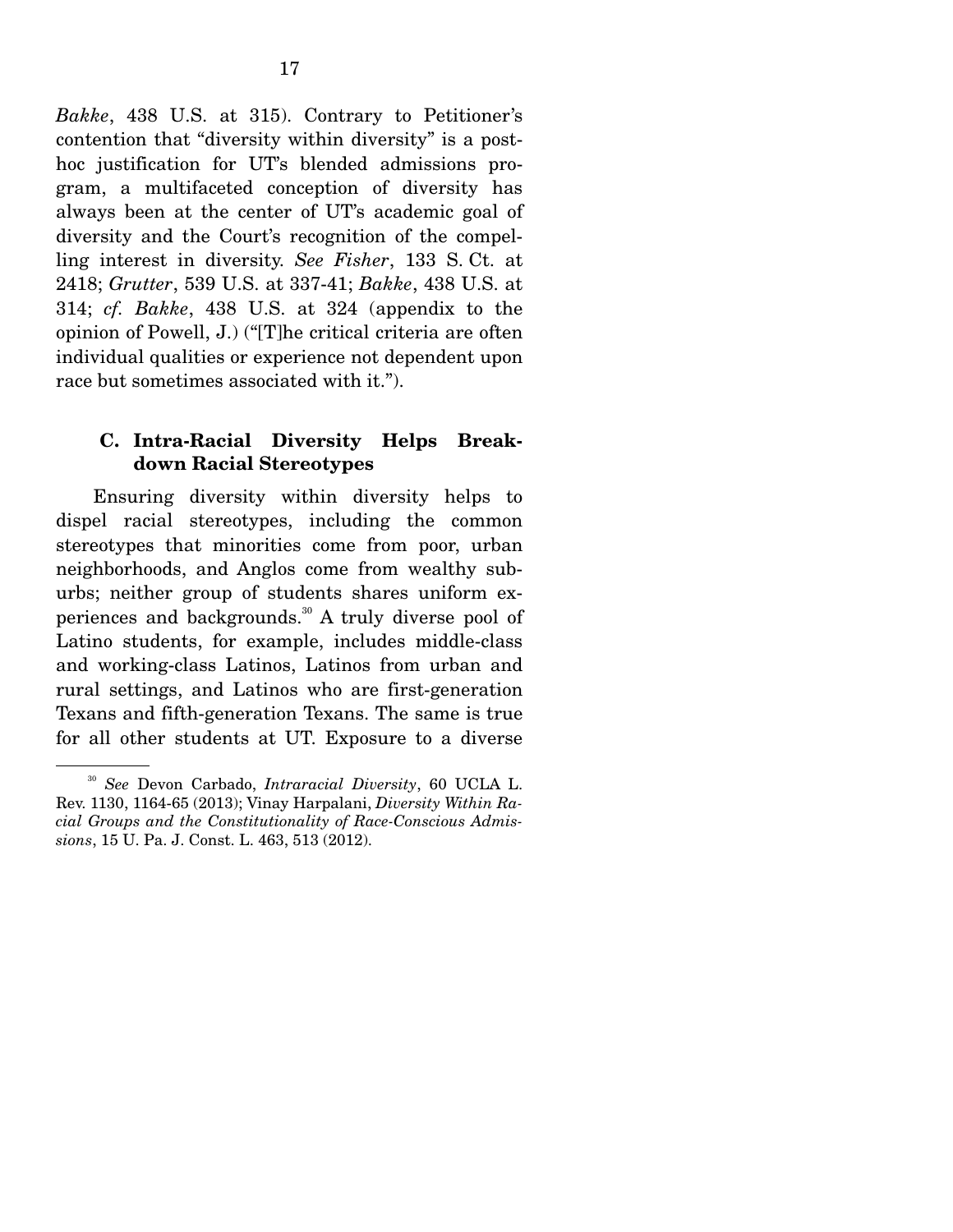*Bakke*, 438 U.S. at 315). Contrary to Petitioner's contention that "diversity within diversity" is a post-hoc justification for UT's blended admissions program, a multifaceted conception of diversity has always been at the center of UT's academic goal of diversity and the Court's recognition of the compelling interest in diversity. *See Fisher*, 133 S. Ct. at 2418; *Grutter*, 539 U.S. at 337-41; *Bakke*, 438 U.S. at 314; *cf. Bakke*, 438 U.S. at 324 (appendix to the opinion of Powell, J.) ("[T]he critical criteria are often individual qualities or experience not dependent upon race but sometimes associated with it.").

### C. Intra-Racial Diversity Helps Break-down Racial Stereotypes

Ensuring diversity within diversity helps to dispel racial stereotypes, including the common stereotypes that minorities come from poor, urban neighborhoods, and Anglos come from wealthy suburbs; neither group of students shares uniform experiences and backgrounds.[30] A truly diverse pool of Latino students, for example, includes middle-class and working-class Latinos, Latinos from urban and rural settings, and Latinos who are first-generation Texans and fifth-generation Texans. The same is true for all other students at UT. Exposure to a diverse

---

[30] *See* Devon Carbado, *Intraracial Diversity*, 60 UCLA L. Rev. 1130, 1164-65 (2013); Vinay Harpalani, *Diversity Within Racial Groups and the Constitutionality of Race-Conscious Admissions*, 15 U. Pa. J. Const. L. 463, 513 (2012).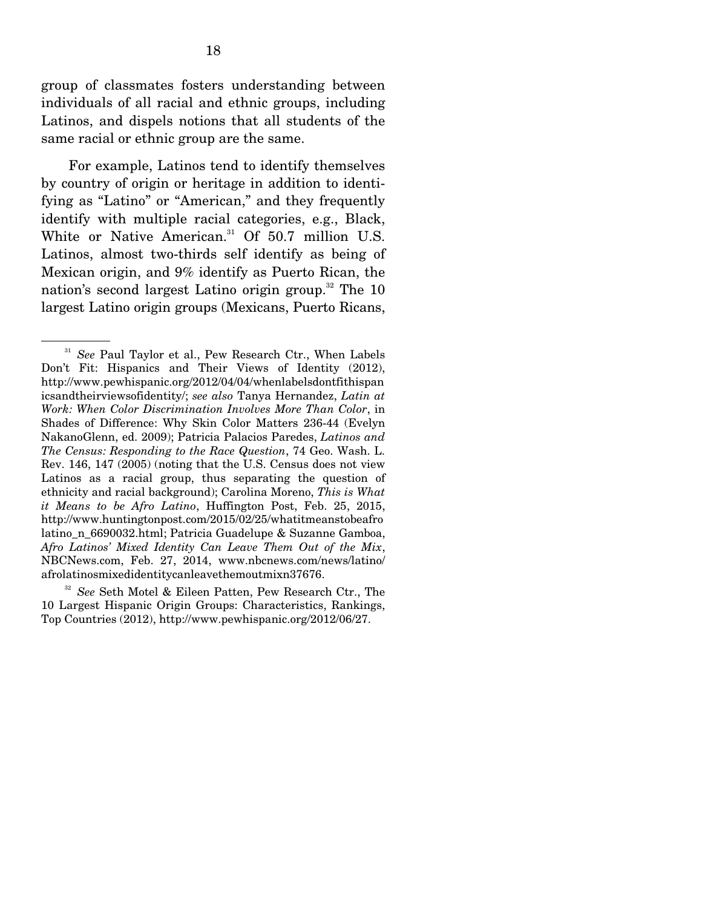group of classmates fosters understanding between individuals of all racial and ethnic groups, including Latinos, and dispels notions that all students of the same racial or ethnic group are the same.

For example, Latinos tend to identify themselves by country of origin or heritage in addition to identifying as "Latino" or "American," and they frequently identify with multiple racial categories, e.g., Black, White or Native American.[31] Of 50.7 million U.S. Latinos, almost two-thirds self identify as being of Mexican origin, and 9% identify as Puerto Rican, the nation's second largest Latino origin group.[32] The 10 largest Latino origin groups (Mexicans, Puerto Ricans,

---

[31] *See* Paul Taylor et al., Pew Research Ctr., When Labels Don't Fit: Hispanics and Their Views of Identity (2012), http://www.pewhispanic.org/2012/04/04/whenlabelsdontfithispanicsandtheirviewsofidentity/; *see also* Tanya Hernandez, *Latin at Work: When Color Discrimination Involves More Than Color*, in Shades of Difference: Why Skin Color Matters 236-44 (Evelyn NakanoGlenn, ed. 2009); Patricia Palacios Paredes, *Latinos and The Census: Responding to the Race Question*, 74 Geo. Wash. L. Rev. 146, 147 (2005) (noting that the U.S. Census does not view Latinos as a racial group, thus separating the question of ethnicity and racial background); Carolina Moreno, *This is What it Means to be Afro Latino*, Huffington Post, Feb. 25, 2015, http://www.huntingtonpost.com/2015/02/25/whatitmeanstobeafrolatino_n_6690032.html; Patricia Guadelupe & Suzanne Gamboa, *Afro Latinos' Mixed Identity Can Leave Them Out of the Mix*, NBCNews.com, Feb. 27, 2014, www.nbcnews.com/news/latino/afrolatinosmixedidentitycanleavethemoutmixn37676.

[32] *See* Seth Motel & Eileen Patten, Pew Research Ctr., The 10 Largest Hispanic Origin Groups: Characteristics, Rankings, Top Countries (2012), http://www.pewhispanic.org/2012/06/27.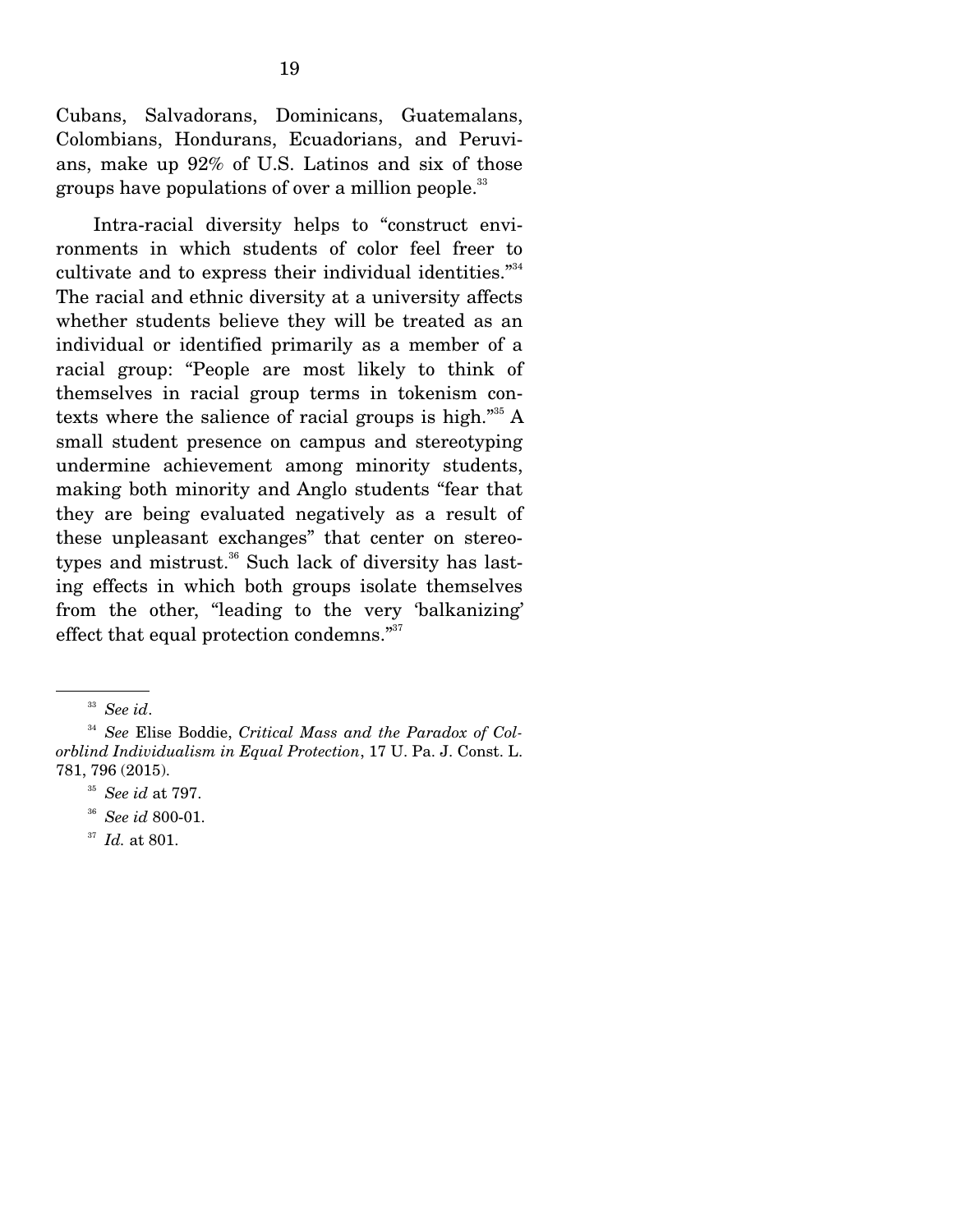Cubans, Salvadorans, Dominicans, Guatemalans, Colombians, Hondurans, Ecuadorians, and Peruvians, make up 92% of U.S. Latinos and six of those groups have populations of over a million people.[33]

Intra-racial diversity helps to "construct environments in which students of color feel freer to cultivate and to express their individual identities."[34] The racial and ethnic diversity at a university affects whether students believe they will be treated as an individual or identified primarily as a member of a racial group: "People are most likely to think of themselves in racial group terms in tokenism contexts where the salience of racial groups is high."[35] A small student presence on campus and stereotyping undermine achievement among minority students, making both minority and Anglo students "fear that they are being evaluated negatively as a result of these unpleasant exchanges" that center on stereotypes and mistrust.[36] Such lack of diversity has lasting effects in which both groups isolate themselves from the other, "leading to the very 'balkanizing' effect that equal protection condemns."[37]

---

[33] *See id*.

[34] *See* Elise Boddie, *Critical Mass and the Paradox of Colorblind Individualism in Equal Protection*, 17 U. Pa. J. Const. L. 781, 796 (2015).

[35] *See id* at 797.

[36] *See id* 800-01.

[37] *Id.* at 801.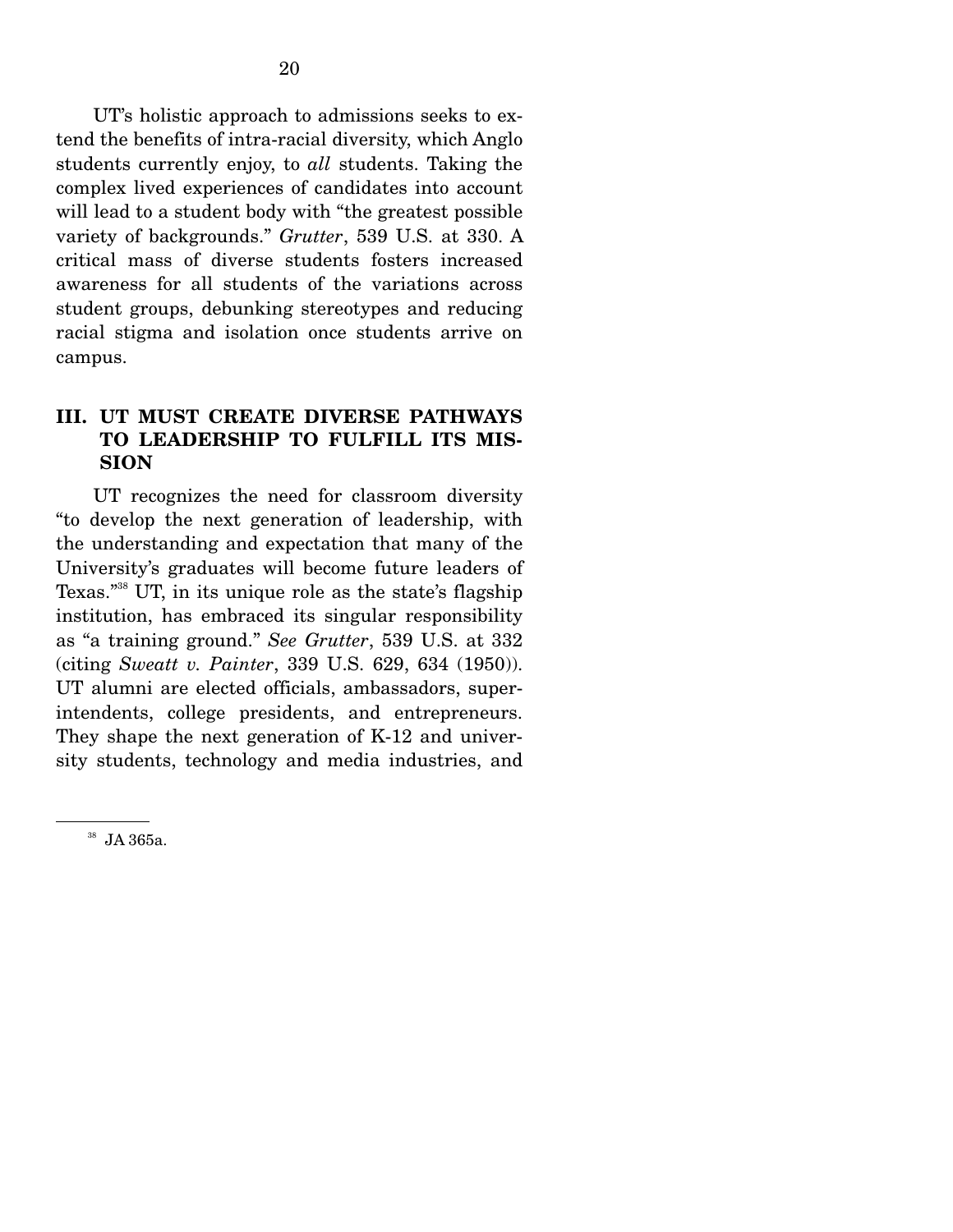UT's holistic approach to admissions seeks to extend the benefits of intra-racial diversity, which Anglo students currently enjoy, to *all* students. Taking the complex lived experiences of candidates into account will lead to a student body with "the greatest possible variety of backgrounds." *Grutter*, 539 U.S. at 330. A critical mass of diverse students fosters increased awareness for all students of the variations across student groups, debunking stereotypes and reducing racial stigma and isolation once students arrive on campus.

## III. UT MUST CREATE DIVERSE PATHWAYS TO LEADERSHIP TO FULFILL ITS MISSION

UT recognizes the need for classroom diversity "to develop the next generation of leadership, with the understanding and expectation that many of the University's graduates will become future leaders of Texas."[38] UT, in its unique role as the state's flagship institution, has embraced its singular responsibility as "a training ground." *See Grutter*, 539 U.S. at 332 (citing *Sweatt v. Painter*, 339 U.S. 629, 634 (1950)). UT alumni are elected officials, ambassadors, superintendents, college presidents, and entrepreneurs. They shape the next generation of K-12 and university students, technology and media industries, and

[38] JA 365a.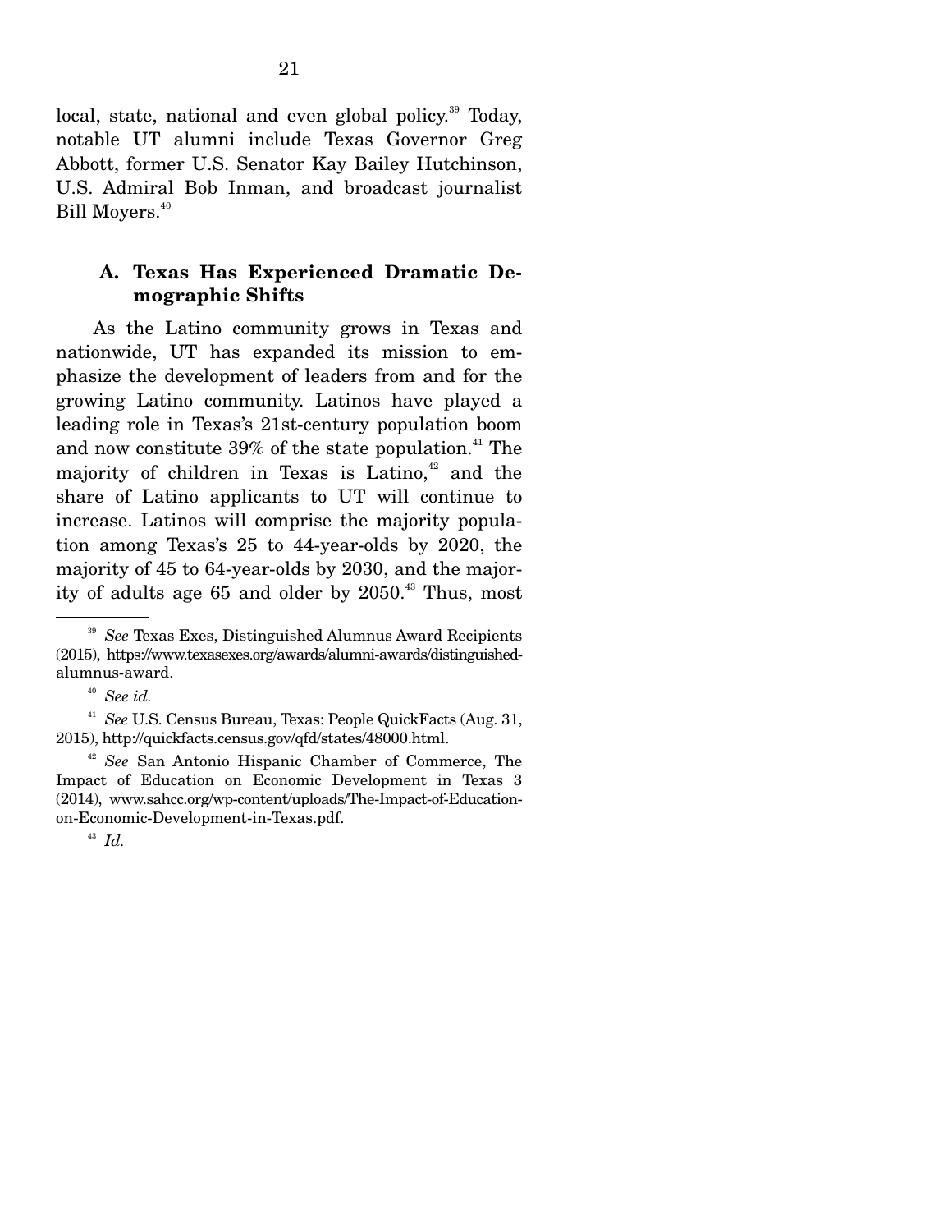local, state, national and even global policy.[39] Today, notable UT alumni include Texas Governor Greg Abbott, former U.S. Senator Kay Bailey Hutchinson, U.S. Admiral Bob Inman, and broadcast journalist Bill Moyers.[40]

### A. Texas Has Experienced Dramatic Demographic Shifts

As the Latino community grows in Texas and nationwide, UT has expanded its mission to emphasize the development of leaders from and for the growing Latino community. Latinos have played a leading role in Texas's 21st-century population boom and now constitute 39% of the state population.[41] The majority of children in Texas is Latino,[42] and the share of Latino applicants to UT will continue to increase. Latinos will comprise the majority population among Texas's 25 to 44-year-olds by 2020, the majority of 45 to 64-year-olds by 2030, and the majority of adults age 65 and older by 2050.[43] Thus, most

---

[39] *See* Texas Exes, Distinguished Alumnus Award Recipients (2015), https://www.texasexes.org/awards/alumni-awards/distinguished-alumnus-award.

[40] *See id.*

[41] *See* U.S. Census Bureau, Texas: People QuickFacts (Aug. 31, 2015), http://quickfacts.census.gov/qfd/states/48000.html.

[42] *See* San Antonio Hispanic Chamber of Commerce, The Impact of Education on Economic Development in Texas 3 (2014), www.sahcc.org/wp-content/uploads/The-Impact-of-Education-on-Economic-Development-in-Texas.pdf.

[43] *Id.*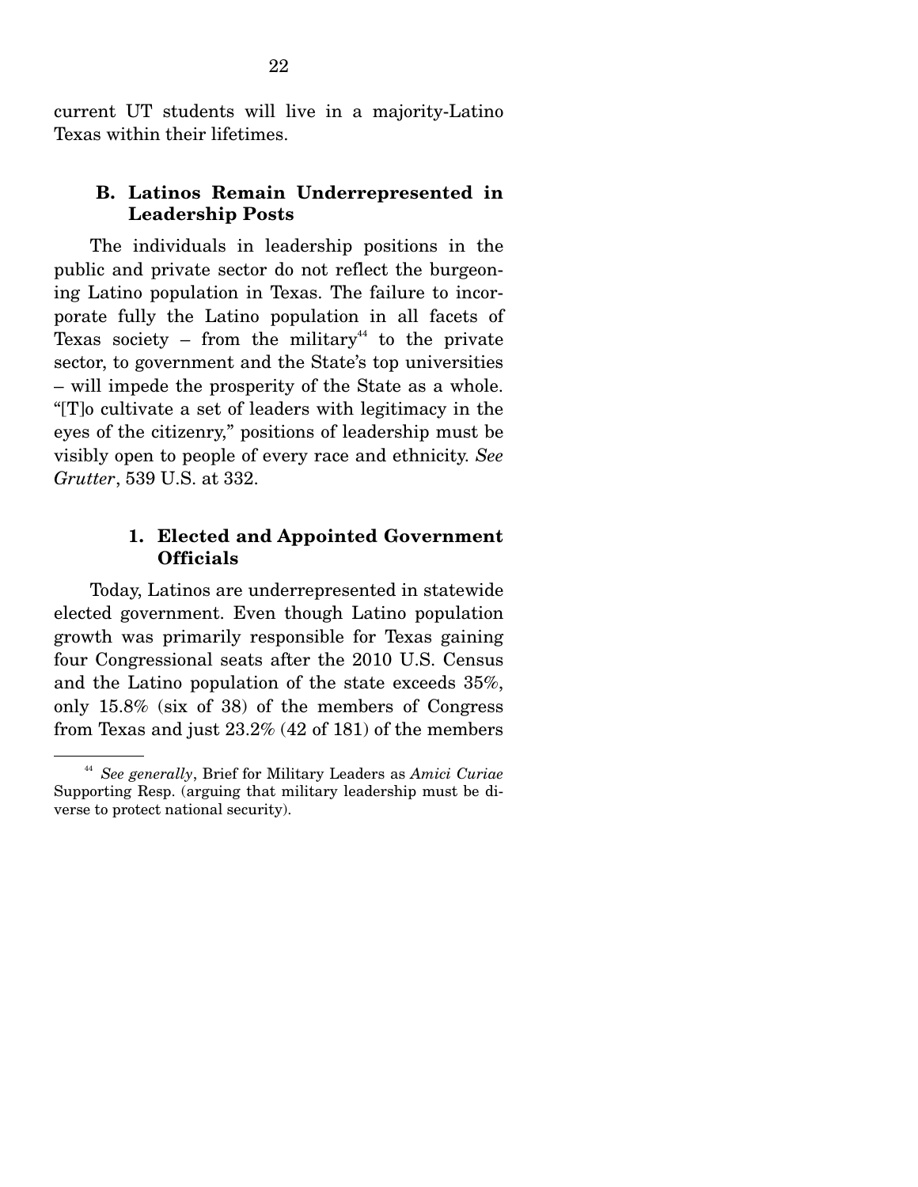current UT students will live in a majority-Latino Texas within their lifetimes.

### B. Latinos Remain Underrepresented in Leadership Posts

The individuals in leadership positions in the public and private sector do not reflect the burgeoning Latino population in Texas. The failure to incorporate fully the Latino population in all facets of Texas society – from the military[44] to the private sector, to government and the State's top universities – will impede the prosperity of the State as a whole. "[T]o cultivate a set of leaders with legitimacy in the eyes of the citizenry," positions of leadership must be visibly open to people of every race and ethnicity. *See Grutter*, 539 U.S. at 332.

#### 1. Elected and Appointed Government Officials

Today, Latinos are underrepresented in statewide elected government. Even though Latino population growth was primarily responsible for Texas gaining four Congressional seats after the 2010 U.S. Census and the Latino population of the state exceeds 35%, only 15.8% (six of 38) of the members of Congress from Texas and just 23.2% (42 of 181) of the members

---

[44] *See generally*, Brief for Military Leaders as *Amici Curiae* Supporting Resp. (arguing that military leadership must be diverse to protect national security).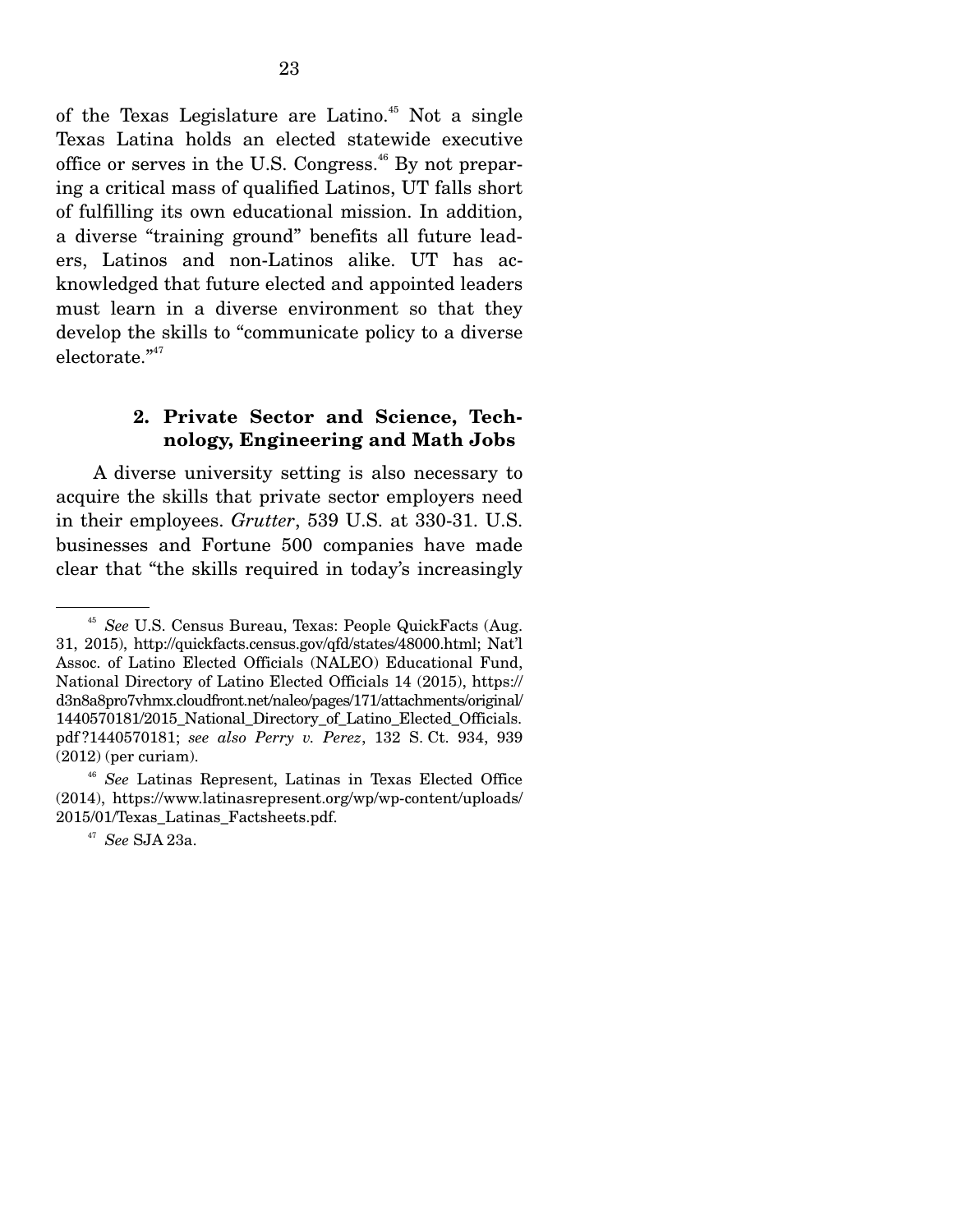of the Texas Legislature are Latino.[45] Not a single Texas Latina holds an elected statewide executive office or serves in the U.S. Congress.[46] By not preparing a critical mass of qualified Latinos, UT falls short of fulfilling its own educational mission. In addition, a diverse "training ground" benefits all future leaders, Latinos and non-Latinos alike. UT has acknowledged that future elected and appointed leaders must learn in a diverse environment so that they develop the skills to "communicate policy to a diverse electorate."[47]

### 2. Private Sector and Science, Technology, Engineering and Math Jobs

A diverse university setting is also necessary to acquire the skills that private sector employers need in their employees. *Grutter*, 539 U.S. at 330-31. U.S. businesses and Fortune 500 companies have made clear that "the skills required in today's increasingly

---

[45] *See* U.S. Census Bureau, Texas: People QuickFacts (Aug. 31, 2015), http://quickfacts.census.gov/qfd/states/48000.html; Nat'l Assoc. of Latino Elected Officials (NALEO) Educational Fund, National Directory of Latino Elected Officials 14 (2015), https://d3n8a8pro7vhmx.cloudfront.net/naleo/pages/171/attachments/original/1440570181/2015_National_Directory_of_Latino_Elected_Officials.pdf?1440570181; *see also Perry v. Perez*, 132 S. Ct. 934, 939 (2012) (per curiam).

[46] *See* Latinas Represent, Latinas in Texas Elected Office (2014), https://www.latinasrepresent.org/wp/wp-content/uploads/2015/01/Texas_Latinas_Factsheets.pdf.

[47] *See* SJA 23a.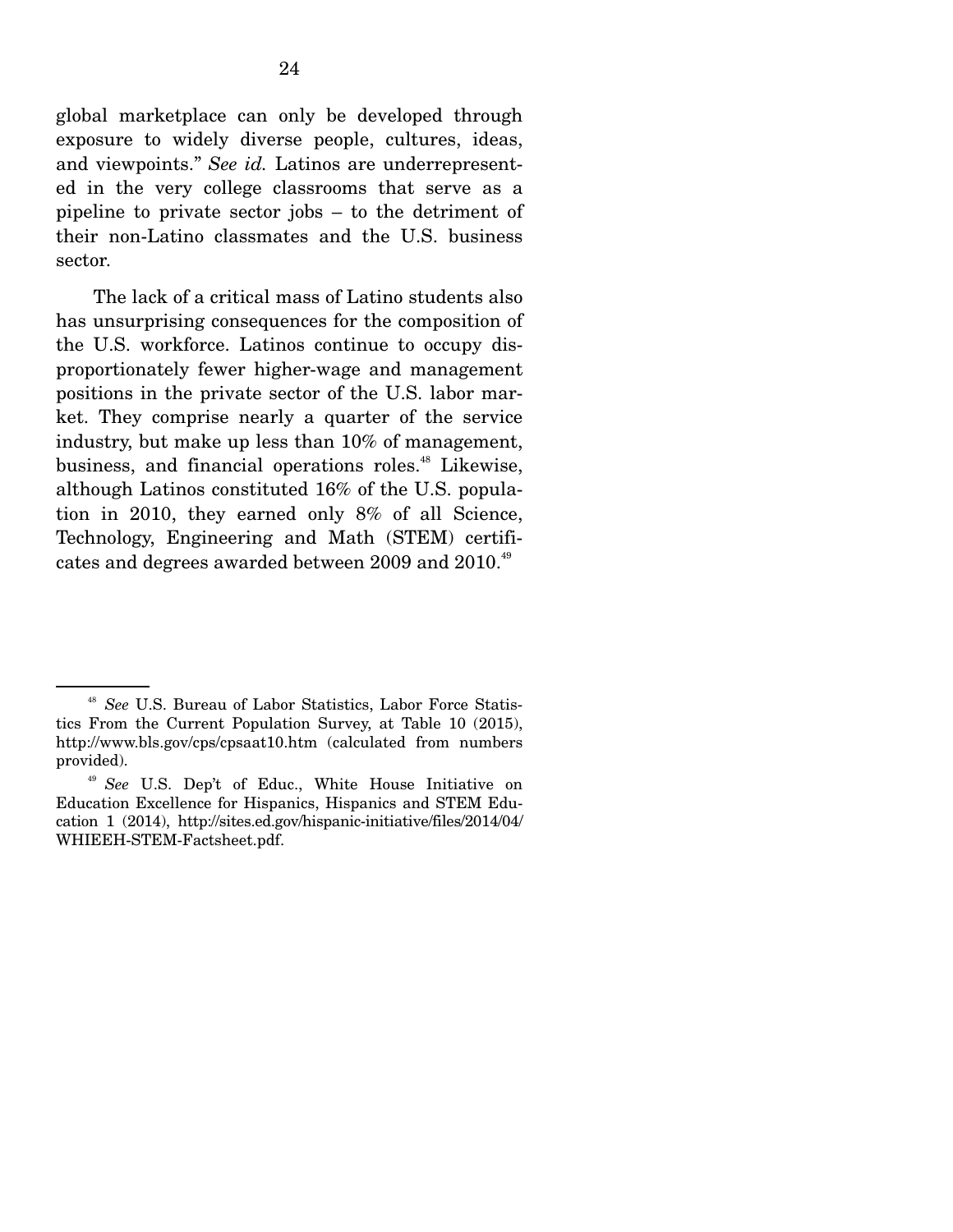global marketplace can only be developed through exposure to widely diverse people, cultures, ideas, and viewpoints." *See id.* Latinos are underrepresented in the very college classrooms that serve as a pipeline to private sector jobs – to the detriment of their non-Latino classmates and the U.S. business sector.

The lack of a critical mass of Latino students also has unsurprising consequences for the composition of the U.S. workforce. Latinos continue to occupy disproportionately fewer higher-wage and management positions in the private sector of the U.S. labor market. They comprise nearly a quarter of the service industry, but make up less than 10% of management, business, and financial operations roles.[48] Likewise, although Latinos constituted 16% of the U.S. population in 2010, they earned only 8% of all Science, Technology, Engineering and Math (STEM) certificates and degrees awarded between 2009 and 2010.[49]

---

[48] *See* U.S. Bureau of Labor Statistics, Labor Force Statistics From the Current Population Survey, at Table 10 (2015), http://www.bls.gov/cps/cpsaat10.htm (calculated from numbers provided).

[49] *See* U.S. Dep't of Educ., White House Initiative on Education Excellence for Hispanics, Hispanics and STEM Education 1 (2014), http://sites.ed.gov/hispanic-initiative/files/2014/04/WHIEEH-STEM-Factsheet.pdf.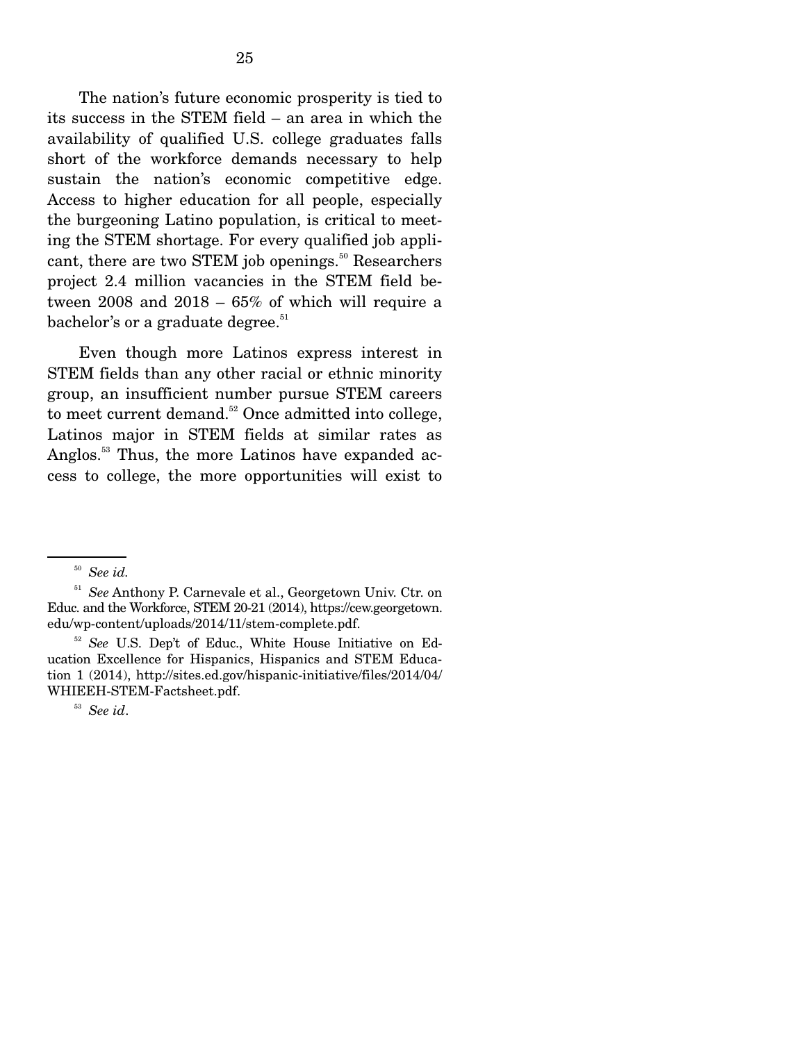The nation's future economic prosperity is tied to its success in the STEM field – an area in which the availability of qualified U.S. college graduates falls short of the workforce demands necessary to help sustain the nation's economic competitive edge. Access to higher education for all people, especially the burgeoning Latino population, is critical to meeting the STEM shortage. For every qualified job applicant, there are two STEM job openings.[50] Researchers project 2.4 million vacancies in the STEM field between 2008 and 2018 – 65% of which will require a bachelor's or a graduate degree.[51]

Even though more Latinos express interest in STEM fields than any other racial or ethnic minority group, an insufficient number pursue STEM careers to meet current demand.[52] Once admitted into college, Latinos major in STEM fields at similar rates as Anglos.[53] Thus, the more Latinos have expanded access to college, the more opportunities will exist to

---

[50] *See id.*

[51] *See* Anthony P. Carnevale et al., Georgetown Univ. Ctr. on Educ. and the Workforce, STEM 20-21 (2014), https://cew.georgetown.edu/wp-content/uploads/2014/11/stem-complete.pdf.

[52] *See* U.S. Dep't of Educ., White House Initiative on Education Excellence for Hispanics, Hispanics and STEM Education 1 (2014), http://sites.ed.gov/hispanic-initiative/files/2014/04/WHIEEH-STEM-Factsheet.pdf.

[53] *See id*.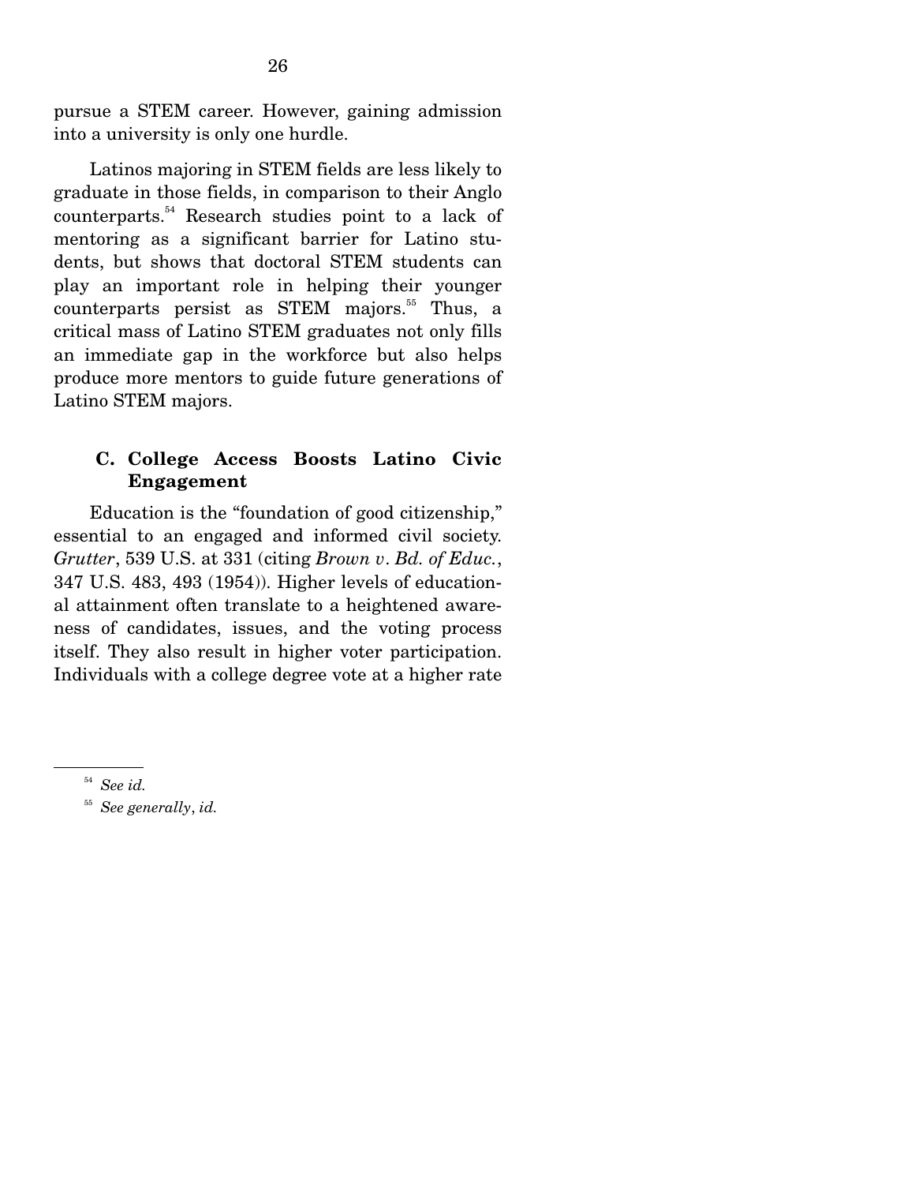pursue a STEM career. However, gaining admission into a university is only one hurdle.

Latinos majoring in STEM fields are less likely to graduate in those fields, in comparison to their Anglo counterparts.[54] Research studies point to a lack of mentoring as a significant barrier for Latino students, but shows that doctoral STEM students can play an important role in helping their younger counterparts persist as STEM majors.[55] Thus, a critical mass of Latino STEM graduates not only fills an immediate gap in the workforce but also helps produce more mentors to guide future generations of Latino STEM majors.

### C. College Access Boosts Latino Civic Engagement

Education is the "foundation of good citizenship," essential to an engaged and informed civil society. *Grutter*, 539 U.S. at 331 (citing *Brown v. Bd. of Educ.*, 347 U.S. 483, 493 (1954)). Higher levels of educational attainment often translate to a heightened awareness of candidates, issues, and the voting process itself. They also result in higher voter participation. Individuals with a college degree vote at a higher rate

---

[54] *See id.*

[55] *See generally*, *id.*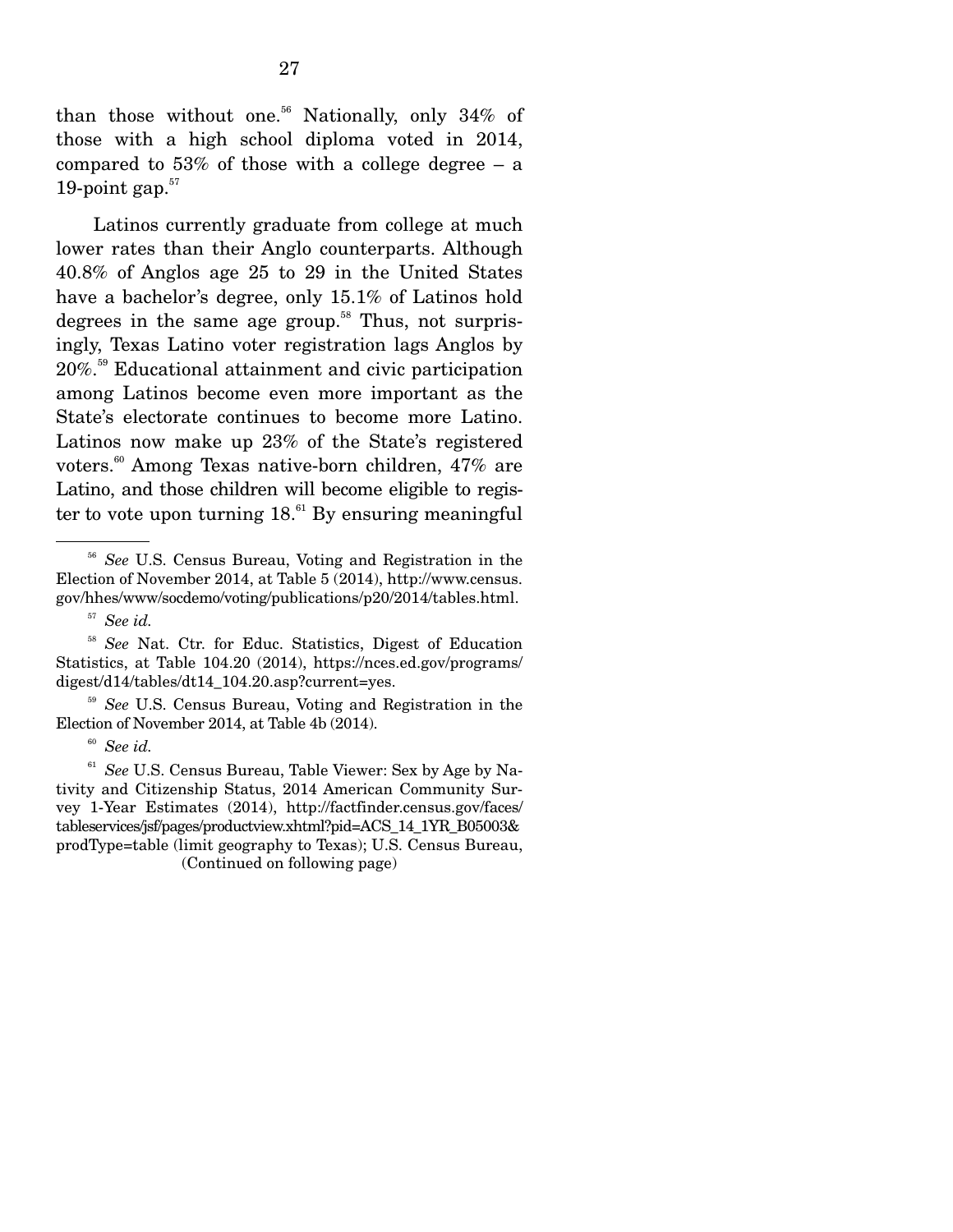than those without one.[56] Nationally, only 34% of those with a high school diploma voted in 2014, compared to 53% of those with a college degree – a 19-point gap.[57]

Latinos currently graduate from college at much lower rates than their Anglo counterparts. Although 40.8% of Anglos age 25 to 29 in the United States have a bachelor's degree, only 15.1% of Latinos hold degrees in the same age group.[58] Thus, not surprisingly, Texas Latino voter registration lags Anglos by 20%.[59] Educational attainment and civic participation among Latinos become even more important as the State's electorate continues to become more Latino. Latinos now make up 23% of the State's registered voters.[60] Among Texas native-born children, 47% are Latino, and those children will become eligible to register to vote upon turning 18.[61] By ensuring meaningful

---

[56] *See* U.S. Census Bureau, Voting and Registration in the Election of November 2014, at Table 5 (2014), http://www.census.gov/hhes/www/socdemo/voting/publications/p20/2014/tables.html.

[57] *See id.*

[58] *See* Nat. Ctr. for Educ. Statistics, Digest of Education Statistics, at Table 104.20 (2014), https://nces.ed.gov/programs/digest/d14/tables/dt14_104.20.asp?current=yes.

[59] *See* U.S. Census Bureau, Voting and Registration in the Election of November 2014, at Table 4b (2014).

[60] *See id.*

[61] *See* U.S. Census Bureau, Table Viewer: Sex by Age by Nativity and Citizenship Status, 2014 American Community Survey 1-Year Estimates (2014), http://factfinder.census.gov/faces/tableservices/jsf/pages/productview.xhtml?pid=ACS_14_1YR_B05003&prodType=table (limit geography to Texas); U.S. Census Bureau,

(Continued on following page)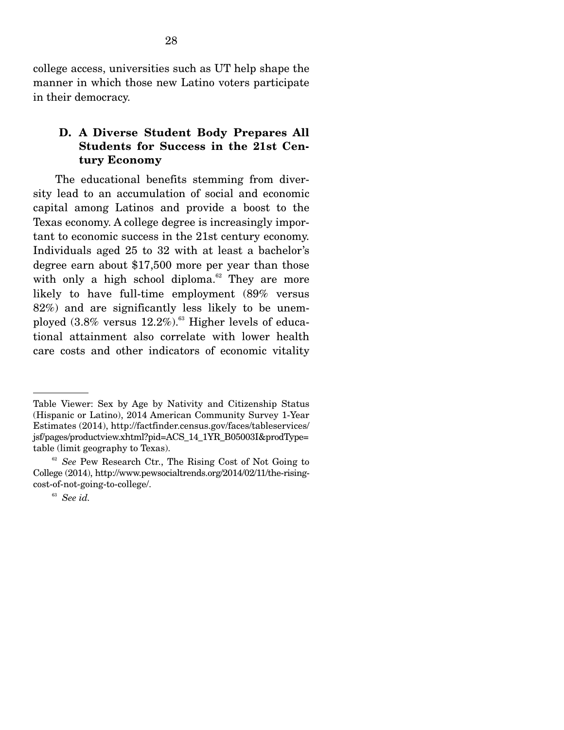college access, universities such as UT help shape the manner in which those new Latino voters participate in their democracy.

### D. A Diverse Student Body Prepares All Students for Success in the 21st Century Economy

The educational benefits stemming from diversity lead to an accumulation of social and economic capital among Latinos and provide a boost to the Texas economy. A college degree is increasingly important to economic success in the 21st century economy. Individuals aged 25 to 32 with at least a bachelor's degree earn about $17,500 more per year than those with only a high school diploma.[62] They are more likely to have full-time employment (89% versus 82%) and are significantly less likely to be unemployed (3.8% versus 12.2%).[63] Higher levels of educational attainment also correlate with lower health care costs and other indicators of economic vitality

---

Table Viewer: Sex by Age by Nativity and Citizenship Status (Hispanic or Latino), 2014 American Community Survey 1-Year Estimates (2014), http://factfinder.census.gov/faces/tableservices/jsf/pages/productview.xhtml?pid=ACS_14_1YR_B05003I&prodType=table (limit geography to Texas).

[62] *See* Pew Research Ctr., The Rising Cost of Not Going to College (2014), http://www.pewsocialtrends.org/2014/02/11/the-rising-cost-of-not-going-to-college/.

[63] *See id.*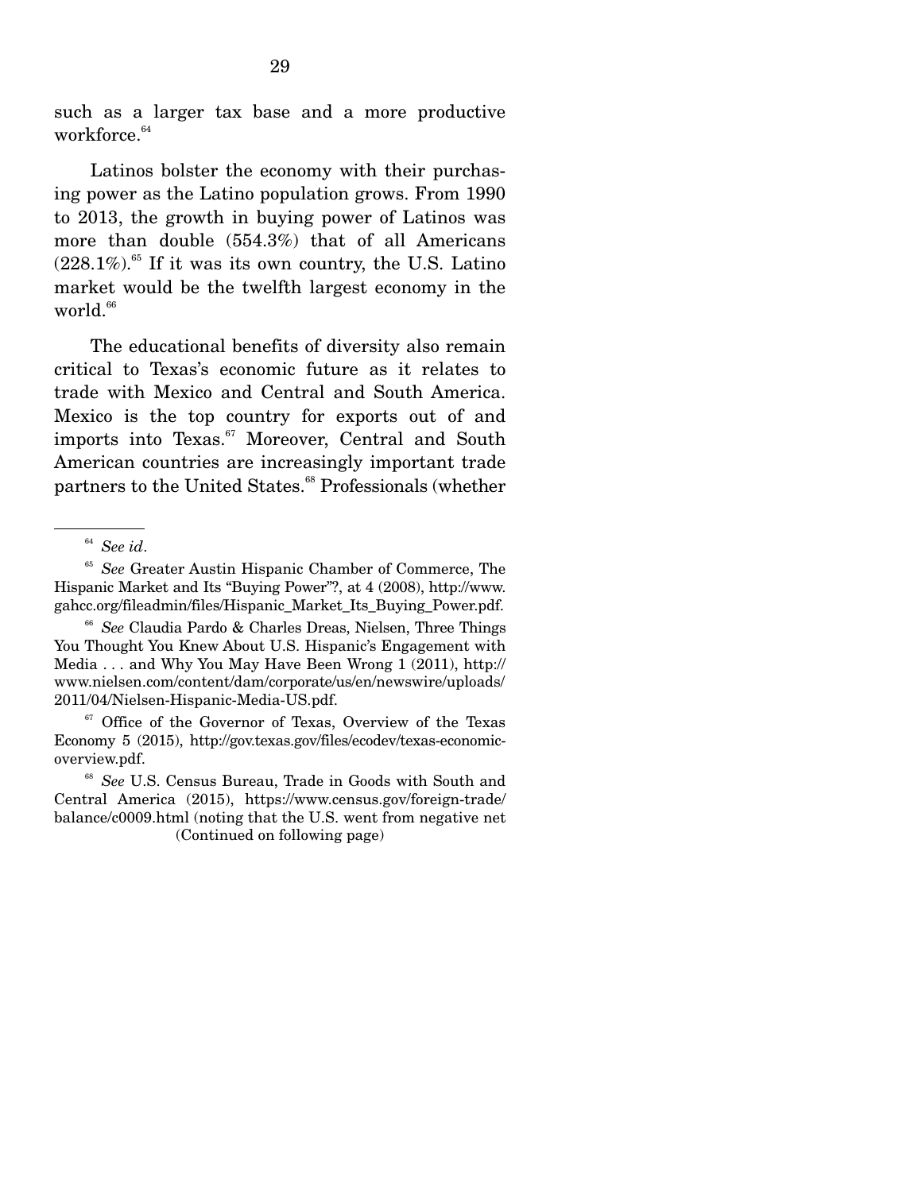such as a larger tax base and a more productive workforce.[64]

Latinos bolster the economy with their purchasing power as the Latino population grows. From 1990 to 2013, the growth in buying power of Latinos was more than double (554.3%) that of all Americans (228.1%).[65] If it was its own country, the U.S. Latino market would be the twelfth largest economy in the world.[66]

The educational benefits of diversity also remain critical to Texas's economic future as it relates to trade with Mexico and Central and South America. Mexico is the top country for exports out of and imports into Texas.[67] Moreover, Central and South American countries are increasingly important trade partners to the United States.[68] Professionals (whether

---

[64] *See id*.

[65] *See* Greater Austin Hispanic Chamber of Commerce, The Hispanic Market and Its "Buying Power"?, at 4 (2008), http://www.gahcc.org/fileadmin/files/Hispanic_Market_Its_Buying_Power.pdf.

[66] *See* Claudia Pardo & Charles Dreas, Nielsen, Three Things You Thought You Knew About U.S. Hispanic's Engagement with Media . . . and Why You May Have Been Wrong 1 (2011), http://www.nielsen.com/content/dam/corporate/us/en/newswire/uploads/2011/04/Nielsen-Hispanic-Media-US.pdf.

[67] Office of the Governor of Texas, Overview of the Texas Economy 5 (2015), http://gov.texas.gov/files/ecodev/texas-economic-overview.pdf.

[68] *See* U.S. Census Bureau, Trade in Goods with South and Central America (2015), https://www.census.gov/foreign-trade/balance/c0009.html (noting that the U.S. went from negative net

(Continued on following page)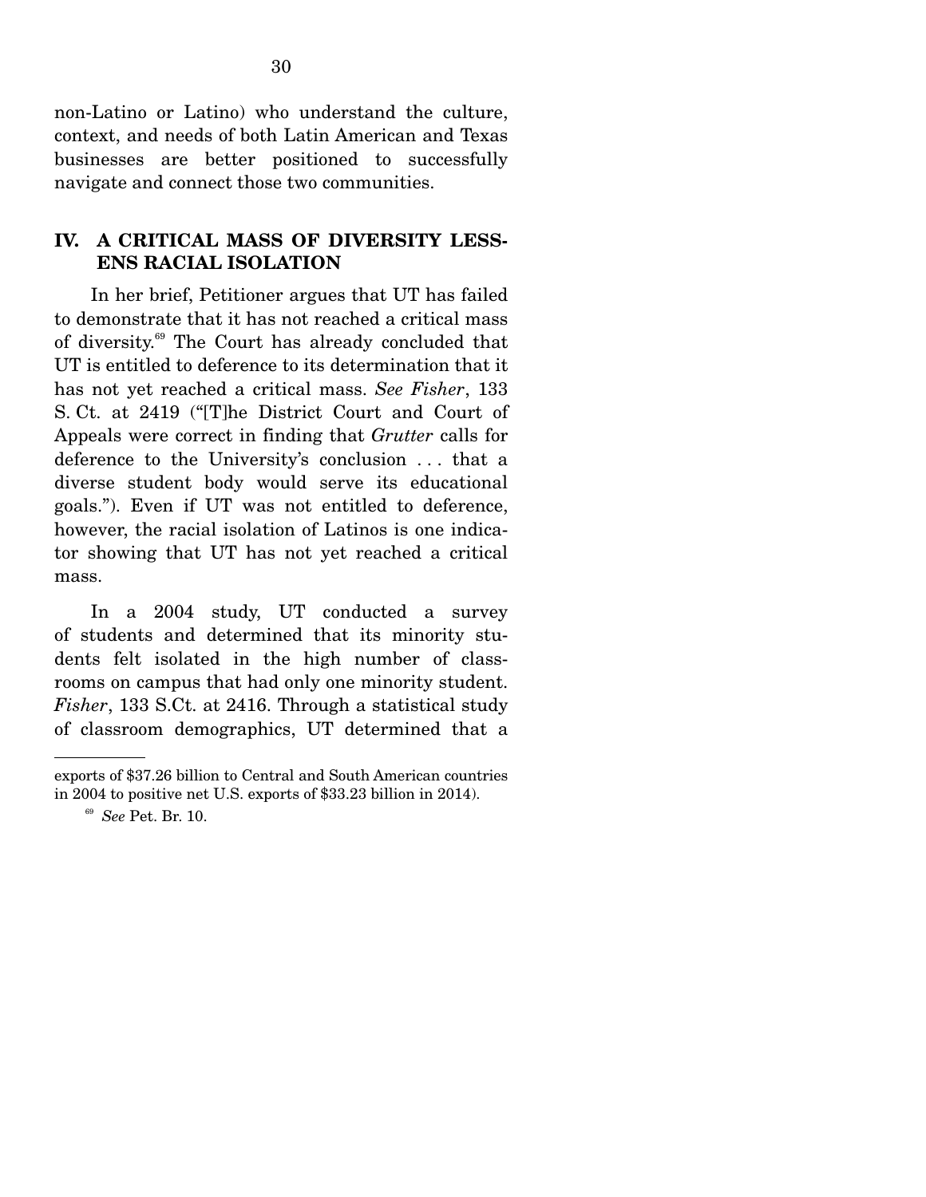non-Latino or Latino) who understand the culture, context, and needs of both Latin American and Texas businesses are better positioned to successfully navigate and connect those two communities.

## IV. A CRITICAL MASS OF DIVERSITY LESSENS RACIAL ISOLATION

In her brief, Petitioner argues that UT has failed to demonstrate that it has not reached a critical mass of diversity.[69] The Court has already concluded that UT is entitled to deference to its determination that it has not yet reached a critical mass. *See Fisher*, 133 S. Ct. at 2419 ("[T]he District Court and Court of Appeals were correct in finding that *Grutter* calls for deference to the University's conclusion . . . that a diverse student body would serve its educational goals."). Even if UT was not entitled to deference, however, the racial isolation of Latinos is one indicator showing that UT has not yet reached a critical mass.

In a 2004 study, UT conducted a survey of students and determined that its minority students felt isolated in the high number of classrooms on campus that had only one minority student. *Fisher*, 133 S.Ct. at 2416. Through a statistical study of classroom demographics, UT determined that a

---

exports of $37.26 billion to Central and South American countries in 2004 to positive net U.S. exports of $33.23 billion in 2014).

[69] *See* Pet. Br. 10.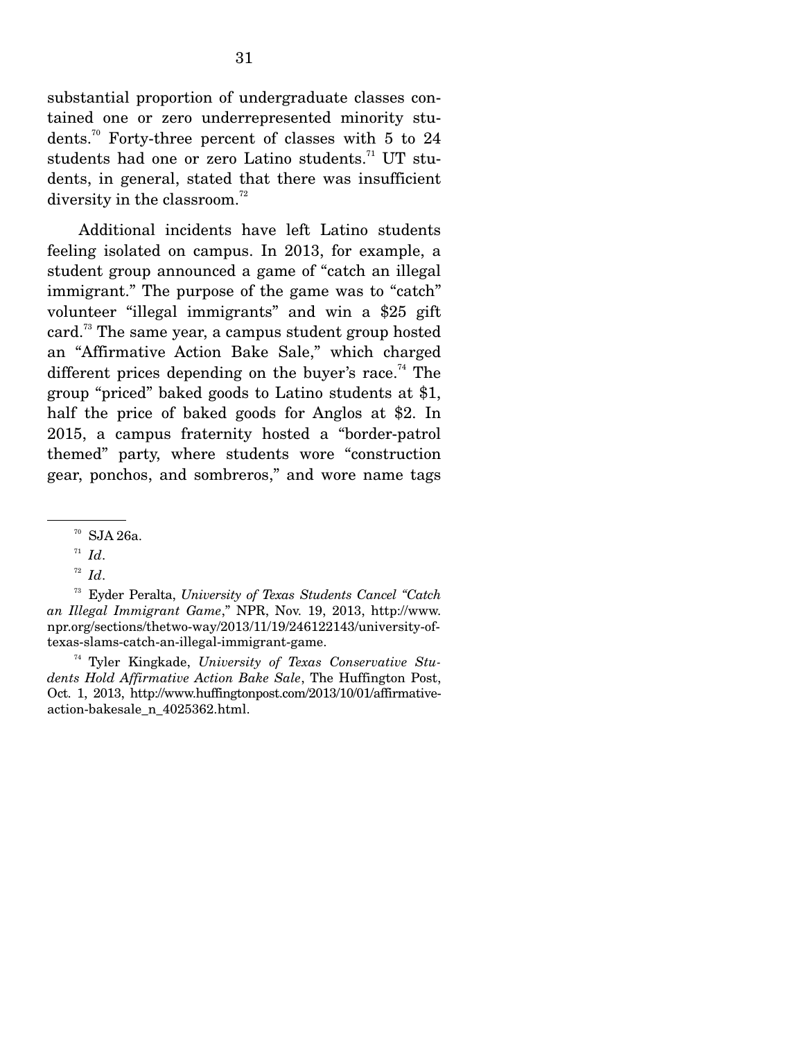substantial proportion of undergraduate classes contained one or zero underrepresented minority students.[70] Forty-three percent of classes with 5 to 24 students had one or zero Latino students.[71] UT students, in general, stated that there was insufficient diversity in the classroom.[72]

Additional incidents have left Latino students feeling isolated on campus. In 2013, for example, a student group announced a game of "catch an illegal immigrant." The purpose of the game was to "catch" volunteer "illegal immigrants" and win a $25 gift card.[73] The same year, a campus student group hosted an "Affirmative Action Bake Sale," which charged different prices depending on the buyer's race.[74] The group "priced" baked goods to Latino students at $1, half the price of baked goods for Anglos at $2. In 2015, a campus fraternity hosted a "border-patrol themed" party, where students wore "construction gear, ponchos, and sombreros," and wore name tags

---

[70] SJA 26a.

[71] *Id*.

[72] *Id*.

[73] Eyder Peralta, *University of Texas Students Cancel "Catch an Illegal Immigrant Game*," NPR, Nov. 19, 2013, http://www.npr.org/sections/thetwo-way/2013/11/19/246122143/university-of-texas-slams-catch-an-illegal-immigrant-game.

[74] Tyler Kingkade, *University of Texas Conservative Students Hold Affirmative Action Bake Sale*, The Huffington Post, Oct. 1, 2013, http://www.huffingtonpost.com/2013/10/01/affirmative-action-bakesale_n_4025362.html.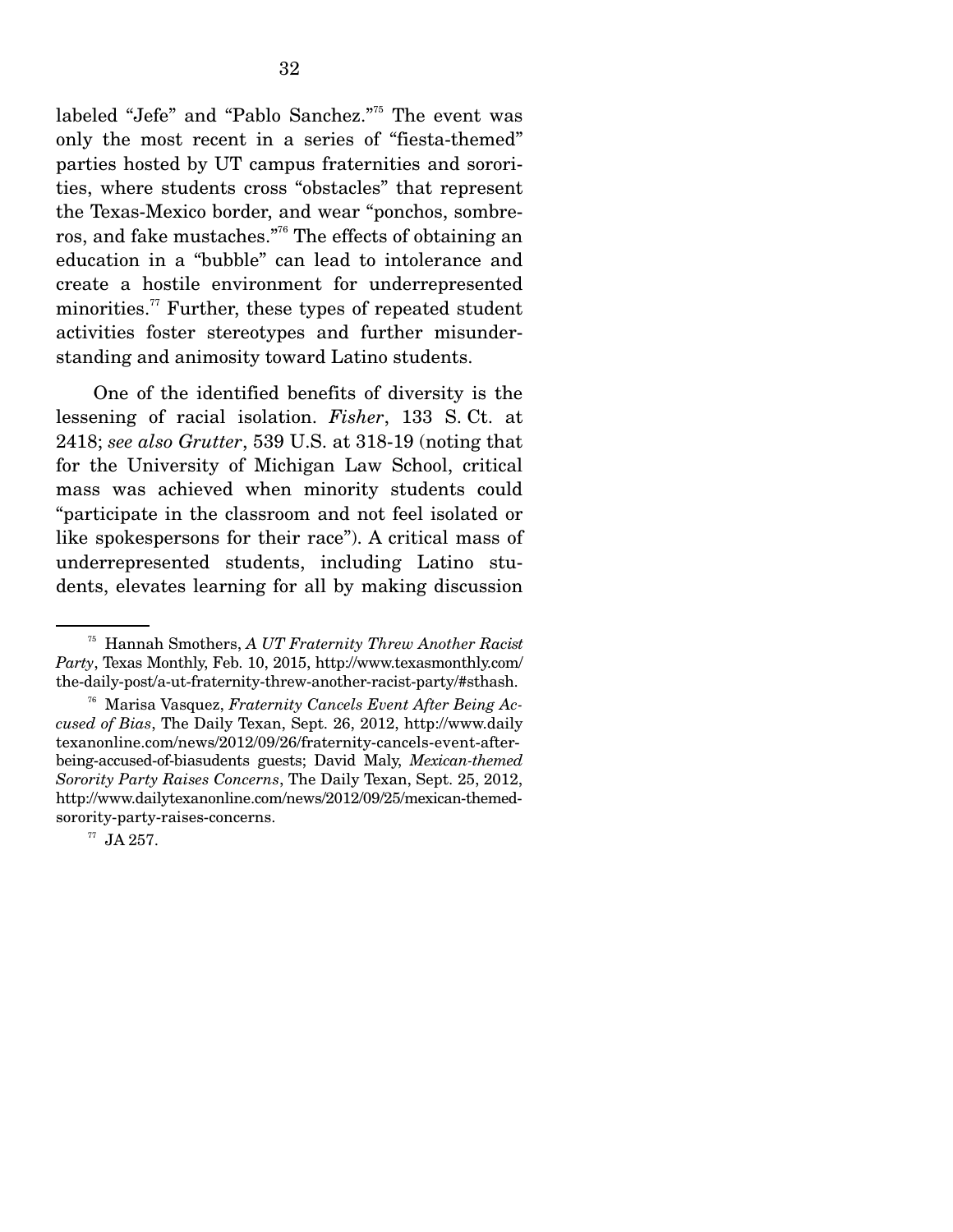labeled "Jefe" and "Pablo Sanchez."[75] The event was only the most recent in a series of "fiesta-themed" parties hosted by UT campus fraternities and sororities, where students cross "obstacles" that represent the Texas-Mexico border, and wear "ponchos, sombreros, and fake mustaches."[76] The effects of obtaining an education in a "bubble" can lead to intolerance and create a hostile environment for underrepresented minorities.[77] Further, these types of repeated student activities foster stereotypes and further misunderstanding and animosity toward Latino students.

One of the identified benefits of diversity is the lessening of racial isolation. *Fisher*, 133 S. Ct. at 2418; *see also Grutter*, 539 U.S. at 318-19 (noting that for the University of Michigan Law School, critical mass was achieved when minority students could "participate in the classroom and not feel isolated or like spokespersons for their race"). A critical mass of underrepresented students, including Latino students, elevates learning for all by making discussion

---

[75] Hannah Smothers, *A UT Fraternity Threw Another Racist Party*, Texas Monthly, Feb. 10, 2015, http://www.texasmonthly.com/the-daily-post/a-ut-fraternity-threw-another-racist-party/#sthash.

[76] Marisa Vasquez, *Fraternity Cancels Event After Being Accused of Bias*, The Daily Texan, Sept. 26, 2012, http://www.dailytexanonline.com/news/2012/09/26/fraternity-cancels-event-after-being-accused-of-biasudents guests; David Maly, *Mexican-themed Sorority Party Raises Concerns*, The Daily Texan, Sept. 25, 2012, http://www.dailytexanonline.com/news/2012/09/25/mexican-themed-sorority-party-raises-concerns.

[77] JA 257.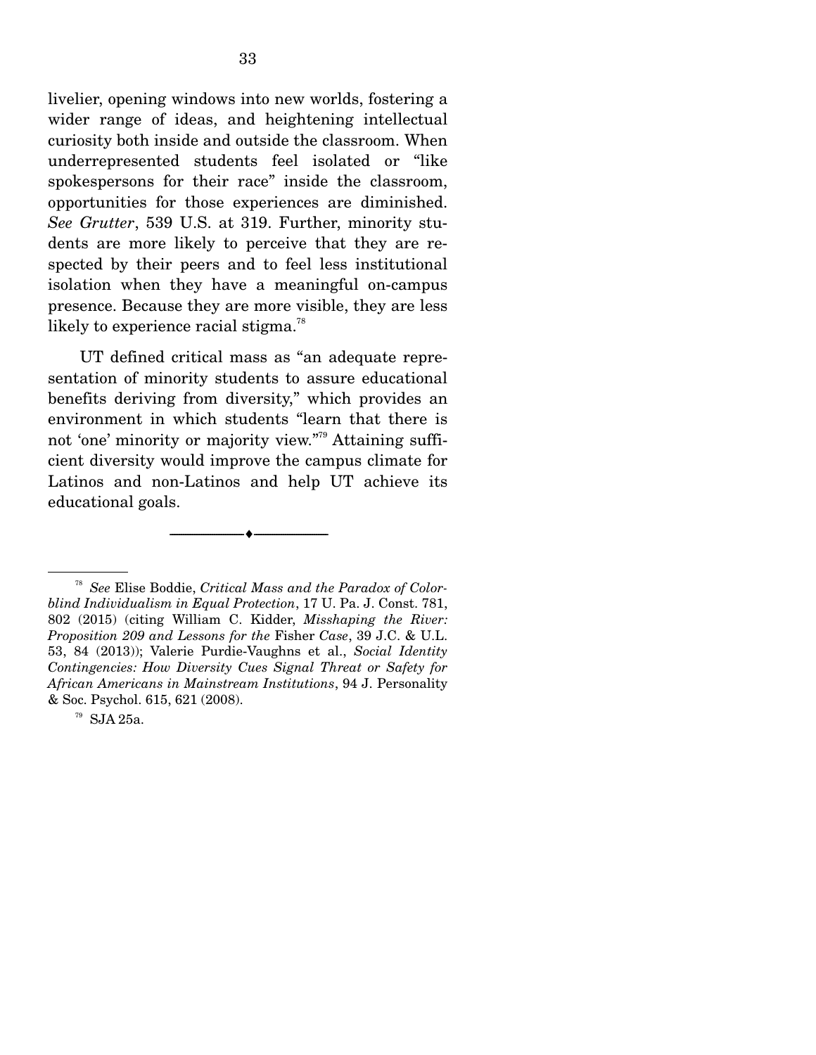livelier, opening windows into new worlds, fostering a wider range of ideas, and heightening intellectual curiosity both inside and outside the classroom. When underrepresented students feel isolated or "like spokespersons for their race" inside the classroom, opportunities for those experiences are diminished. *See Grutter*, 539 U.S. at 319. Further, minority students are more likely to perceive that they are respected by their peers and to feel less institutional isolation when they have a meaningful on-campus presence. Because they are more visible, they are less likely to experience racial stigma.[78]

UT defined critical mass as "an adequate representation of minority students to assure educational benefits deriving from diversity," which provides an environment in which students "learn that there is not 'one' minority or majority view."[79] Attaining sufficient diversity would improve the campus climate for Latinos and non-Latinos and help UT achieve its educational goals.

---

[78] *See* Elise Boddie, *Critical Mass and the Paradox of Colorblind Individualism in Equal Protection*, 17 U. Pa. J. Const. 781, 802 (2015) (citing William C. Kidder, *Misshaping the River: Proposition 209 and Lessons for the* Fisher *Case*, 39 J.C. & U.L. 53, 84 (2013)); Valerie Purdie-Vaughns et al., *Social Identity Contingencies: How Diversity Cues Signal Threat or Safety for African Americans in Mainstream Institutions*, 94 J. Personality & Soc. Psychol. 615, 621 (2008).

[79] SJA 25a.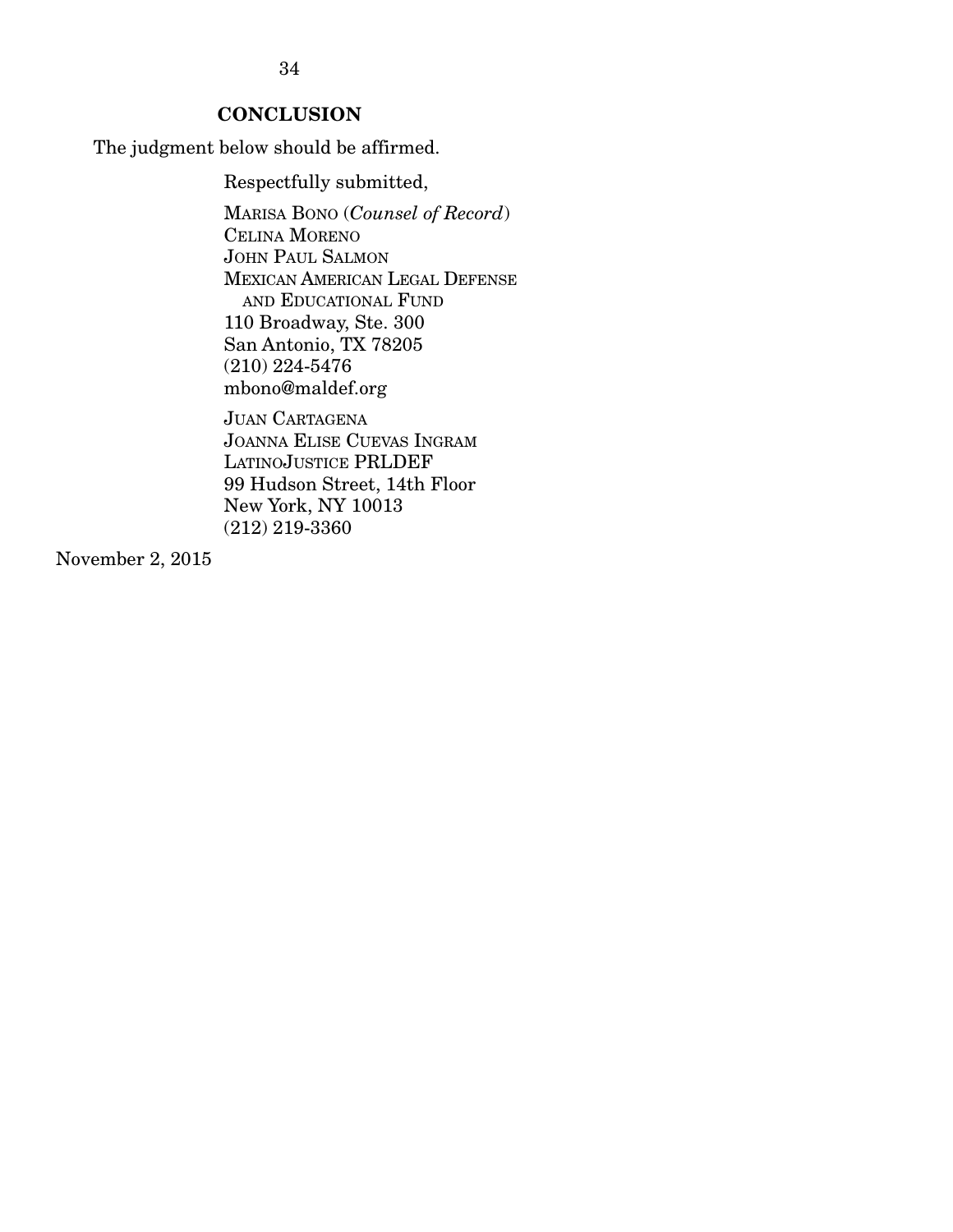## CONCLUSION

The judgment below should be affirmed.

Respectfully submitted,

MARISA BONO (*Counsel of Record*)
CELINA MORENO
JOHN PAUL SALMON
MEXICAN AMERICAN LEGAL DEFENSE
AND EDUCATIONAL FUND
110 Broadway, Ste. 300
San Antonio, TX 78205
(210) 224-5476
mbono@maldef.org

JUAN CARTAGENA
JOANNA ELISE CUEVAS INGRAM
LATINOJUSTICE PRLDEF
99 Hudson Street, 14th Floor
New York, NY 10013
(212) 219-3360

November 2, 2015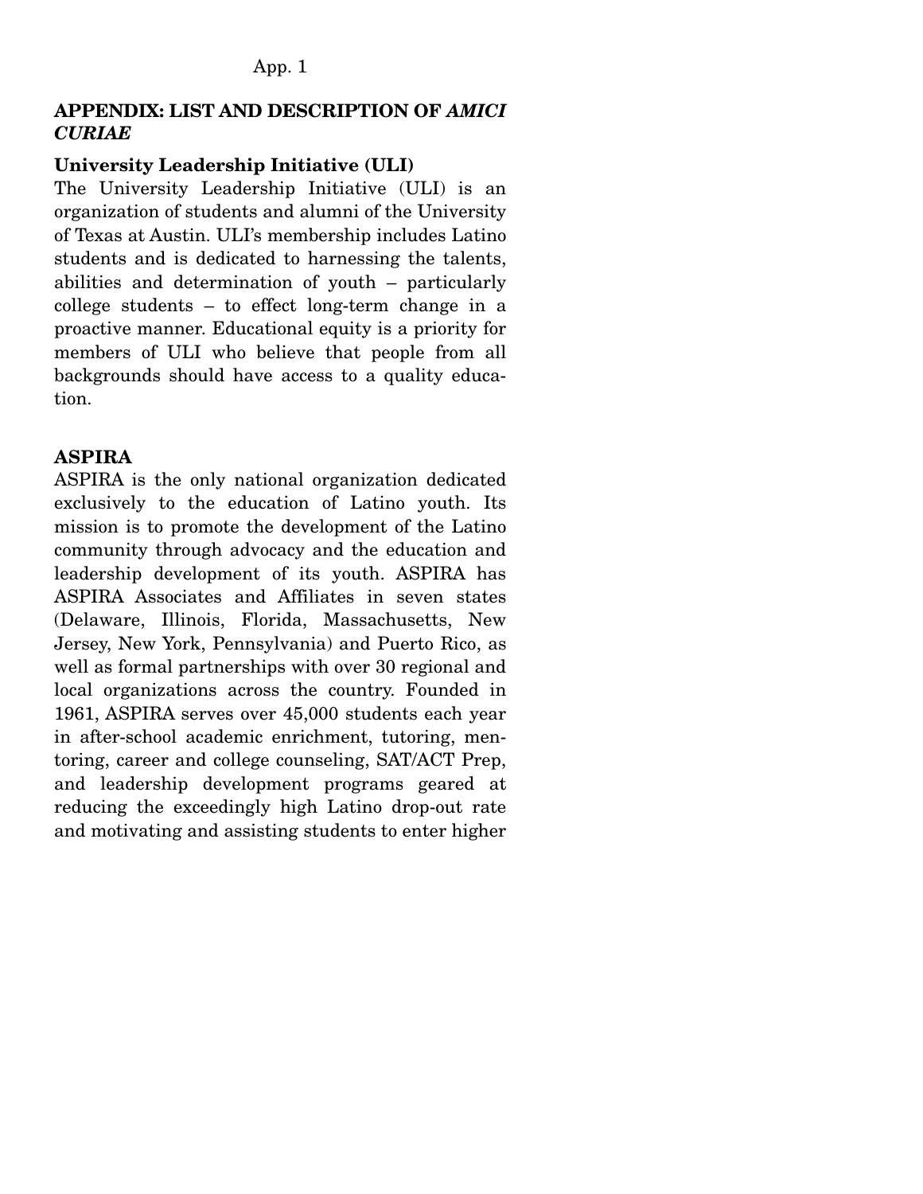## APPENDIX: LIST AND DESCRIPTION OF *AMICI CURIAE*

### University Leadership Initiative (ULI)

The University Leadership Initiative (ULI) is an organization of students and alumni of the University of Texas at Austin. ULI's membership includes Latino students and is dedicated to harnessing the talents, abilities and determination of youth – particularly college students – to effect long-term change in a proactive manner. Educational equity is a priority for members of ULI who believe that people from all backgrounds should have access to a quality education.

### ASPIRA

ASPIRA is the only national organization dedicated exclusively to the education of Latino youth. Its mission is to promote the development of the Latino community through advocacy and the education and leadership development of its youth. ASPIRA has ASPIRA Associates and Affiliates in seven states (Delaware, Illinois, Florida, Massachusetts, New Jersey, New York, Pennsylvania) and Puerto Rico, as well as formal partnerships with over 30 regional and local organizations across the country. Founded in 1961, ASPIRA serves over 45,000 students each year in after-school academic enrichment, tutoring, mentoring, career and college counseling, SAT/ACT Prep, and leadership development programs geared at reducing the exceedingly high Latino drop-out rate and motivating and assisting students to enter higher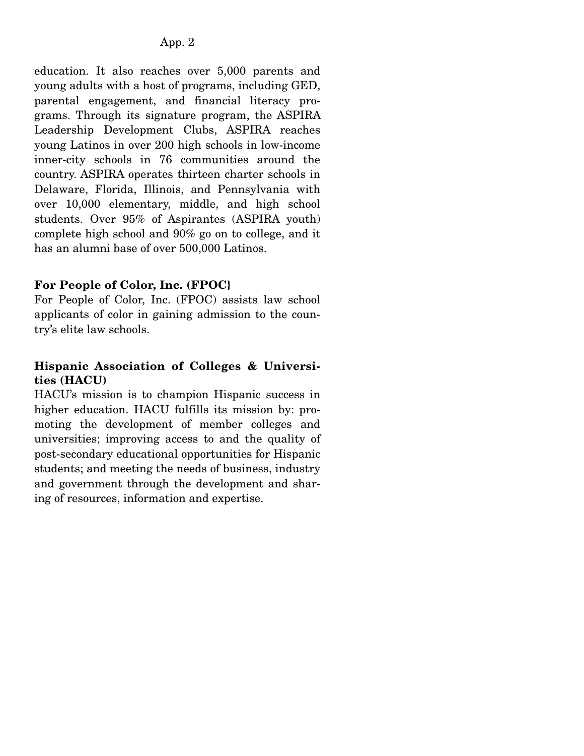education. It also reaches over 5,000 parents and young adults with a host of programs, including GED, parental engagement, and financial literacy programs. Through its signature program, the ASPIRA Leadership Development Clubs, ASPIRA reaches young Latinos in over 200 high schools in low-income inner-city schools in 76 communities around the country. ASPIRA operates thirteen charter schools in Delaware, Florida, Illinois, and Pennsylvania with over 10,000 elementary, middle, and high school students. Over 95% of Aspirantes (ASPIRA youth) complete high school and 90% go on to college, and it has an alumni base of over 500,000 Latinos.

**For People of Color, Inc. (FPOC}**

For People of Color, Inc. (FPOC) assists law school applicants of color in gaining admission to the country's elite law schools.

**Hispanic Association of Colleges & Universities (HACU)**

HACU's mission is to champion Hispanic success in higher education. HACU fulfills its mission by: promoting the development of member colleges and universities; improving access to and the quality of post-secondary educational opportunities for Hispanic students; and meeting the needs of business, industry and government through the development and sharing of resources, information and expertise.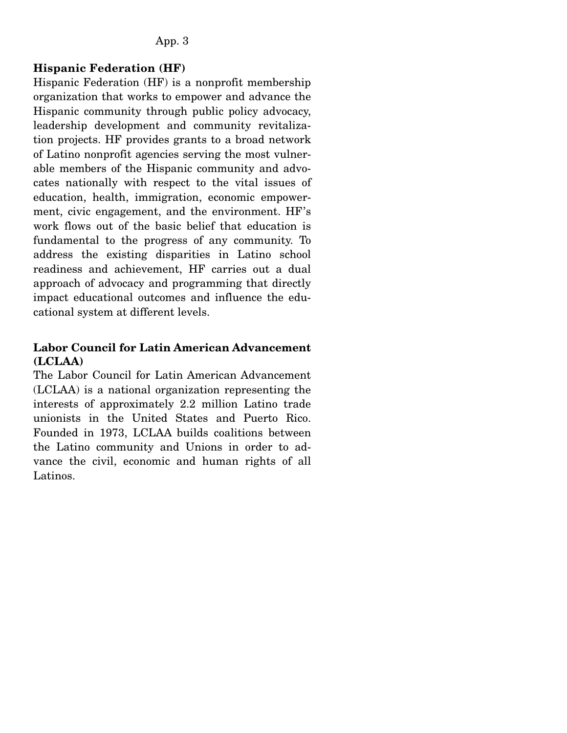**Hispanic Federation (HF)**

Hispanic Federation (HF) is a nonprofit membership organization that works to empower and advance the Hispanic community through public policy advocacy, leadership development and community revitalization projects. HF provides grants to a broad network of Latino nonprofit agencies serving the most vulnerable members of the Hispanic community and advocates nationally with respect to the vital issues of education, health, immigration, economic empowerment, civic engagement, and the environment. HF's work flows out of the basic belief that education is fundamental to the progress of any community. To address the existing disparities in Latino school readiness and achievement, HF carries out a dual approach of advocacy and programming that directly impact educational outcomes and influence the educational system at different levels.

**Labor Council for Latin American Advancement (LCLAA)**

The Labor Council for Latin American Advancement (LCLAA) is a national organization representing the interests of approximately 2.2 million Latino trade unionists in the United States and Puerto Rico. Founded in 1973, LCLAA builds coalitions between the Latino community and Unions in order to advance the civil, economic and human rights of all Latinos.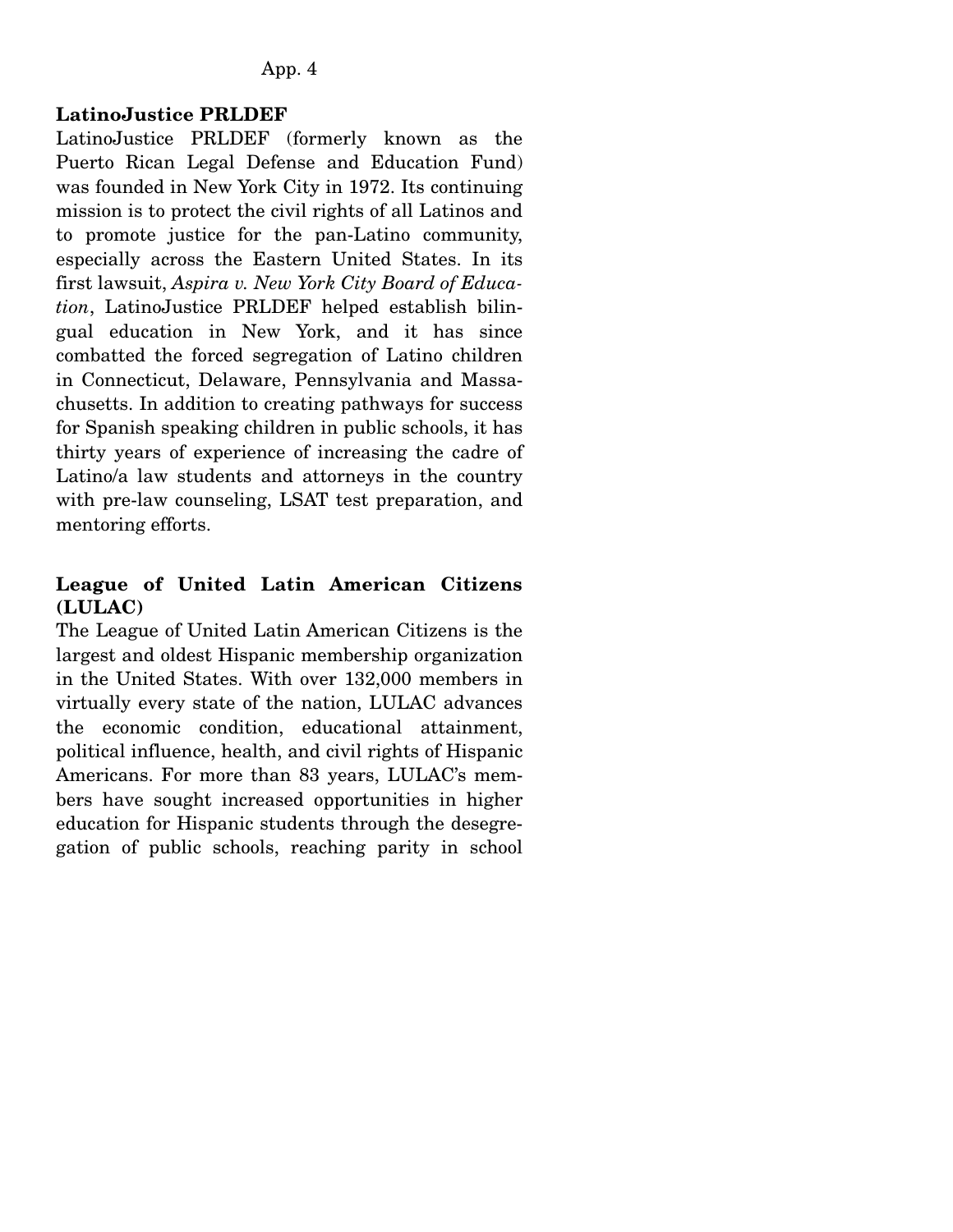**LatinoJustice PRLDEF**

LatinoJustice PRLDEF (formerly known as the Puerto Rican Legal Defense and Education Fund) was founded in New York City in 1972. Its continuing mission is to protect the civil rights of all Latinos and to promote justice for the pan-Latino community, especially across the Eastern United States. In its first lawsuit, *Aspira v. New York City Board of Education*, LatinoJustice PRLDEF helped establish bilingual education in New York, and it has since combatted the forced segregation of Latino children in Connecticut, Delaware, Pennsylvania and Massachusetts. In addition to creating pathways for success for Spanish speaking children in public schools, it has thirty years of experience of increasing the cadre of Latino/a law students and attorneys in the country with pre-law counseling, LSAT test preparation, and mentoring efforts.

**League of United Latin American Citizens (LULAC)**

The League of United Latin American Citizens is the largest and oldest Hispanic membership organization in the United States. With over 132,000 members in virtually every state of the nation, LULAC advances the economic condition, educational attainment, political influence, health, and civil rights of Hispanic Americans. For more than 83 years, LULAC's members have sought increased opportunities in higher education for Hispanic students through the desegregation of public schools, reaching parity in school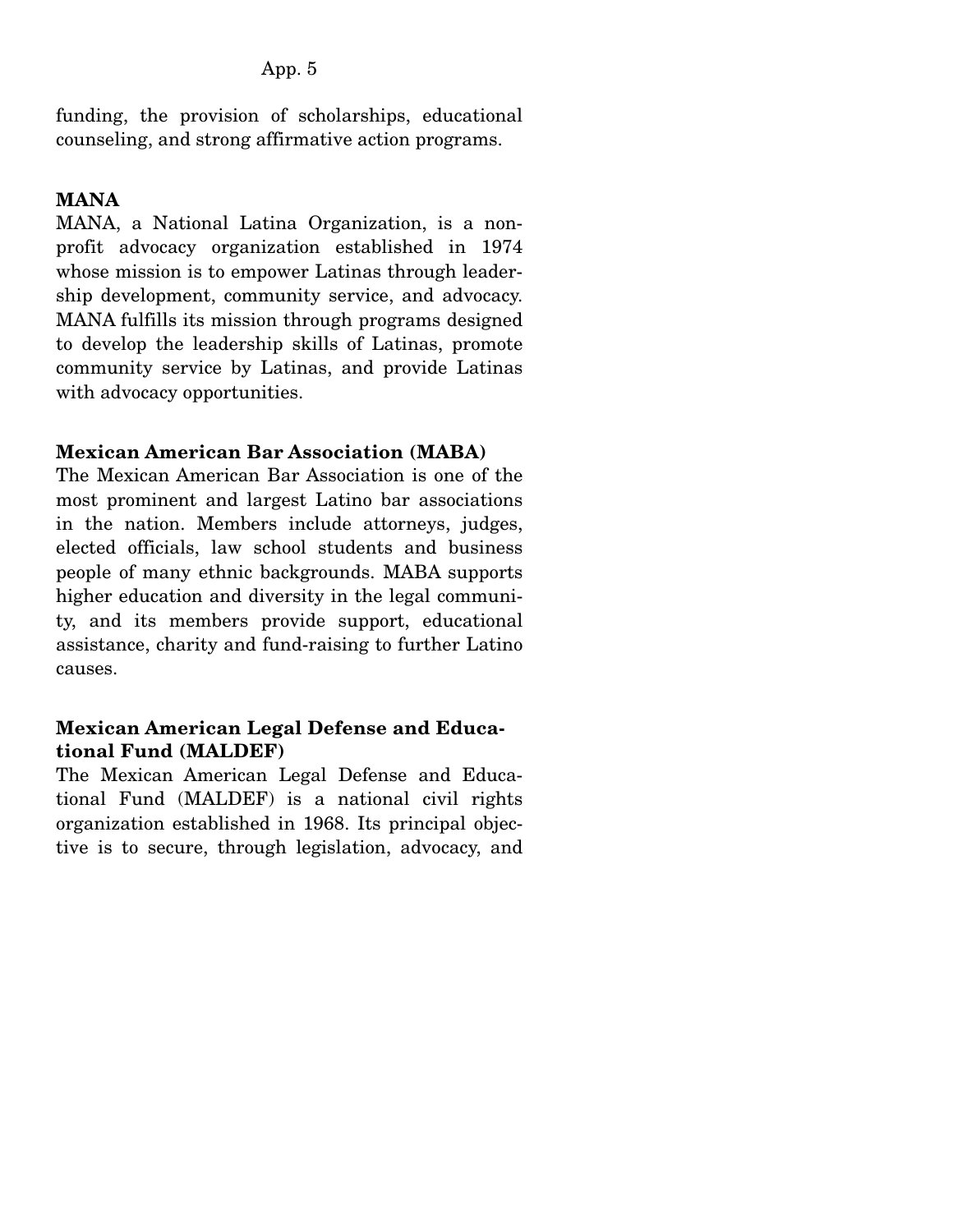funding, the provision of scholarships, educational counseling, and strong affirmative action programs.

**MANA**

MANA, a National Latina Organization, is a non-profit advocacy organization established in 1974 whose mission is to empower Latinas through leadership development, community service, and advocacy. MANA fulfills its mission through programs designed to develop the leadership skills of Latinas, promote community service by Latinas, and provide Latinas with advocacy opportunities.

**Mexican American Bar Association (MABA)**

The Mexican American Bar Association is one of the most prominent and largest Latino bar associations in the nation. Members include attorneys, judges, elected officials, law school students and business people of many ethnic backgrounds. MABA supports higher education and diversity in the legal community, and its members provide support, educational assistance, charity and fund-raising to further Latino causes.

**Mexican American Legal Defense and Educational Fund (MALDEF)**

The Mexican American Legal Defense and Educational Fund (MALDEF) is a national civil rights organization established in 1968. Its principal objective is to secure, through legislation, advocacy, and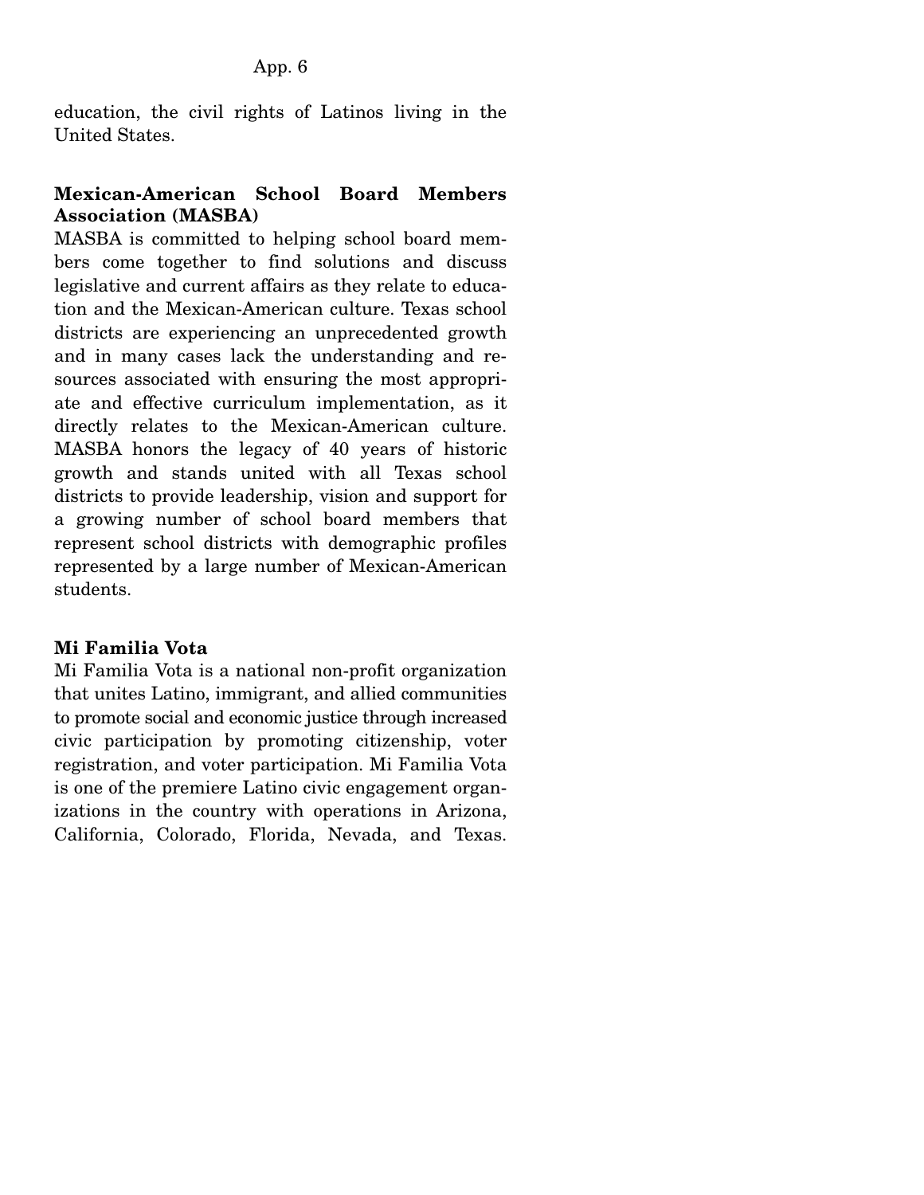education, the civil rights of Latinos living in the United States.

**Mexican-American School Board Members Association (MASBA)**

MASBA is committed to helping school board members come together to find solutions and discuss legislative and current affairs as they relate to education and the Mexican-American culture. Texas school districts are experiencing an unprecedented growth and in many cases lack the understanding and resources associated with ensuring the most appropriate and effective curriculum implementation, as it directly relates to the Mexican-American culture. MASBA honors the legacy of 40 years of historic growth and stands united with all Texas school districts to provide leadership, vision and support for a growing number of school board members that represent school districts with demographic profiles represented by a large number of Mexican-American students.

**Mi Familia Vota**

Mi Familia Vota is a national non-profit organization that unites Latino, immigrant, and allied communities to promote social and economic justice through increased civic participation by promoting citizenship, voter registration, and voter participation. Mi Familia Vota is one of the premiere Latino civic engagement organizations in the country with operations in Arizona, California, Colorado, Florida, Nevada, and Texas.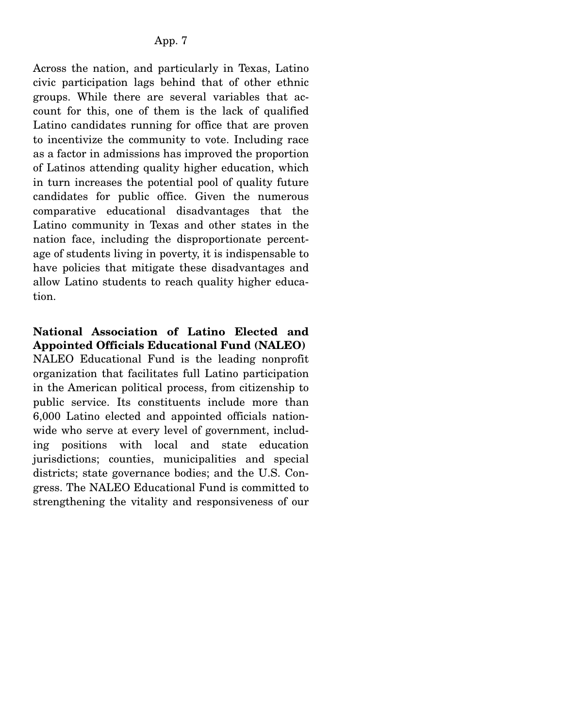Across the nation, and particularly in Texas, Latino civic participation lags behind that of other ethnic groups. While there are several variables that account for this, one of them is the lack of qualified Latino candidates running for office that are proven to incentivize the community to vote. Including race as a factor in admissions has improved the proportion of Latinos attending quality higher education, which in turn increases the potential pool of quality future candidates for public office. Given the numerous comparative educational disadvantages that the Latino community in Texas and other states in the nation face, including the disproportionate percentage of students living in poverty, it is indispensable to have policies that mitigate these disadvantages and allow Latino students to reach quality higher education.

**National Association of Latino Elected and Appointed Officials Educational Fund (NALEO)**
NALEO Educational Fund is the leading nonprofit organization that facilitates full Latino participation in the American political process, from citizenship to public service. Its constituents include more than 6,000 Latino elected and appointed officials nationwide who serve at every level of government, including positions with local and state education jurisdictions; counties, municipalities and special districts; state governance bodies; and the U.S. Congress. The NALEO Educational Fund is committed to strengthening the vitality and responsiveness of our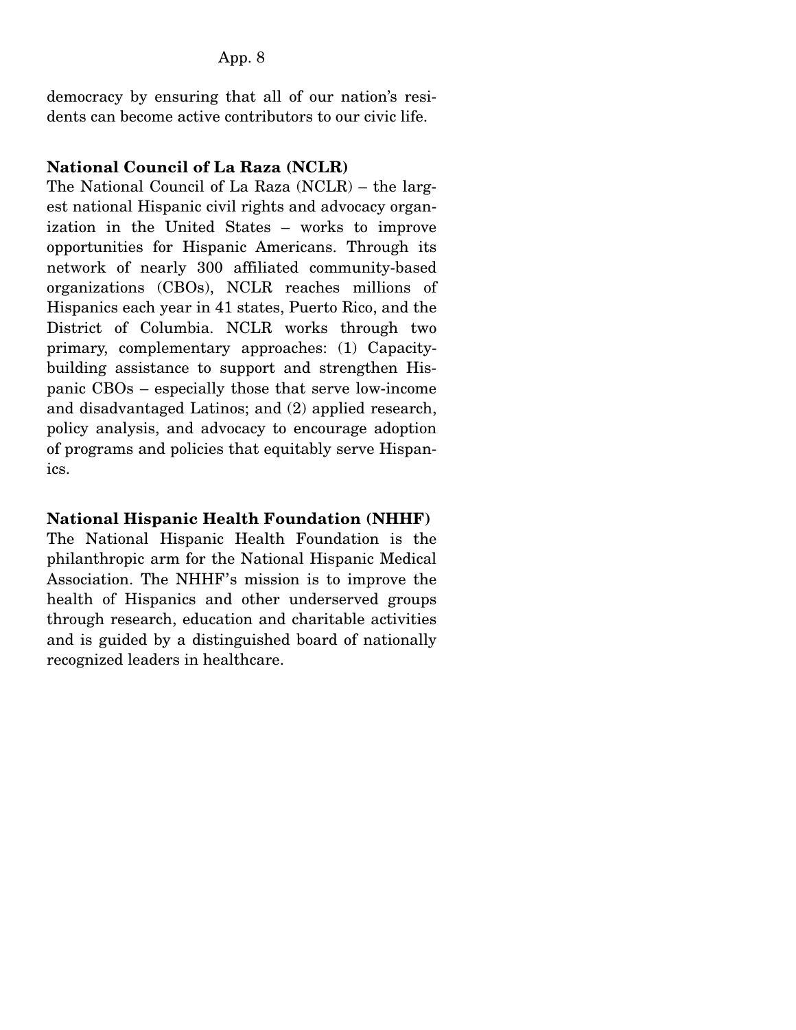democracy by ensuring that all of our nation's residents can become active contributors to our civic life.

**National Council of La Raza (NCLR)**
The National Council of La Raza (NCLR) – the largest national Hispanic civil rights and advocacy organization in the United States – works to improve opportunities for Hispanic Americans. Through its network of nearly 300 affiliated community-based organizations (CBOs), NCLR reaches millions of Hispanics each year in 41 states, Puerto Rico, and the District of Columbia. NCLR works through two primary, complementary approaches: (1) Capacity-building assistance to support and strengthen Hispanic CBOs – especially those that serve low-income and disadvantaged Latinos; and (2) applied research, policy analysis, and advocacy to encourage adoption of programs and policies that equitably serve Hispanics.

**National Hispanic Health Foundation (NHHF)**
The National Hispanic Health Foundation is the philanthropic arm for the National Hispanic Medical Association. The NHHF's mission is to improve the health of Hispanics and other underserved groups through research, education and charitable activities and is guided by a distinguished board of nationally recognized leaders in healthcare.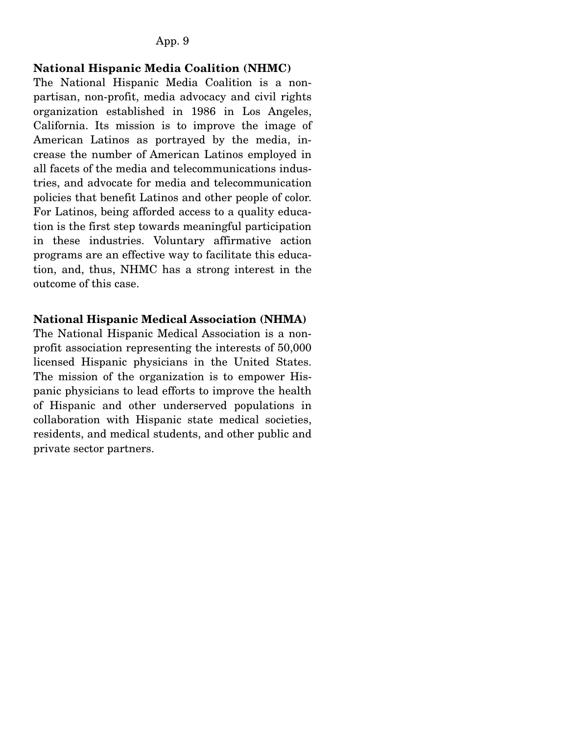**National Hispanic Media Coalition (NHMC)**

The National Hispanic Media Coalition is a non-partisan, non-profit, media advocacy and civil rights organization established in 1986 in Los Angeles, California. Its mission is to improve the image of American Latinos as portrayed by the media, increase the number of American Latinos employed in all facets of the media and telecommunications industries, and advocate for media and telecommunication policies that benefit Latinos and other people of color. For Latinos, being afforded access to a quality education is the first step towards meaningful participation in these industries. Voluntary affirmative action programs are an effective way to facilitate this education, and, thus, NHMC has a strong interest in the outcome of this case.

**National Hispanic Medical Association (NHMA)**

The National Hispanic Medical Association is a non-profit association representing the interests of 50,000 licensed Hispanic physicians in the United States. The mission of the organization is to empower Hispanic physicians to lead efforts to improve the health of Hispanic and other underserved populations in collaboration with Hispanic state medical societies, residents, and medical students, and other public and private sector partners.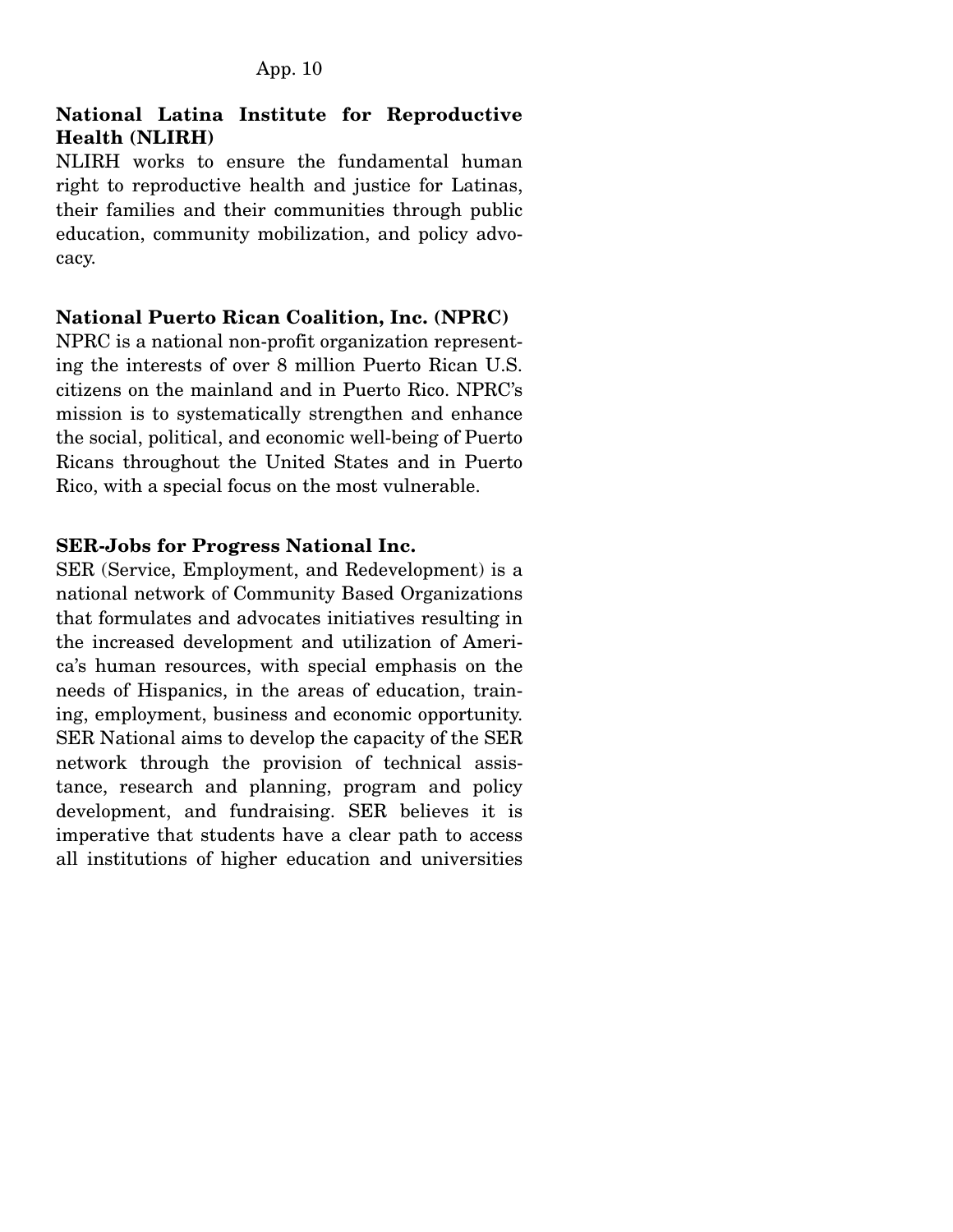**National Latina Institute for Reproductive Health (NLIRH)**

NLIRH works to ensure the fundamental human right to reproductive health and justice for Latinas, their families and their communities through public education, community mobilization, and policy advocacy.

**National Puerto Rican Coalition, Inc. (NPRC)**

NPRC is a national non-profit organization representing the interests of over 8 million Puerto Rican U.S. citizens on the mainland and in Puerto Rico. NPRC's mission is to systematically strengthen and enhance the social, political, and economic well-being of Puerto Ricans throughout the United States and in Puerto Rico, with a special focus on the most vulnerable.

**SER-Jobs for Progress National Inc.**

SER (Service, Employment, and Redevelopment) is a national network of Community Based Organizations that formulates and advocates initiatives resulting in the increased development and utilization of America's human resources, with special emphasis on the needs of Hispanics, in the areas of education, training, employment, business and economic opportunity. SER National aims to develop the capacity of the SER network through the provision of technical assistance, research and planning, program and policy development, and fundraising. SER believes it is imperative that students have a clear path to access all institutions of higher education and universities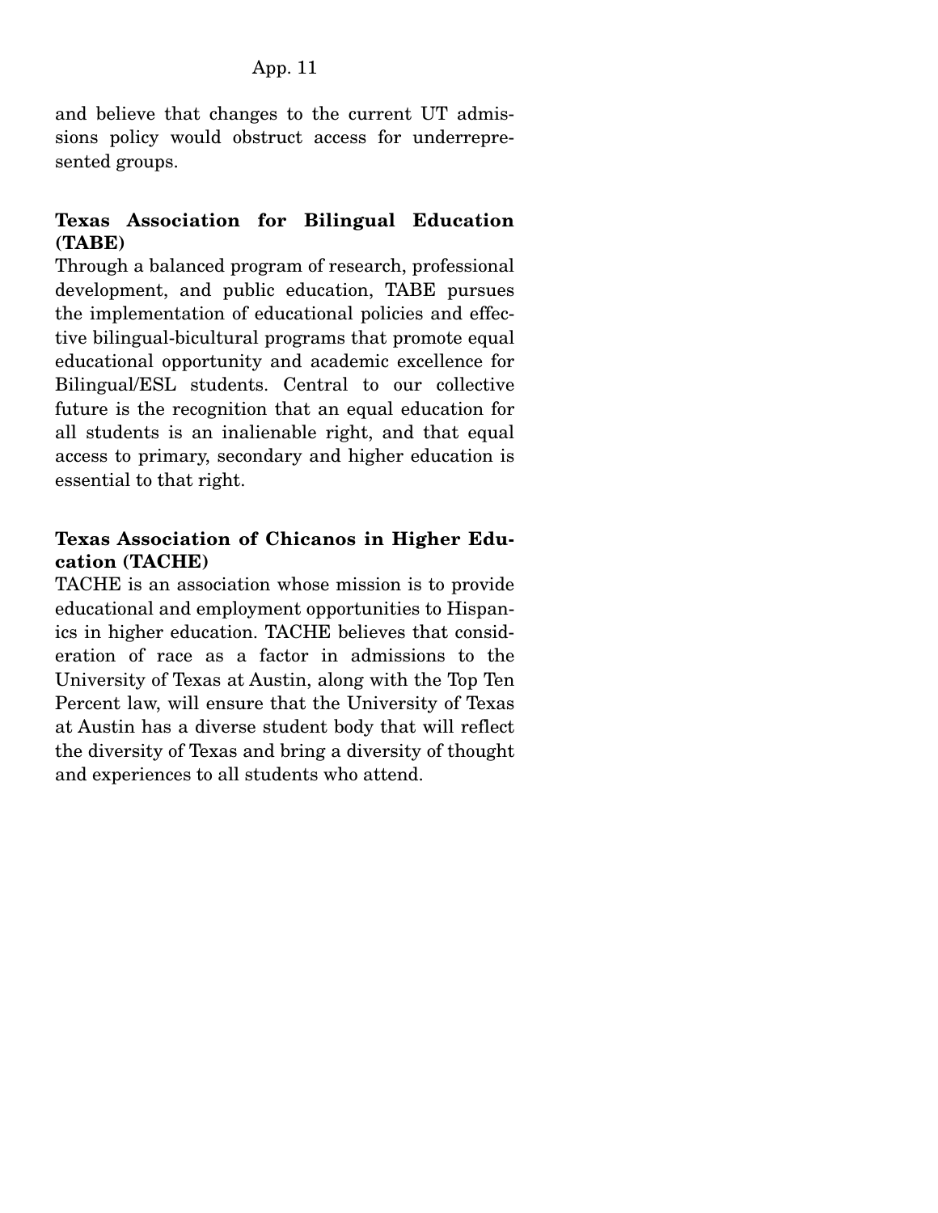and believe that changes to the current UT admissions policy would obstruct access for underrepresented groups.

**Texas Association for Bilingual Education (TABE)**

Through a balanced program of research, professional development, and public education, TABE pursues the implementation of educational policies and effective bilingual-bicultural programs that promote equal educational opportunity and academic excellence for Bilingual/ESL students. Central to our collective future is the recognition that an equal education for all students is an inalienable right, and that equal access to primary, secondary and higher education is essential to that right.

**Texas Association of Chicanos in Higher Education (TACHE)**

TACHE is an association whose mission is to provide educational and employment opportunities to Hispanics in higher education. TACHE believes that consideration of race as a factor in admissions to the University of Texas at Austin, along with the Top Ten Percent law, will ensure that the University of Texas at Austin has a diverse student body that will reflect the diversity of Texas and bring a diversity of thought and experiences to all students who attend.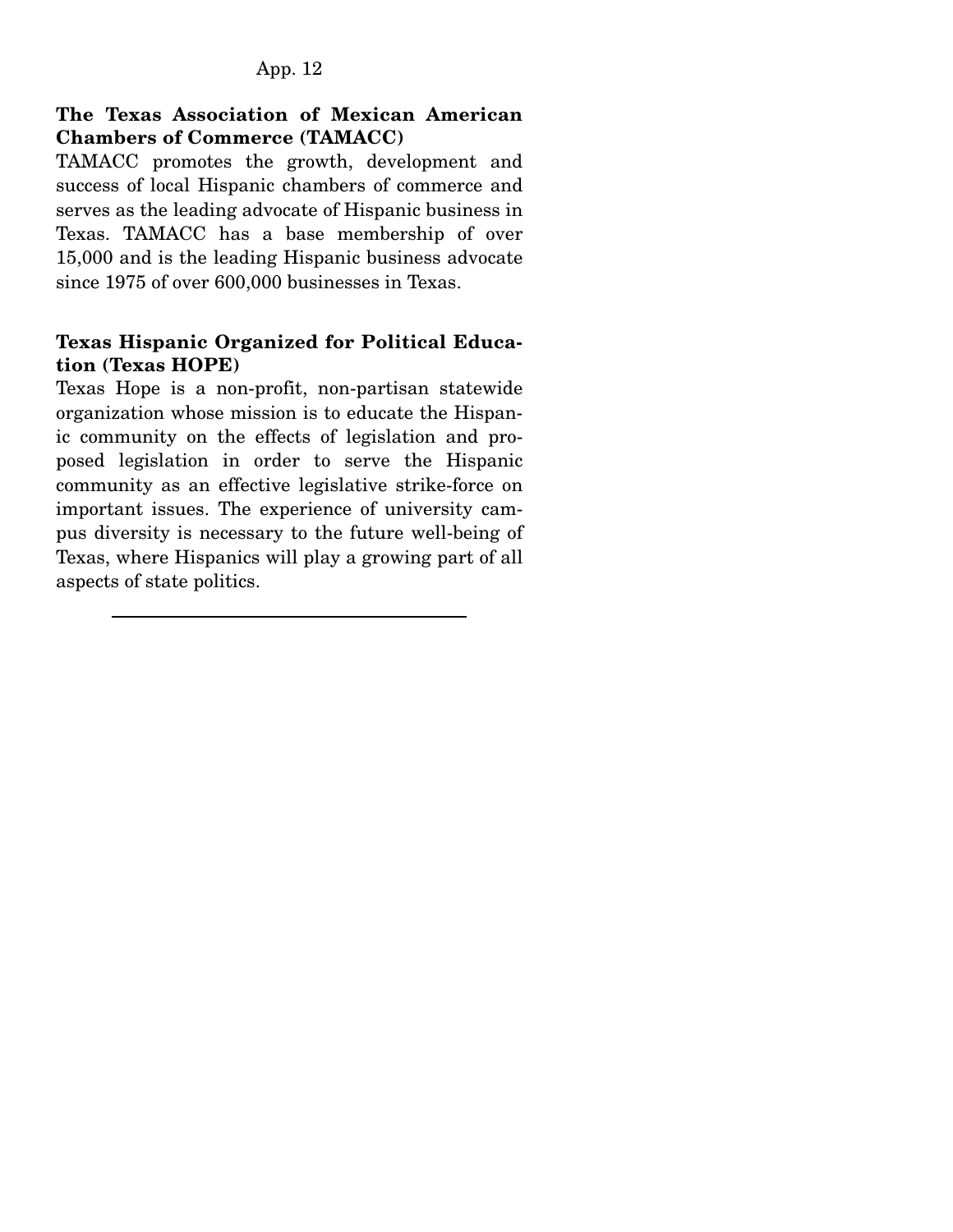**The Texas Association of Mexican American Chambers of Commerce (TAMACC)**

TAMACC promotes the growth, development and success of local Hispanic chambers of commerce and serves as the leading advocate of Hispanic business in Texas. TAMACC has a base membership of over 15,000 and is the leading Hispanic business advocate since 1975 of over 600,000 businesses in Texas.

**Texas Hispanic Organized for Political Education (Texas HOPE)**

Texas Hope is a non-profit, non-partisan statewide organization whose mission is to educate the Hispanic community on the effects of legislation and proposed legislation in order to serve the Hispanic community as an effective legislative strike-force on important issues. The experience of university campus diversity is necessary to the future well-being of Texas, where Hispanics will play a growing part of all aspects of state politics.